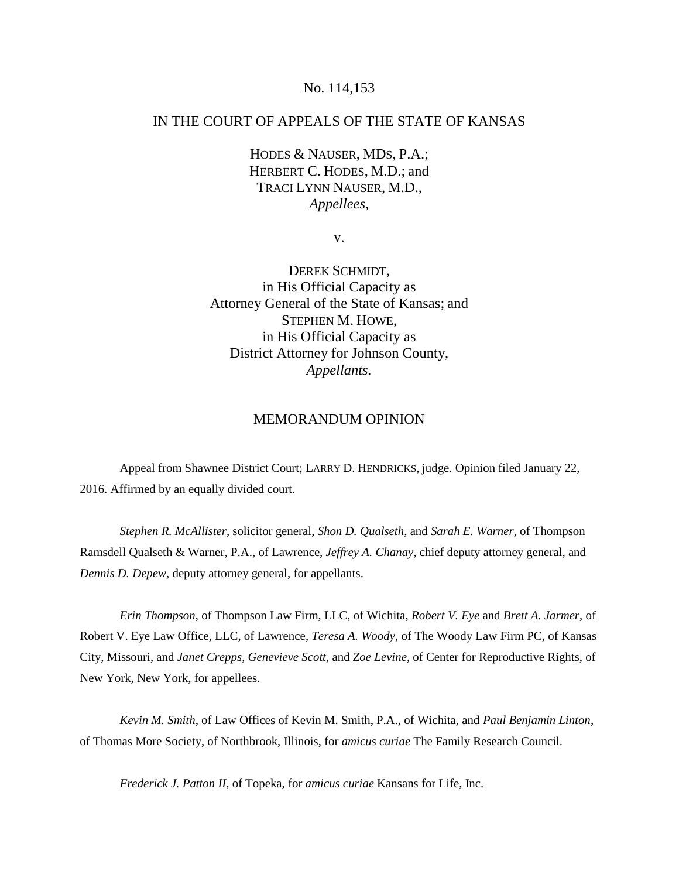No. 114,153

IN THE COURT OF APPEALS OF THE STATE OF KANSAS

HODES & NAUSER, MDS, P.A.;
HERBERT C. HODES, M.D.; and
TRACI LYNN NAUSER, M.D.,
*Appellees*,

v.

DEREK SCHMIDT,
in His Official Capacity as
Attorney General of the State of Kansas; and
STEPHEN M. HOWE,
in His Official Capacity as
District Attorney for Johnson County,
*Appellants.*

MEMORANDUM OPINION

Appeal from Shawnee District Court; LARRY D. HENDRICKS, judge. Opinion filed January 22, 2016. Affirmed by an equally divided court.

*Stephen R. McAllister*, solicitor general, *Shon D. Qualseth*, and *Sarah E. Warner*, of Thompson Ramsdell Qualseth & Warner, P.A., of Lawrence, *Jeffrey A. Chanay*, chief deputy attorney general, and *Dennis D. Depew*, deputy attorney general, for appellants.

*Erin Thompson*, of Thompson Law Firm, LLC, of Wichita, *Robert V. Eye* and *Brett A. Jarmer*, of Robert V. Eye Law Office, LLC, of Lawrence, *Teresa A. Woody*, of The Woody Law Firm PC, of Kansas City, Missouri, and *Janet Crepps*, *Genevieve Scott*, and *Zoe Levine*, of Center for Reproductive Rights, of New York, New York, for appellees.

*Kevin M. Smith*, of Law Offices of Kevin M. Smith, P.A., of Wichita, and *Paul Benjamin Linton*, of Thomas More Society, of Northbrook, Illinois, for *amicus curiae* The Family Research Council.

*Frederick J. Patton II*, of Topeka, for *amicus curiae* Kansans for Life, Inc.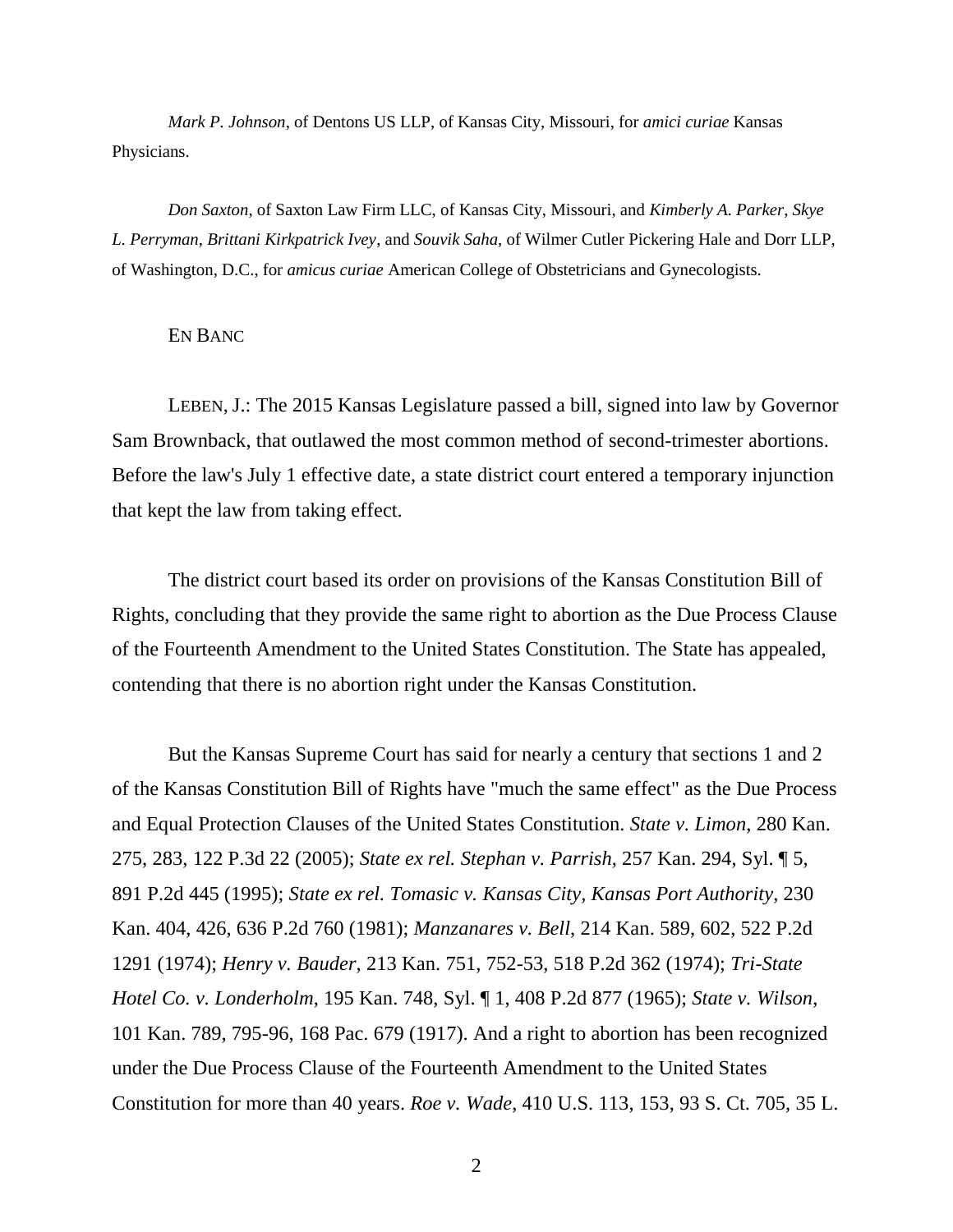*Mark P. Johnson*, of Dentons US LLP, of Kansas City, Missouri, for *amici curiae* Kansas Physicians.

*Don Saxton*, of Saxton Law Firm LLC, of Kansas City, Missouri, and *Kimberly A. Parker*, *Skye L. Perryman*, *Brittani Kirkpatrick Ivey*, and *Souvik Saha*, of Wilmer Cutler Pickering Hale and Dorr LLP, of Washington, D.C., for *amicus curiae* American College of Obstetricians and Gynecologists.

EN BANC

LEBEN, J.: The 2015 Kansas Legislature passed a bill, signed into law by Governor Sam Brownback, that outlawed the most common method of second-trimester abortions. Before the law's July 1 effective date, a state district court entered a temporary injunction that kept the law from taking effect.

The district court based its order on provisions of the Kansas Constitution Bill of Rights, concluding that they provide the same right to abortion as the Due Process Clause of the Fourteenth Amendment to the United States Constitution. The State has appealed, contending that there is no abortion right under the Kansas Constitution.

But the Kansas Supreme Court has said for nearly a century that sections 1 and 2 of the Kansas Constitution Bill of Rights have "much the same effect" as the Due Process and Equal Protection Clauses of the United States Constitution. *State v. Limon*, 280 Kan. 275, 283, 122 P.3d 22 (2005); *State ex rel. Stephan v. Parrish*, 257 Kan. 294, Syl. ¶ 5, 891 P.2d 445 (1995); *State ex rel. Tomasic v. Kansas City, Kansas Port Authority*, 230 Kan. 404, 426, 636 P.2d 760 (1981); *Manzanares v. Bell*, 214 Kan. 589, 602, 522 P.2d 1291 (1974); *Henry v. Bauder*, 213 Kan. 751, 752-53, 518 P.2d 362 (1974); *Tri-State Hotel Co. v. Londerholm*, 195 Kan. 748, Syl. ¶ 1, 408 P.2d 877 (1965); *State v. Wilson*, 101 Kan. 789, 795-96, 168 Pac. 679 (1917). And a right to abortion has been recognized under the Due Process Clause of the Fourteenth Amendment to the United States Constitution for more than 40 years. *Roe v. Wade*, 410 U.S. 113, 153, 93 S. Ct. 705, 35 L.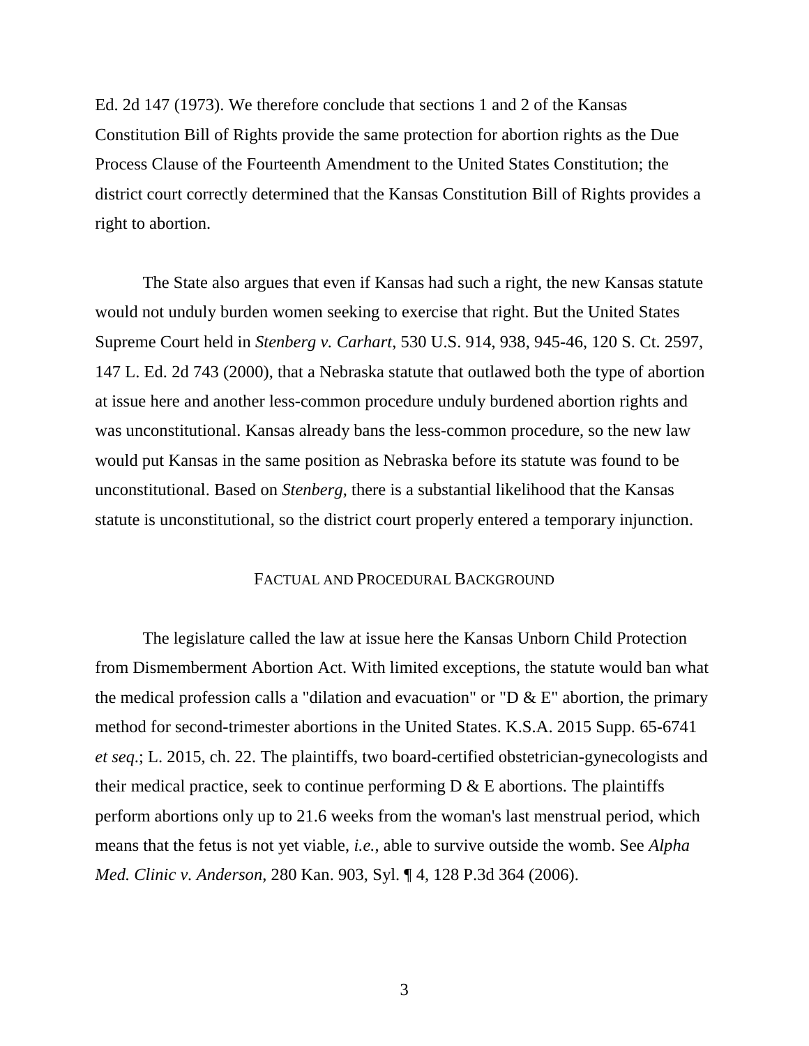Ed. 2d 147 (1973). We therefore conclude that sections 1 and 2 of the Kansas Constitution Bill of Rights provide the same protection for abortion rights as the Due Process Clause of the Fourteenth Amendment to the United States Constitution; the district court correctly determined that the Kansas Constitution Bill of Rights provides a right to abortion.

The State also argues that even if Kansas had such a right, the new Kansas statute would not unduly burden women seeking to exercise that right. But the United States Supreme Court held in *Stenberg v. Carhart*, 530 U.S. 914, 938, 945-46, 120 S. Ct. 2597, 147 L. Ed. 2d 743 (2000), that a Nebraska statute that outlawed both the type of abortion at issue here and another less-common procedure unduly burdened abortion rights and was unconstitutional. Kansas already bans the less-common procedure, so the new law would put Kansas in the same position as Nebraska before its statute was found to be unconstitutional. Based on *Stenberg*, there is a substantial likelihood that the Kansas statute is unconstitutional, so the district court properly entered a temporary injunction.

## FACTUAL AND PROCEDURAL BACKGROUND

The legislature called the law at issue here the Kansas Unborn Child Protection from Dismemberment Abortion Act. With limited exceptions, the statute would ban what the medical profession calls a "dilation and evacuation" or "D & E" abortion, the primary method for second-trimester abortions in the United States. K.S.A. 2015 Supp. 65-6741 *et seq.*; L. 2015, ch. 22. The plaintiffs, two board-certified obstetrician-gynecologists and their medical practice, seek to continue performing D & E abortions. The plaintiffs perform abortions only up to 21.6 weeks from the woman's last menstrual period, which means that the fetus is not yet viable, *i.e.*, able to survive outside the womb. See *Alpha Med. Clinic v. Anderson*, 280 Kan. 903, Syl. ¶ 4, 128 P.3d 364 (2006).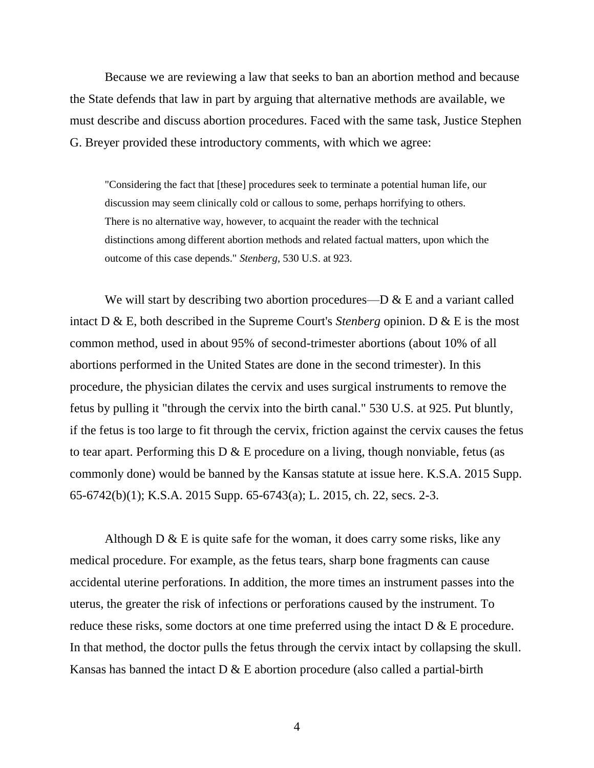Because we are reviewing a law that seeks to ban an abortion method and because the State defends that law in part by arguing that alternative methods are available, we must describe and discuss abortion procedures. Faced with the same task, Justice Stephen G. Breyer provided these introductory comments, with which we agree:

> "Considering the fact that [these] procedures seek to terminate a potential human life, our discussion may seem clinically cold or callous to some, perhaps horrifying to others. There is no alternative way, however, to acquaint the reader with the technical distinctions among different abortion methods and related factual matters, upon which the outcome of this case depends." *Stenberg*, 530 U.S. at 923.

We will start by describing two abortion procedures—D & E and a variant called intact D & E, both described in the Supreme Court's *Stenberg* opinion. D & E is the most common method, used in about 95% of second-trimester abortions (about 10% of all abortions performed in the United States are done in the second trimester). In this procedure, the physician dilates the cervix and uses surgical instruments to remove the fetus by pulling it "through the cervix into the birth canal." 530 U.S. at 925. Put bluntly, if the fetus is too large to fit through the cervix, friction against the cervix causes the fetus to tear apart. Performing this D & E procedure on a living, though nonviable, fetus (as commonly done) would be banned by the Kansas statute at issue here. K.S.A. 2015 Supp. 65-6742(b)(1); K.S.A. 2015 Supp. 65-6743(a); L. 2015, ch. 22, secs. 2-3.

Although D & E is quite safe for the woman, it does carry some risks, like any medical procedure. For example, as the fetus tears, sharp bone fragments can cause accidental uterine perforations. In addition, the more times an instrument passes into the uterus, the greater the risk of infections or perforations caused by the instrument. To reduce these risks, some doctors at one time preferred using the intact D & E procedure. In that method, the doctor pulls the fetus through the cervix intact by collapsing the skull. Kansas has banned the intact D & E abortion procedure (also called a partial-birth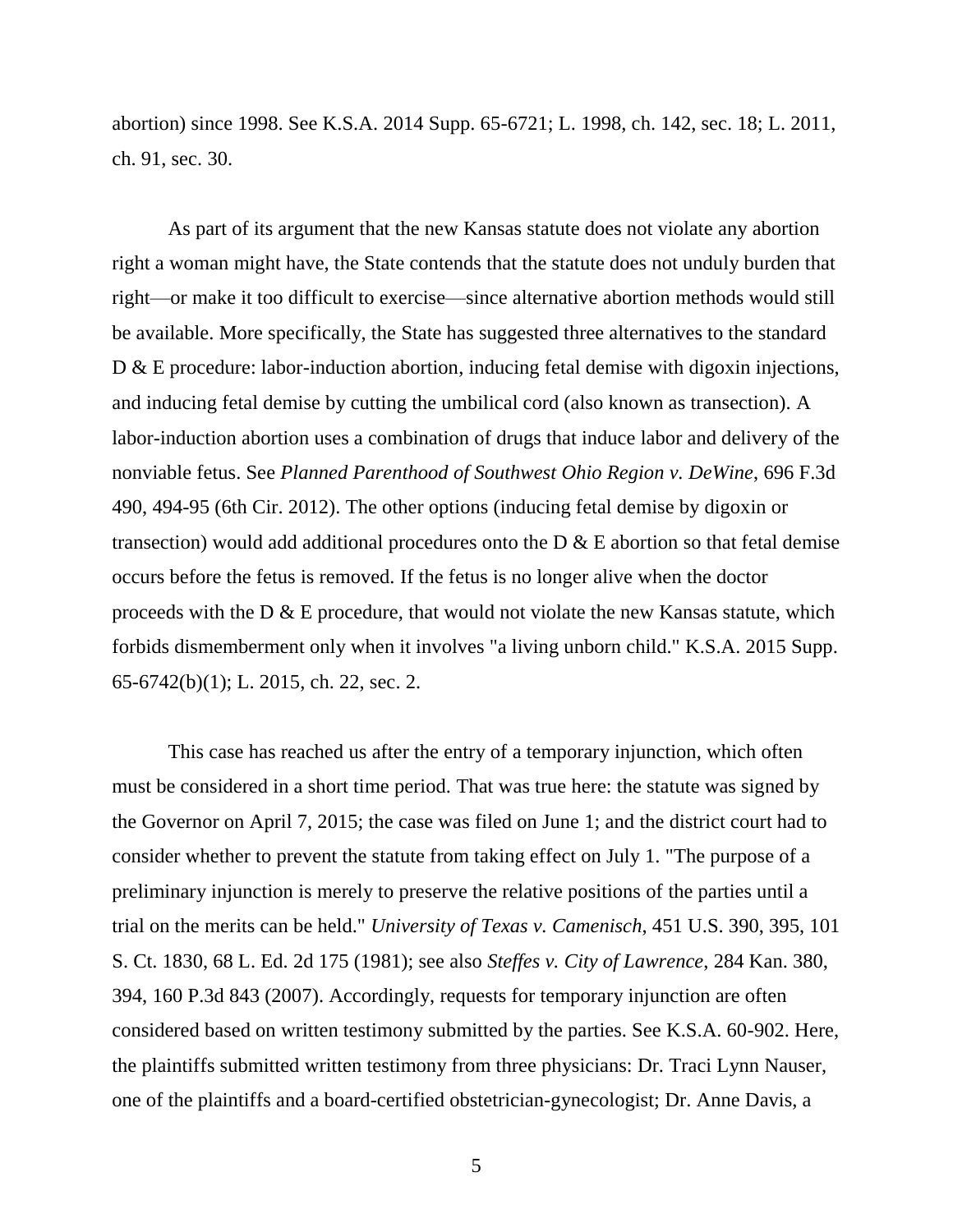abortion) since 1998. See K.S.A. 2014 Supp. 65-6721; L. 1998, ch. 142, sec. 18; L. 2011, ch. 91, sec. 30.

As part of its argument that the new Kansas statute does not violate any abortion right a woman might have, the State contends that the statute does not unduly burden that right—or make it too difficult to exercise—since alternative abortion methods would still be available. More specifically, the State has suggested three alternatives to the standard D & E procedure: labor-induction abortion, inducing fetal demise with digoxin injections, and inducing fetal demise by cutting the umbilical cord (also known as transection). A labor-induction abortion uses a combination of drugs that induce labor and delivery of the nonviable fetus. See *Planned Parenthood of Southwest Ohio Region v. DeWine*, 696 F.3d 490, 494-95 (6th Cir. 2012). The other options (inducing fetal demise by digoxin or transection) would add additional procedures onto the D & E abortion so that fetal demise occurs before the fetus is removed. If the fetus is no longer alive when the doctor proceeds with the D & E procedure, that would not violate the new Kansas statute, which forbids dismemberment only when it involves "a living unborn child." K.S.A. 2015 Supp. 65-6742(b)(1); L. 2015, ch. 22, sec. 2.

This case has reached us after the entry of a temporary injunction, which often must be considered in a short time period. That was true here: the statute was signed by the Governor on April 7, 2015; the case was filed on June 1; and the district court had to consider whether to prevent the statute from taking effect on July 1. "The purpose of a preliminary injunction is merely to preserve the relative positions of the parties until a trial on the merits can be held." *University of Texas v. Camenisch*, 451 U.S. 390, 395, 101 S. Ct. 1830, 68 L. Ed. 2d 175 (1981); see also *Steffes v. City of Lawrence*, 284 Kan. 380, 394, 160 P.3d 843 (2007). Accordingly, requests for temporary injunction are often considered based on written testimony submitted by the parties. See K.S.A. 60-902. Here, the plaintiffs submitted written testimony from three physicians: Dr. Traci Lynn Nauser, one of the plaintiffs and a board-certified obstetrician-gynecologist; Dr. Anne Davis, a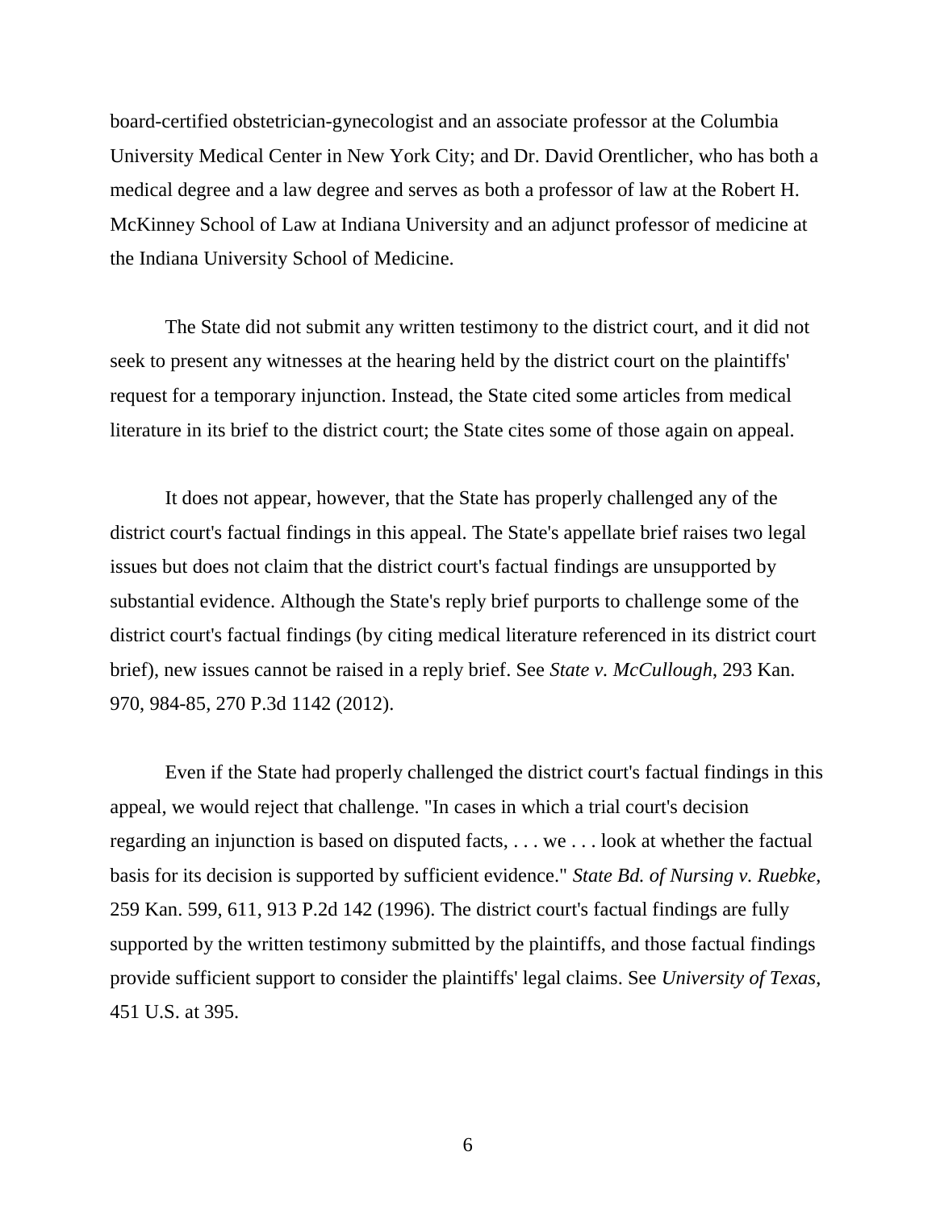board-certified obstetrician-gynecologist and an associate professor at the Columbia University Medical Center in New York City; and Dr. David Orentlicher, who has both a medical degree and a law degree and serves as both a professor of law at the Robert H. McKinney School of Law at Indiana University and an adjunct professor of medicine at the Indiana University School of Medicine.

The State did not submit any written testimony to the district court, and it did not seek to present any witnesses at the hearing held by the district court on the plaintiffs' request for a temporary injunction. Instead, the State cited some articles from medical literature in its brief to the district court; the State cites some of those again on appeal.

It does not appear, however, that the State has properly challenged any of the district court's factual findings in this appeal. The State's appellate brief raises two legal issues but does not claim that the district court's factual findings are unsupported by substantial evidence. Although the State's reply brief purports to challenge some of the district court's factual findings (by citing medical literature referenced in its district court brief), new issues cannot be raised in a reply brief. See *State v. McCullough*, 293 Kan. 970, 984-85, 270 P.3d 1142 (2012).

Even if the State had properly challenged the district court's factual findings in this appeal, we would reject that challenge. "In cases in which a trial court's decision regarding an injunction is based on disputed facts, . . . we . . . look at whether the factual basis for its decision is supported by sufficient evidence." *State Bd. of Nursing v. Ruebke*, 259 Kan. 599, 611, 913 P.2d 142 (1996). The district court's factual findings are fully supported by the written testimony submitted by the plaintiffs, and those factual findings provide sufficient support to consider the plaintiffs' legal claims. See *University of Texas*, 451 U.S. at 395.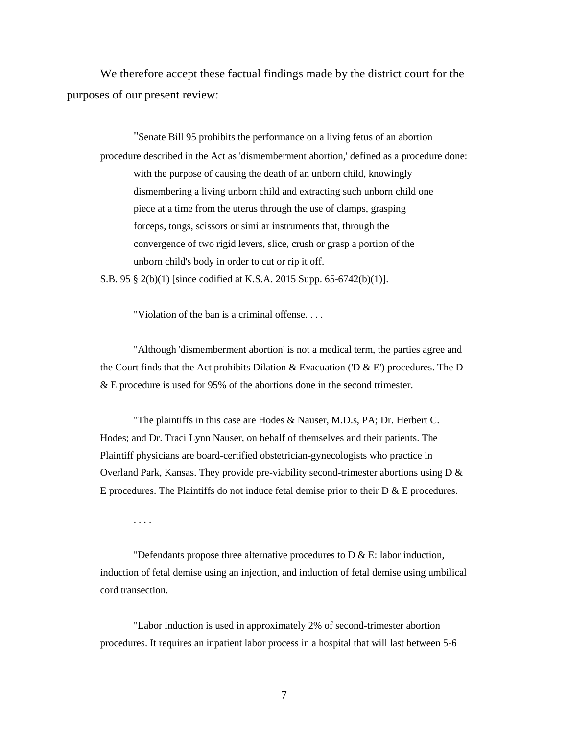We therefore accept these factual findings made by the district court for the purposes of our present review:

> "Senate Bill 95 prohibits the performance on a living fetus of an abortion procedure described in the Act as 'dismemberment abortion,' defined as a procedure done:
>
> > with the purpose of causing the death of an unborn child, knowingly dismembering a living unborn child and extracting such unborn child one piece at a time from the uterus through the use of clamps, grasping forceps, tongs, scissors or similar instruments that, through the convergence of two rigid levers, slice, crush or grasp a portion of the unborn child's body in order to cut or rip it off.
>
> S.B. 95 § 2(b)(1) [since codified at K.S.A. 2015 Supp. 65-6742(b)(1)].
>
> "Violation of the ban is a criminal offense. . . .
>
> "Although 'dismemberment abortion' is not a medical term, the parties agree and the Court finds that the Act prohibits Dilation & Evacuation ('D & E') procedures. The D & E procedure is used for 95% of the abortions done in the second trimester.
>
> "The plaintiffs in this case are Hodes & Nauser, M.D.s, PA; Dr. Herbert C. Hodes; and Dr. Traci Lynn Nauser, on behalf of themselves and their patients. The Plaintiff physicians are board-certified obstetrician-gynecologists who practice in Overland Park, Kansas. They provide pre-viability second-trimester abortions using D & E procedures. The Plaintiffs do not induce fetal demise prior to their D & E procedures.
>
> . . . .
>
> "Defendants propose three alternative procedures to D & E: labor induction, induction of fetal demise using an injection, and induction of fetal demise using umbilical cord transection.
>
> "Labor induction is used in approximately 2% of second-trimester abortion procedures. It requires an inpatient labor process in a hospital that will last between 5-6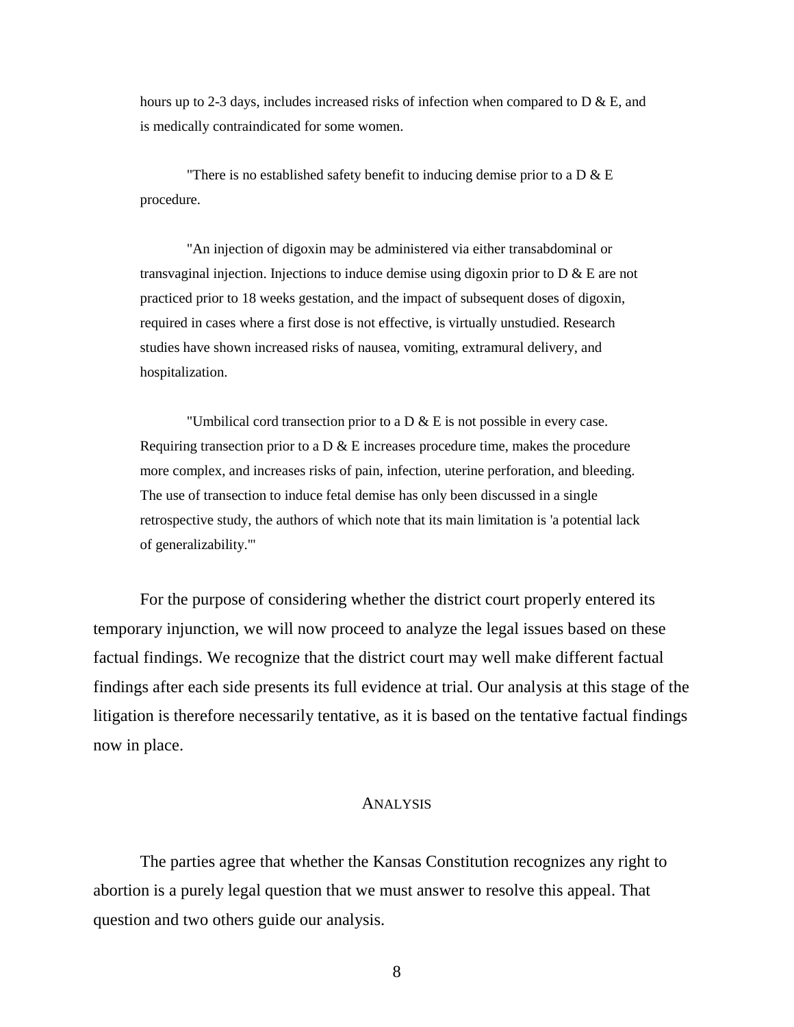> hours up to 2-3 days, includes increased risks of infection when compared to D & E, and is medically contraindicated for some women.
>
> "There is no established safety benefit to inducing demise prior to a D & E procedure.
>
> "An injection of digoxin may be administered via either transabdominal or transvaginal injection. Injections to induce demise using digoxin prior to D & E are not practiced prior to 18 weeks gestation, and the impact of subsequent doses of digoxin, required in cases where a first dose is not effective, is virtually unstudied. Research studies have shown increased risks of nausea, vomiting, extramural delivery, and hospitalization.
>
> "Umbilical cord transection prior to a D & E is not possible in every case. Requiring transection prior to a D & E increases procedure time, makes the procedure more complex, and increases risks of pain, infection, uterine perforation, and bleeding. The use of transection to induce fetal demise has only been discussed in a single retrospective study, the authors of which note that its main limitation is 'a potential lack of generalizability.'"

For the purpose of considering whether the district court properly entered its temporary injunction, we will now proceed to analyze the legal issues based on these factual findings. We recognize that the district court may well make different factual findings after each side presents its full evidence at trial. Our analysis at this stage of the litigation is therefore necessarily tentative, as it is based on the tentative factual findings now in place.

## ANALYSIS

The parties agree that whether the Kansas Constitution recognizes any right to abortion is a purely legal question that we must answer to resolve this appeal. That question and two others guide our analysis.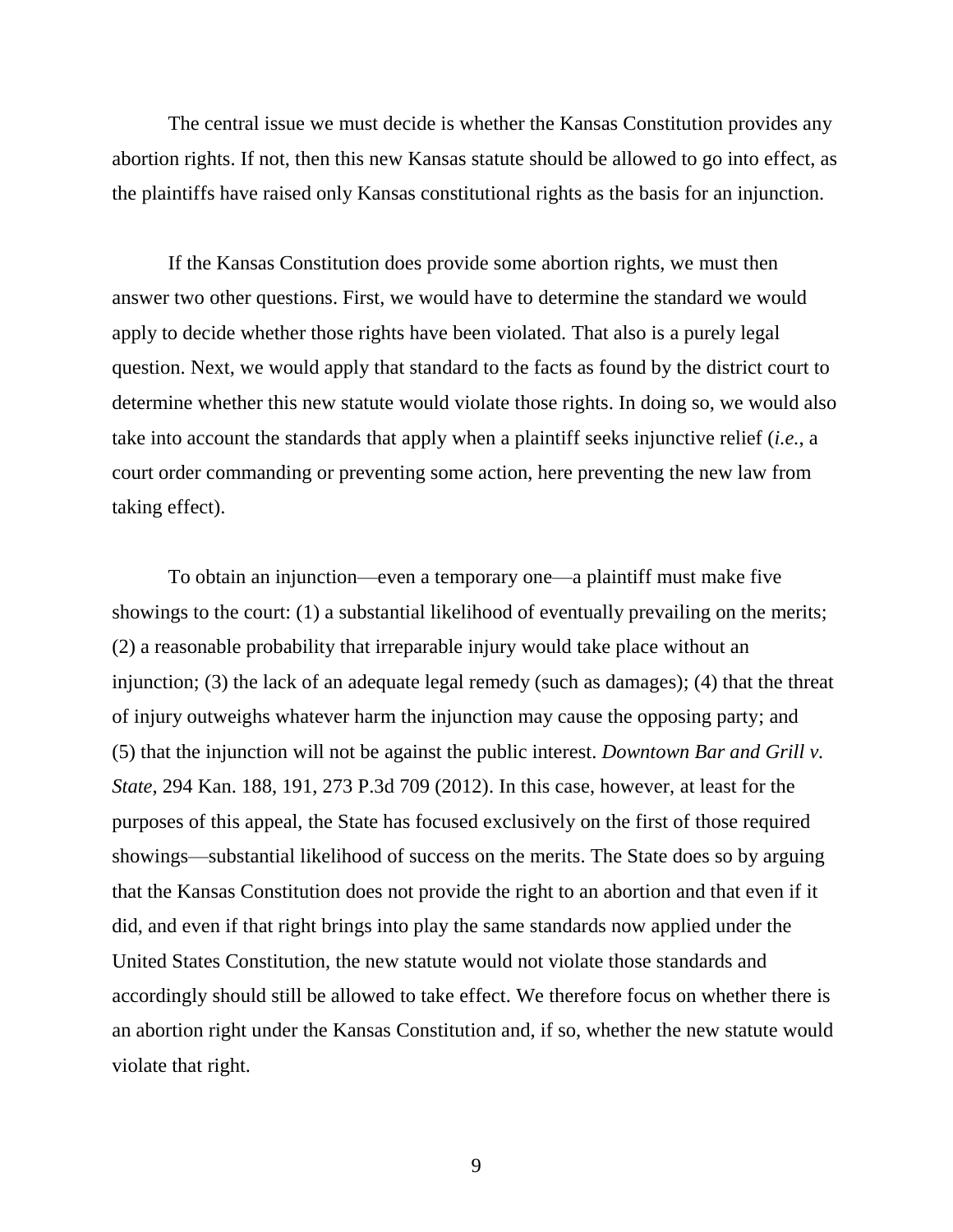The central issue we must decide is whether the Kansas Constitution provides any abortion rights. If not, then this new Kansas statute should be allowed to go into effect, as the plaintiffs have raised only Kansas constitutional rights as the basis for an injunction.

If the Kansas Constitution does provide some abortion rights, we must then answer two other questions. First, we would have to determine the standard we would apply to decide whether those rights have been violated. That also is a purely legal question. Next, we would apply that standard to the facts as found by the district court to determine whether this new statute would violate those rights. In doing so, we would also take into account the standards that apply when a plaintiff seeks injunctive relief (*i.e.*, a court order commanding or preventing some action, here preventing the new law from taking effect).

To obtain an injunction—even a temporary one—a plaintiff must make five showings to the court: (1) a substantial likelihood of eventually prevailing on the merits; (2) a reasonable probability that irreparable injury would take place without an injunction; (3) the lack of an adequate legal remedy (such as damages); (4) that the threat of injury outweighs whatever harm the injunction may cause the opposing party; and (5) that the injunction will not be against the public interest. *Downtown Bar and Grill v. State*, 294 Kan. 188, 191, 273 P.3d 709 (2012). In this case, however, at least for the purposes of this appeal, the State has focused exclusively on the first of those required showings—substantial likelihood of success on the merits. The State does so by arguing that the Kansas Constitution does not provide the right to an abortion and that even if it did, and even if that right brings into play the same standards now applied under the United States Constitution, the new statute would not violate those standards and accordingly should still be allowed to take effect. We therefore focus on whether there is an abortion right under the Kansas Constitution and, if so, whether the new statute would violate that right.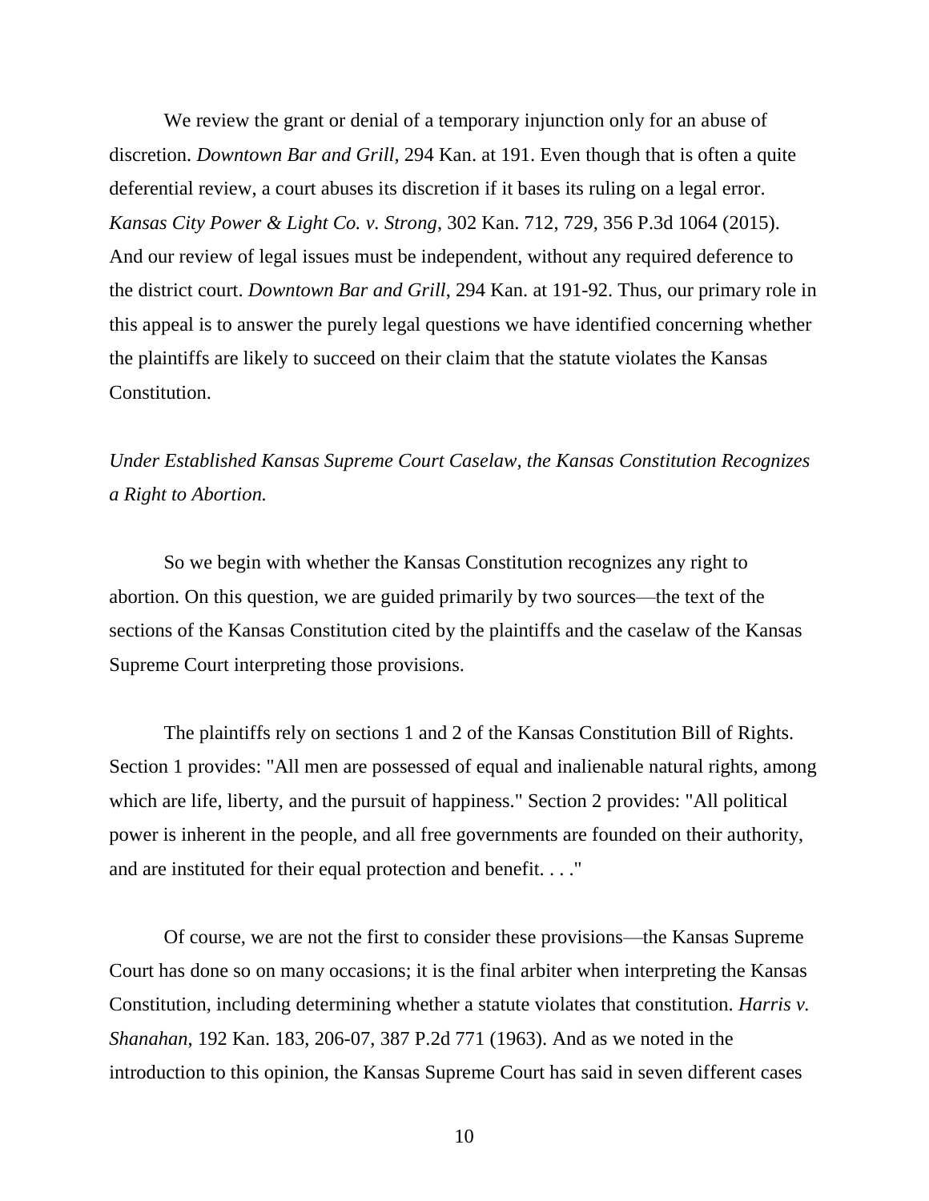We review the grant or denial of a temporary injunction only for an abuse of discretion. *Downtown Bar and Grill*, 294 Kan. at 191. Even though that is often a quite deferential review, a court abuses its discretion if it bases its ruling on a legal error. *Kansas City Power & Light Co. v. Strong*, 302 Kan. 712, 729, 356 P.3d 1064 (2015). And our review of legal issues must be independent, without any required deference to the district court. *Downtown Bar and Grill*, 294 Kan. at 191-92. Thus, our primary role in this appeal is to answer the purely legal questions we have identified concerning whether the plaintiffs are likely to succeed on their claim that the statute violates the Kansas Constitution.

*Under Established Kansas Supreme Court Caselaw, the Kansas Constitution Recognizes a Right to Abortion.*

So we begin with whether the Kansas Constitution recognizes any right to abortion. On this question, we are guided primarily by two sources—the text of the sections of the Kansas Constitution cited by the plaintiffs and the caselaw of the Kansas Supreme Court interpreting those provisions.

The plaintiffs rely on sections 1 and 2 of the Kansas Constitution Bill of Rights. Section 1 provides: "All men are possessed of equal and inalienable natural rights, among which are life, liberty, and the pursuit of happiness." Section 2 provides: "All political power is inherent in the people, and all free governments are founded on their authority, and are instituted for their equal protection and benefit. . . ."

Of course, we are not the first to consider these provisions—the Kansas Supreme Court has done so on many occasions; it is the final arbiter when interpreting the Kansas Constitution, including determining whether a statute violates that constitution. *Harris v. Shanahan*, 192 Kan. 183, 206-07, 387 P.2d 771 (1963). And as we noted in the introduction to this opinion, the Kansas Supreme Court has said in seven different cases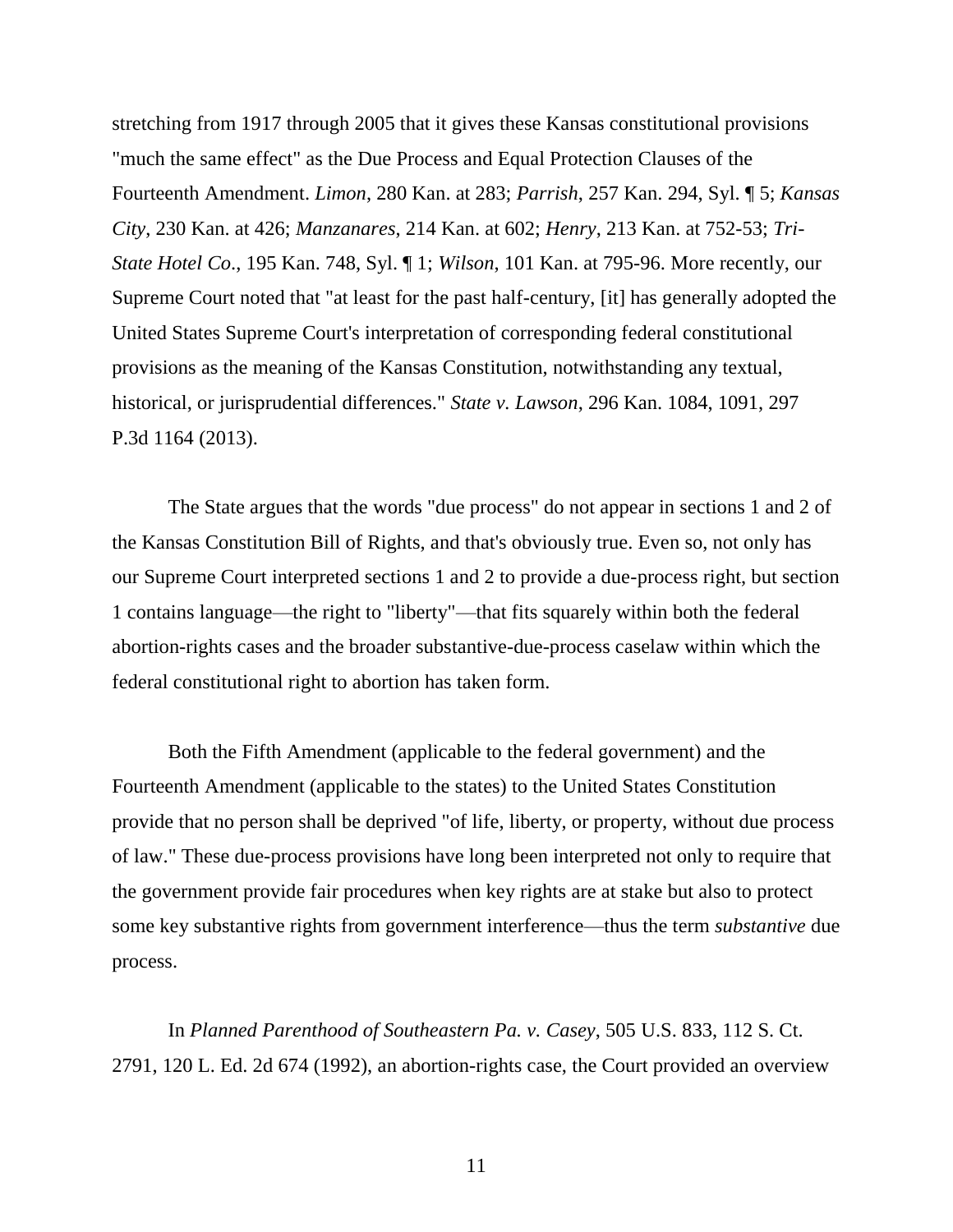stretching from 1917 through 2005 that it gives these Kansas constitutional provisions "much the same effect" as the Due Process and Equal Protection Clauses of the Fourteenth Amendment. *Limon*, 280 Kan. at 283; *Parrish*, 257 Kan. 294, Syl. ¶ 5; *Kansas City*, 230 Kan. at 426; *Manzanares*, 214 Kan. at 602; *Henry*, 213 Kan. at 752-53; *Tri-State Hotel Co*., 195 Kan. 748, Syl. ¶ 1; *Wilson*, 101 Kan. at 795-96. More recently, our Supreme Court noted that "at least for the past half-century, [it] has generally adopted the United States Supreme Court's interpretation of corresponding federal constitutional provisions as the meaning of the Kansas Constitution, notwithstanding any textual, historical, or jurisprudential differences." *State v. Lawson*, 296 Kan. 1084, 1091, 297 P.3d 1164 (2013).

The State argues that the words "due process" do not appear in sections 1 and 2 of the Kansas Constitution Bill of Rights, and that's obviously true. Even so, not only has our Supreme Court interpreted sections 1 and 2 to provide a due-process right, but section 1 contains language—the right to "liberty"—that fits squarely within both the federal abortion-rights cases and the broader substantive-due-process caselaw within which the federal constitutional right to abortion has taken form.

Both the Fifth Amendment (applicable to the federal government) and the Fourteenth Amendment (applicable to the states) to the United States Constitution provide that no person shall be deprived "of life, liberty, or property, without due process of law." These due-process provisions have long been interpreted not only to require that the government provide fair procedures when key rights are at stake but also to protect some key substantive rights from government interference—thus the term *substantive* due process.

In *Planned Parenthood of Southeastern Pa. v. Casey*, 505 U.S. 833, 112 S. Ct. 2791, 120 L. Ed. 2d 674 (1992), an abortion-rights case, the Court provided an overview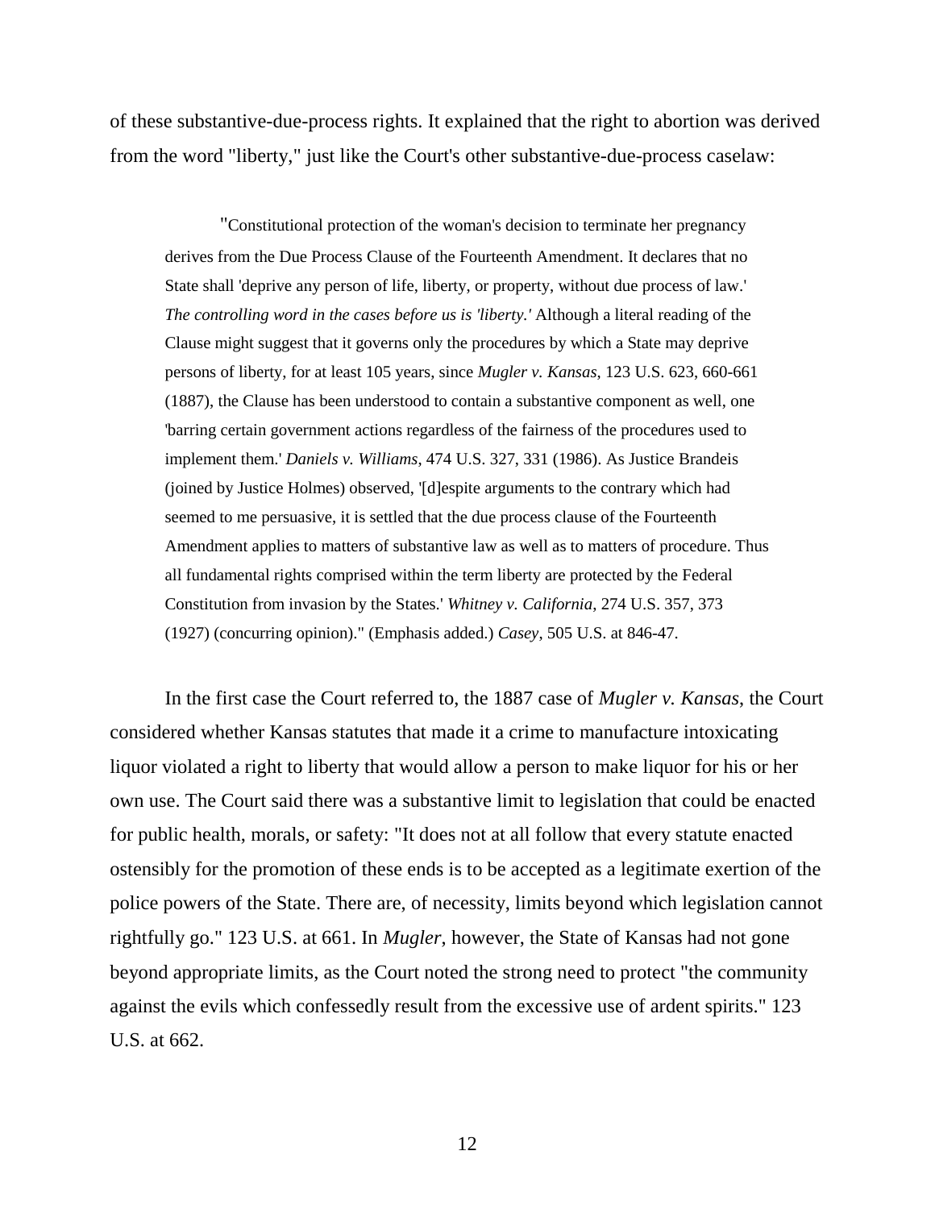of these substantive-due-process rights. It explained that the right to abortion was derived from the word "liberty," just like the Court's other substantive-due-process caselaw:

> "Constitutional protection of the woman's decision to terminate her pregnancy derives from the Due Process Clause of the Fourteenth Amendment. It declares that no State shall 'deprive any person of life, liberty, or property, without due process of law.' *The controlling word in the cases before us is 'liberty.'* Although a literal reading of the Clause might suggest that it governs only the procedures by which a State may deprive persons of liberty, for at least 105 years, since *Mugler v. Kansas*, 123 U.S. 623, 660-661 (1887), the Clause has been understood to contain a substantive component as well, one 'barring certain government actions regardless of the fairness of the procedures used to implement them.' *Daniels v. Williams*, 474 U.S. 327, 331 (1986). As Justice Brandeis (joined by Justice Holmes) observed, '[d]espite arguments to the contrary which had seemed to me persuasive, it is settled that the due process clause of the Fourteenth Amendment applies to matters of substantive law as well as to matters of procedure. Thus all fundamental rights comprised within the term liberty are protected by the Federal Constitution from invasion by the States.' *Whitney v. California*, 274 U.S. 357, 373 (1927) (concurring opinion)." (Emphasis added.) *Casey*, 505 U.S. at 846-47.

In the first case the Court referred to, the 1887 case of *Mugler v. Kansas*, the Court considered whether Kansas statutes that made it a crime to manufacture intoxicating liquor violated a right to liberty that would allow a person to make liquor for his or her own use. The Court said there was a substantive limit to legislation that could be enacted for public health, morals, or safety: "It does not at all follow that every statute enacted ostensibly for the promotion of these ends is to be accepted as a legitimate exertion of the police powers of the State. There are, of necessity, limits beyond which legislation cannot rightfully go." 123 U.S. at 661. In *Mugler*, however, the State of Kansas had not gone beyond appropriate limits, as the Court noted the strong need to protect "the community against the evils which confessedly result from the excessive use of ardent spirits." 123 U.S. at 662.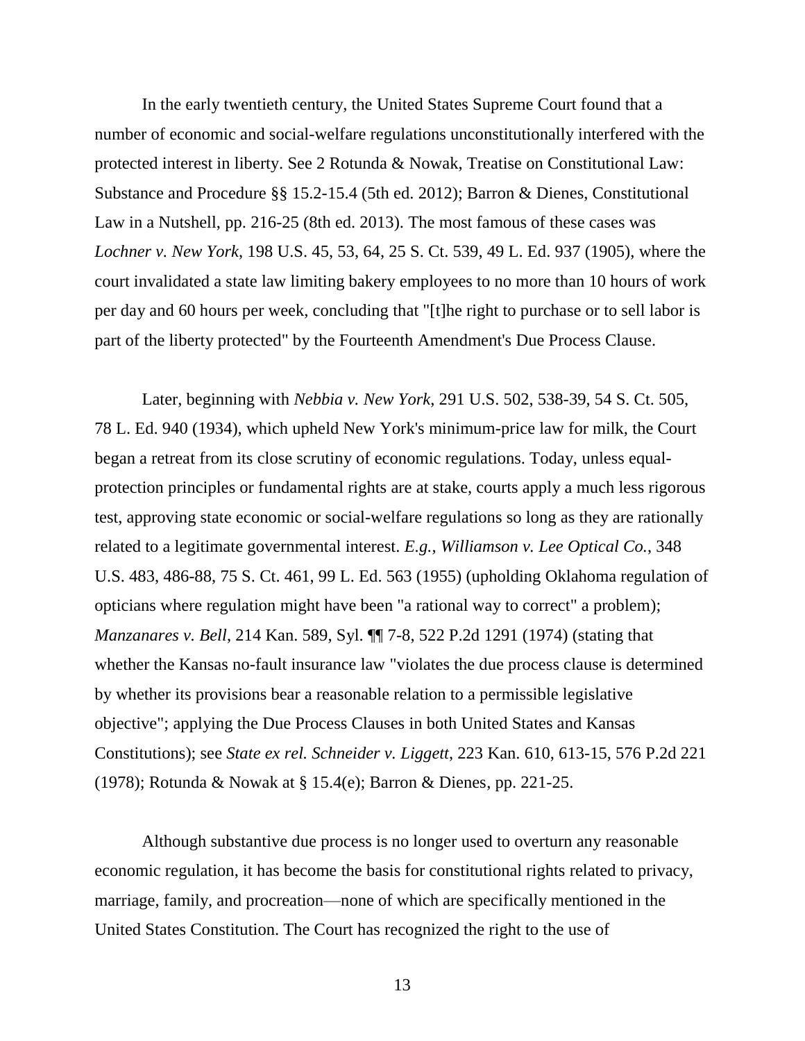In the early twentieth century, the United States Supreme Court found that a number of economic and social-welfare regulations unconstitutionally interfered with the protected interest in liberty. See 2 Rotunda & Nowak, Treatise on Constitutional Law: Substance and Procedure §§ 15.2-15.4 (5th ed. 2012); Barron & Dienes, Constitutional Law in a Nutshell, pp. 216-25 (8th ed. 2013). The most famous of these cases was *Lochner v. New York*, 198 U.S. 45, 53, 64, 25 S. Ct. 539, 49 L. Ed. 937 (1905), where the court invalidated a state law limiting bakery employees to no more than 10 hours of work per day and 60 hours per week, concluding that "[t]he right to purchase or to sell labor is part of the liberty protected" by the Fourteenth Amendment's Due Process Clause.

Later, beginning with *Nebbia v. New York*, 291 U.S. 502, 538-39, 54 S. Ct. 505, 78 L. Ed. 940 (1934), which upheld New York's minimum-price law for milk, the Court began a retreat from its close scrutiny of economic regulations. Today, unless equal-protection principles or fundamental rights are at stake, courts apply a much less rigorous test, approving state economic or social-welfare regulations so long as they are rationally related to a legitimate governmental interest. *E.g.*, *Williamson v. Lee Optical Co.*, 348 U.S. 483, 486-88, 75 S. Ct. 461, 99 L. Ed. 563 (1955) (upholding Oklahoma regulation of opticians where regulation might have been "a rational way to correct" a problem); *Manzanares v. Bell*, 214 Kan. 589, Syl. ¶¶ 7-8, 522 P.2d 1291 (1974) (stating that whether the Kansas no-fault insurance law "violates the due process clause is determined by whether its provisions bear a reasonable relation to a permissible legislative objective"; applying the Due Process Clauses in both United States and Kansas Constitutions); see *State ex rel. Schneider v. Liggett*, 223 Kan. 610, 613-15, 576 P.2d 221 (1978); Rotunda & Nowak at § 15.4(e); Barron & Dienes, pp. 221-25.

Although substantive due process is no longer used to overturn any reasonable economic regulation, it has become the basis for constitutional rights related to privacy, marriage, family, and procreation—none of which are specifically mentioned in the United States Constitution. The Court has recognized the right to the use of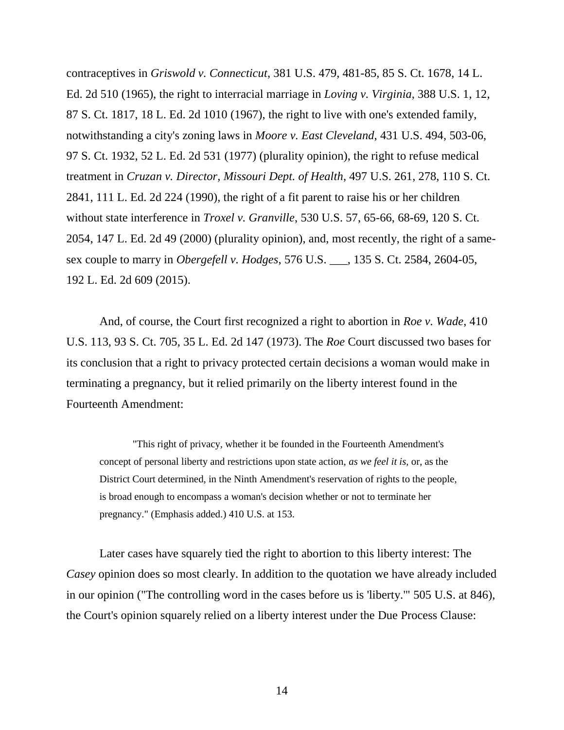contraceptives in *Griswold v. Connecticut*, 381 U.S. 479, 481-85, 85 S. Ct. 1678, 14 L. Ed. 2d 510 (1965), the right to interracial marriage in *Loving v. Virginia*, 388 U.S. 1, 12, 87 S. Ct. 1817, 18 L. Ed. 2d 1010 (1967), the right to live with one's extended family, notwithstanding a city's zoning laws in *Moore v. East Cleveland*, 431 U.S. 494, 503-06, 97 S. Ct. 1932, 52 L. Ed. 2d 531 (1977) (plurality opinion), the right to refuse medical treatment in *Cruzan v. Director, Missouri Dept. of Health*, 497 U.S. 261, 278, 110 S. Ct. 2841, 111 L. Ed. 2d 224 (1990), the right of a fit parent to raise his or her children without state interference in *Troxel v. Granville*, 530 U.S. 57, 65-66, 68-69, 120 S. Ct. 2054, 147 L. Ed. 2d 49 (2000) (plurality opinion), and, most recently, the right of a same-sex couple to marry in *Obergefell v. Hodges*, 576 U.S. ___, 135 S. Ct. 2584, 2604-05, 192 L. Ed. 2d 609 (2015).

And, of course, the Court first recognized a right to abortion in *Roe v. Wade*, 410 U.S. 113, 93 S. Ct. 705, 35 L. Ed. 2d 147 (1973). The *Roe* Court discussed two bases for its conclusion that a right to privacy protected certain decisions a woman would make in terminating a pregnancy, but it relied primarily on the liberty interest found in the Fourteenth Amendment:

> "This right of privacy, whether it be founded in the Fourteenth Amendment's concept of personal liberty and restrictions upon state action, *as we feel it is*, or, as the District Court determined, in the Ninth Amendment's reservation of rights to the people, is broad enough to encompass a woman's decision whether or not to terminate her pregnancy." (Emphasis added.) 410 U.S. at 153.

Later cases have squarely tied the right to abortion to this liberty interest: The *Casey* opinion does so most clearly. In addition to the quotation we have already included in our opinion ("The controlling word in the cases before us is 'liberty.'" 505 U.S. at 846), the Court's opinion squarely relied on a liberty interest under the Due Process Clause: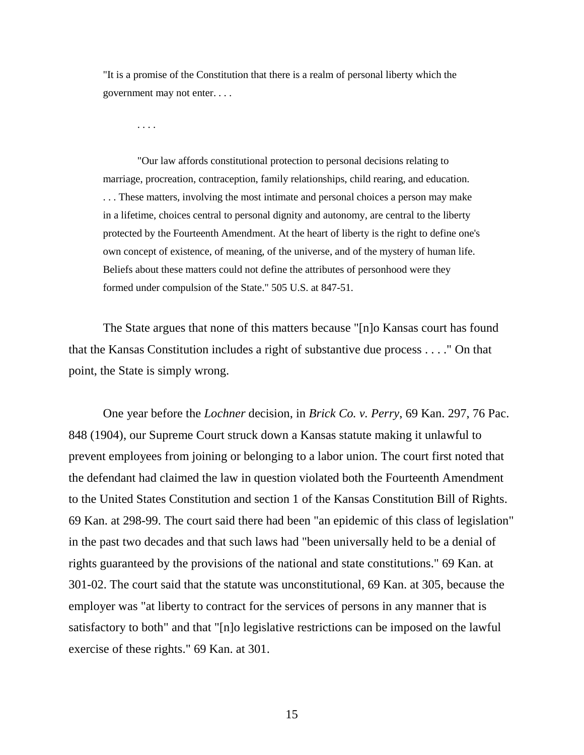> "It is a promise of the Constitution that there is a realm of personal liberty which the government may not enter. . . .
>
> . . . .
>
> "Our law affords constitutional protection to personal decisions relating to marriage, procreation, contraception, family relationships, child rearing, and education. . . . These matters, involving the most intimate and personal choices a person may make in a lifetime, choices central to personal dignity and autonomy, are central to the liberty protected by the Fourteenth Amendment. At the heart of liberty is the right to define one's own concept of existence, of meaning, of the universe, and of the mystery of human life. Beliefs about these matters could not define the attributes of personhood were they formed under compulsion of the State." 505 U.S. at 847-51.

The State argues that none of this matters because "[n]o Kansas court has found that the Kansas Constitution includes a right of substantive due process . . . ." On that point, the State is simply wrong.

One year before the *Lochner* decision, in *Brick Co. v. Perry*, 69 Kan. 297, 76 Pac. 848 (1904), our Supreme Court struck down a Kansas statute making it unlawful to prevent employees from joining or belonging to a labor union. The court first noted that the defendant had claimed the law in question violated both the Fourteenth Amendment to the United States Constitution and section 1 of the Kansas Constitution Bill of Rights. 69 Kan. at 298-99. The court said there had been "an epidemic of this class of legislation" in the past two decades and that such laws had "been universally held to be a denial of rights guaranteed by the provisions of the national and state constitutions." 69 Kan. at 301-02. The court said that the statute was unconstitutional, 69 Kan. at 305, because the employer was "at liberty to contract for the services of persons in any manner that is satisfactory to both" and that "[n]o legislative restrictions can be imposed on the lawful exercise of these rights." 69 Kan. at 301.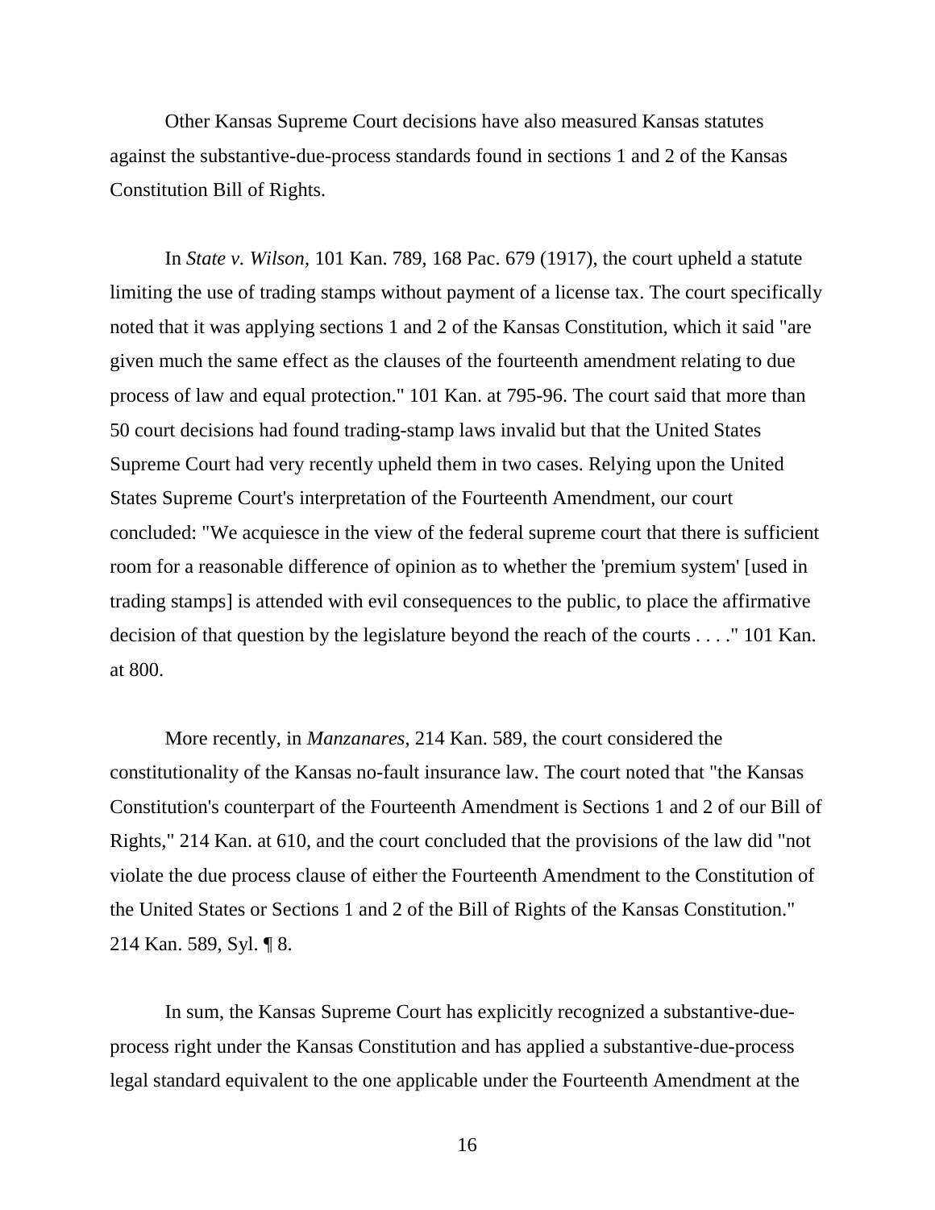Other Kansas Supreme Court decisions have also measured Kansas statutes against the substantive-due-process standards found in sections 1 and 2 of the Kansas Constitution Bill of Rights.

In *State v. Wilson*, 101 Kan. 789, 168 Pac. 679 (1917), the court upheld a statute limiting the use of trading stamps without payment of a license tax. The court specifically noted that it was applying sections 1 and 2 of the Kansas Constitution, which it said "are given much the same effect as the clauses of the fourteenth amendment relating to due process of law and equal protection." 101 Kan. at 795-96. The court said that more than 50 court decisions had found trading-stamp laws invalid but that the United States Supreme Court had very recently upheld them in two cases. Relying upon the United States Supreme Court's interpretation of the Fourteenth Amendment, our court concluded: "We acquiesce in the view of the federal supreme court that there is sufficient room for a reasonable difference of opinion as to whether the 'premium system' [used in trading stamps] is attended with evil consequences to the public, to place the affirmative decision of that question by the legislature beyond the reach of the courts . . . ." 101 Kan. at 800.

More recently, in *Manzanares*, 214 Kan. 589, the court considered the constitutionality of the Kansas no-fault insurance law. The court noted that "the Kansas Constitution's counterpart of the Fourteenth Amendment is Sections 1 and 2 of our Bill of Rights," 214 Kan. at 610, and the court concluded that the provisions of the law did "not violate the due process clause of either the Fourteenth Amendment to the Constitution of the United States or Sections 1 and 2 of the Bill of Rights of the Kansas Constitution." 214 Kan. 589, Syl. ¶ 8.

In sum, the Kansas Supreme Court has explicitly recognized a substantive-due-process right under the Kansas Constitution and has applied a substantive-due-process legal standard equivalent to the one applicable under the Fourteenth Amendment at the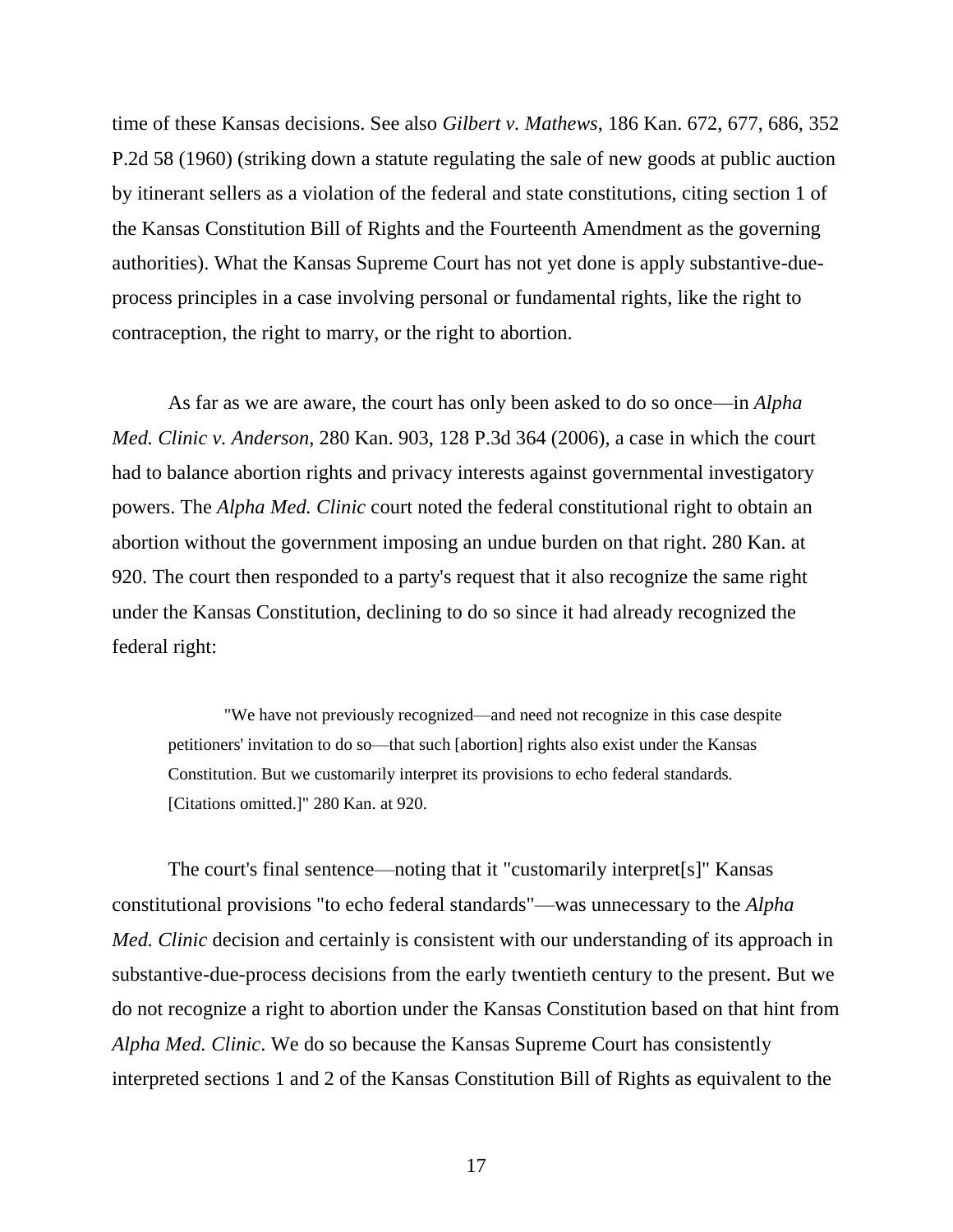time of these Kansas decisions. See also *Gilbert v. Mathews*, 186 Kan. 672, 677, 686, 352 P.2d 58 (1960) (striking down a statute regulating the sale of new goods at public auction by itinerant sellers as a violation of the federal and state constitutions, citing section 1 of the Kansas Constitution Bill of Rights and the Fourteenth Amendment as the governing authorities). What the Kansas Supreme Court has not yet done is apply substantive-due-process principles in a case involving personal or fundamental rights, like the right to contraception, the right to marry, or the right to abortion.

As far as we are aware, the court has only been asked to do so once—in *Alpha Med. Clinic v. Anderson*, 280 Kan. 903, 128 P.3d 364 (2006), a case in which the court had to balance abortion rights and privacy interests against governmental investigatory powers. The *Alpha Med. Clinic* court noted the federal constitutional right to obtain an abortion without the government imposing an undue burden on that right. 280 Kan. at 920. The court then responded to a party's request that it also recognize the same right under the Kansas Constitution, declining to do so since it had already recognized the federal right:

> "We have not previously recognized—and need not recognize in this case despite petitioners' invitation to do so—that such [abortion] rights also exist under the Kansas Constitution. But we customarily interpret its provisions to echo federal standards. [Citations omitted.]" 280 Kan. at 920.

The court's final sentence—noting that it "customarily interpret[s]" Kansas constitutional provisions "to echo federal standards"—was unnecessary to the *Alpha Med. Clinic* decision and certainly is consistent with our understanding of its approach in substantive-due-process decisions from the early twentieth century to the present. But we do not recognize a right to abortion under the Kansas Constitution based on that hint from *Alpha Med. Clinic*. We do so because the Kansas Supreme Court has consistently interpreted sections 1 and 2 of the Kansas Constitution Bill of Rights as equivalent to the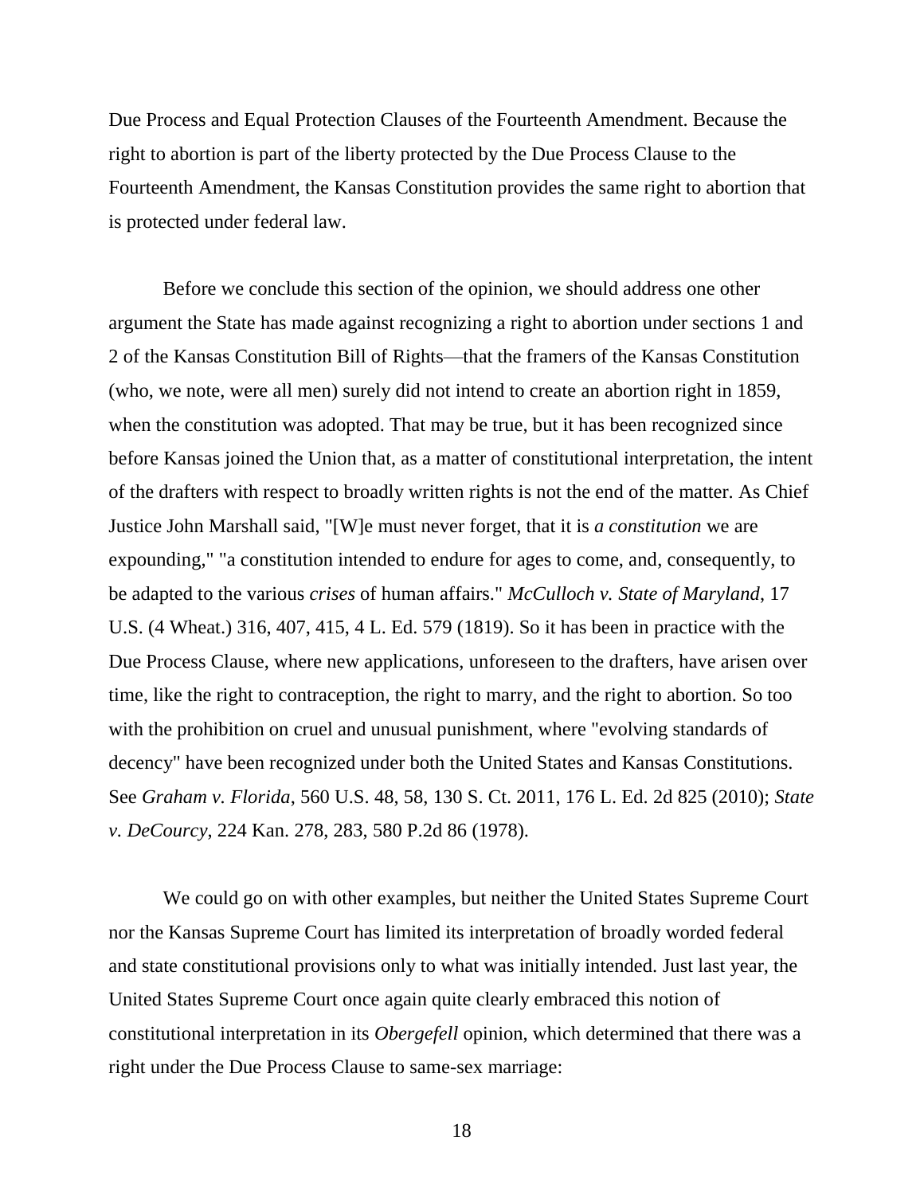Due Process and Equal Protection Clauses of the Fourteenth Amendment. Because the right to abortion is part of the liberty protected by the Due Process Clause to the Fourteenth Amendment, the Kansas Constitution provides the same right to abortion that is protected under federal law.

Before we conclude this section of the opinion, we should address one other argument the State has made against recognizing a right to abortion under sections 1 and 2 of the Kansas Constitution Bill of Rights—that the framers of the Kansas Constitution (who, we note, were all men) surely did not intend to create an abortion right in 1859, when the constitution was adopted. That may be true, but it has been recognized since before Kansas joined the Union that, as a matter of constitutional interpretation, the intent of the drafters with respect to broadly written rights is not the end of the matter. As Chief Justice John Marshall said, "[W]e must never forget, that it is *a constitution* we are expounding," "a constitution intended to endure for ages to come, and, consequently, to be adapted to the various *crises* of human affairs." *McCulloch v. State of Maryland*, 17 U.S. (4 Wheat.) 316, 407, 415, 4 L. Ed. 579 (1819). So it has been in practice with the Due Process Clause, where new applications, unforeseen to the drafters, have arisen over time, like the right to contraception, the right to marry, and the right to abortion. So too with the prohibition on cruel and unusual punishment, where "evolving standards of decency" have been recognized under both the United States and Kansas Constitutions. See *Graham v. Florida*, 560 U.S. 48, 58, 130 S. Ct. 2011, 176 L. Ed. 2d 825 (2010); *State v. DeCourcy*, 224 Kan. 278, 283, 580 P.2d 86 (1978).

We could go on with other examples, but neither the United States Supreme Court nor the Kansas Supreme Court has limited its interpretation of broadly worded federal and state constitutional provisions only to what was initially intended. Just last year, the United States Supreme Court once again quite clearly embraced this notion of constitutional interpretation in its *Obergefell* opinion, which determined that there was a right under the Due Process Clause to same-sex marriage: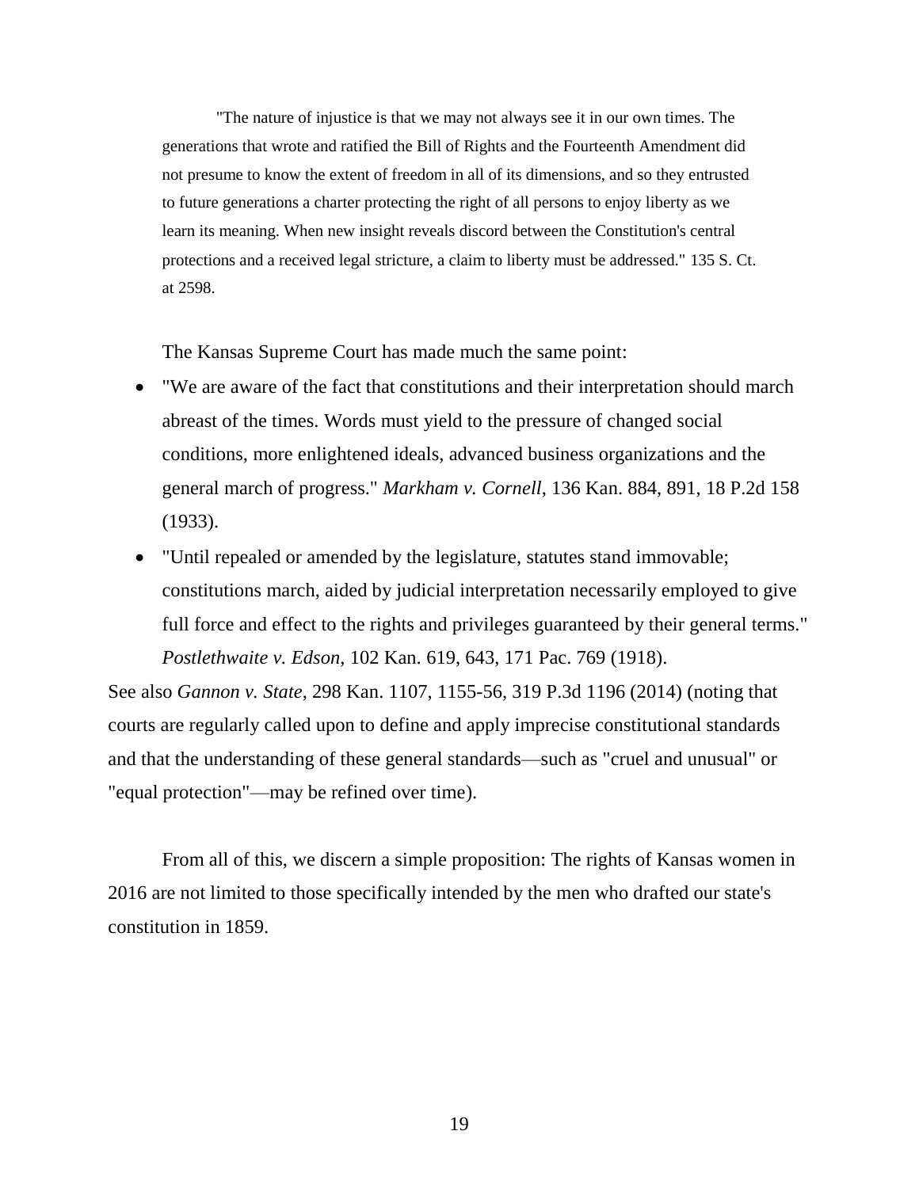> "The nature of injustice is that we may not always see it in our own times. The generations that wrote and ratified the Bill of Rights and the Fourteenth Amendment did not presume to know the extent of freedom in all of its dimensions, and so they entrusted to future generations a charter protecting the right of all persons to enjoy liberty as we learn its meaning. When new insight reveals discord between the Constitution's central protections and a received legal stricture, a claim to liberty must be addressed." 135 S. Ct. at 2598.

The Kansas Supreme Court has made much the same point:

- "We are aware of the fact that constitutions and their interpretation should march abreast of the times. Words must yield to the pressure of changed social conditions, more enlightened ideals, advanced business organizations and the general march of progress." *Markham v. Cornell*, 136 Kan. 884, 891, 18 P.2d 158 (1933).
- "Until repealed or amended by the legislature, statutes stand immovable; constitutions march, aided by judicial interpretation necessarily employed to give full force and effect to the rights and privileges guaranteed by their general terms." *Postlethwaite v. Edson*, 102 Kan. 619, 643, 171 Pac. 769 (1918).

See also *Gannon v. State*, 298 Kan. 1107, 1155-56, 319 P.3d 1196 (2014) (noting that courts are regularly called upon to define and apply imprecise constitutional standards and that the understanding of these general standards—such as "cruel and unusual" or "equal protection"—may be refined over time).

From all of this, we discern a simple proposition: The rights of Kansas women in 2016 are not limited to those specifically intended by the men who drafted our state's constitution in 1859.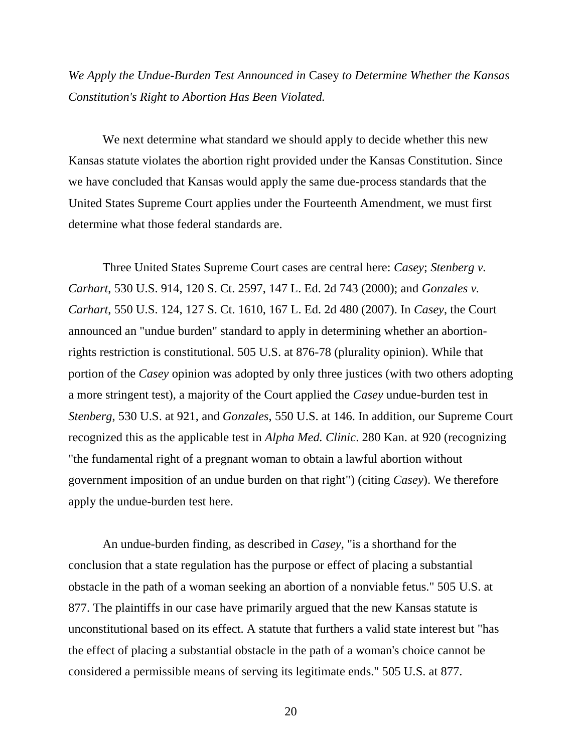*We Apply the Undue-Burden Test Announced in* Casey *to Determine Whether the Kansas Constitution's Right to Abortion Has Been Violated.*

We next determine what standard we should apply to decide whether this new Kansas statute violates the abortion right provided under the Kansas Constitution. Since we have concluded that Kansas would apply the same due-process standards that the United States Supreme Court applies under the Fourteenth Amendment, we must first determine what those federal standards are.

Three United States Supreme Court cases are central here: *Casey*; *Stenberg v. Carhart*, 530 U.S. 914, 120 S. Ct. 2597, 147 L. Ed. 2d 743 (2000); and *Gonzales v. Carhart*, 550 U.S. 124, 127 S. Ct. 1610, 167 L. Ed. 2d 480 (2007). In *Casey*, the Court announced an "undue burden" standard to apply in determining whether an abortion-rights restriction is constitutional. 505 U.S. at 876-78 (plurality opinion). While that portion of the *Casey* opinion was adopted by only three justices (with two others adopting a more stringent test), a majority of the Court applied the *Casey* undue-burden test in *Stenberg*, 530 U.S. at 921, and *Gonzales*, 550 U.S. at 146. In addition, our Supreme Court recognized this as the applicable test in *Alpha Med. Clinic*. 280 Kan. at 920 (recognizing "the fundamental right of a pregnant woman to obtain a lawful abortion without government imposition of an undue burden on that right") (citing *Casey*). We therefore apply the undue-burden test here.

An undue-burden finding, as described in *Casey*, "is a shorthand for the conclusion that a state regulation has the purpose or effect of placing a substantial obstacle in the path of a woman seeking an abortion of a nonviable fetus." 505 U.S. at 877. The plaintiffs in our case have primarily argued that the new Kansas statute is unconstitutional based on its effect. A statute that furthers a valid state interest but "has the effect of placing a substantial obstacle in the path of a woman's choice cannot be considered a permissible means of serving its legitimate ends." 505 U.S. at 877.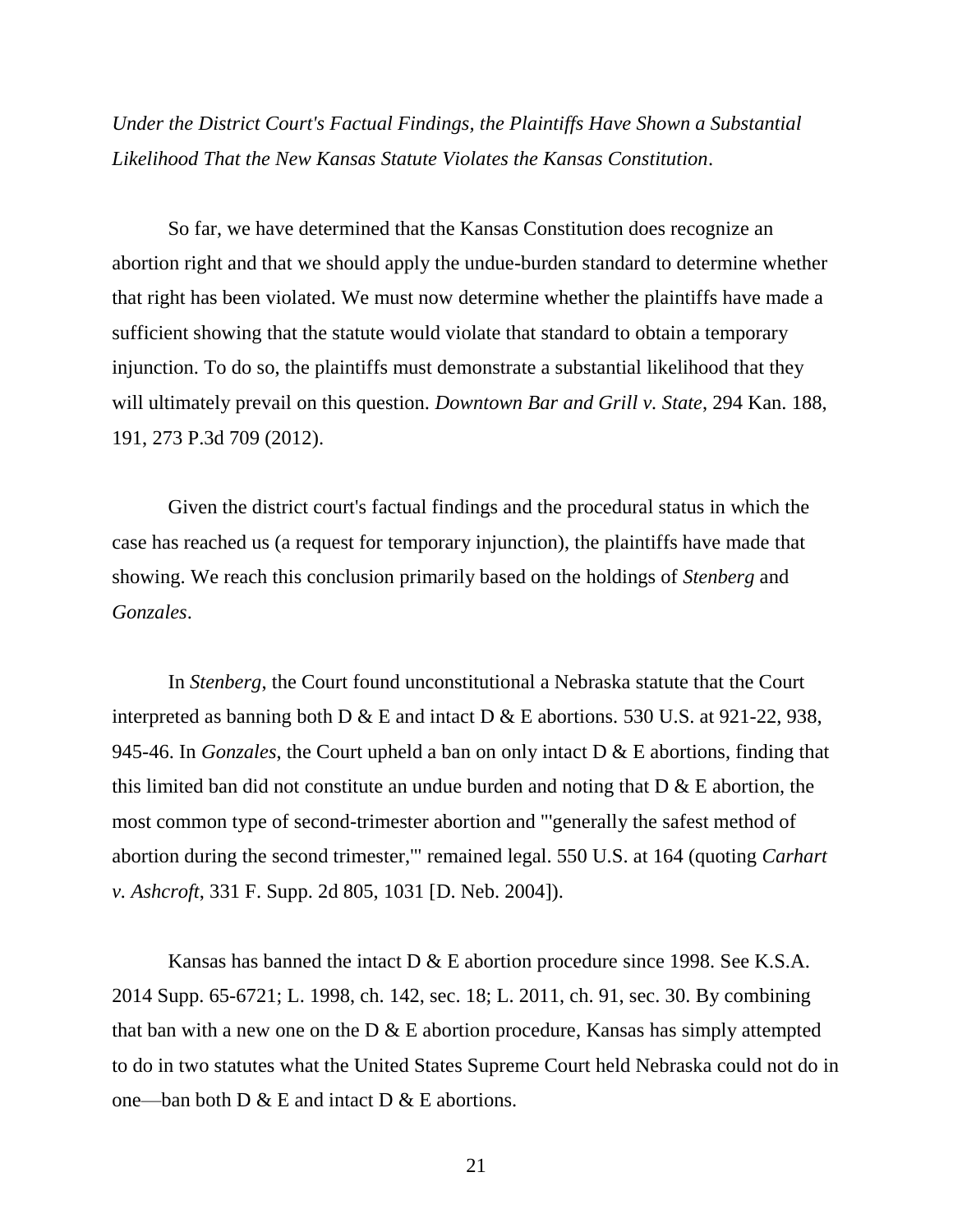*Under the District Court's Factual Findings, the Plaintiffs Have Shown a Substantial Likelihood That the New Kansas Statute Violates the Kansas Constitution*.

So far, we have determined that the Kansas Constitution does recognize an abortion right and that we should apply the undue-burden standard to determine whether that right has been violated. We must now determine whether the plaintiffs have made a sufficient showing that the statute would violate that standard to obtain a temporary injunction. To do so, the plaintiffs must demonstrate a substantial likelihood that they will ultimately prevail on this question. *Downtown Bar and Grill v. State*, 294 Kan. 188, 191, 273 P.3d 709 (2012).

Given the district court's factual findings and the procedural status in which the case has reached us (a request for temporary injunction), the plaintiffs have made that showing. We reach this conclusion primarily based on the holdings of *Stenberg* and *Gonzales*.

In *Stenberg*, the Court found unconstitutional a Nebraska statute that the Court interpreted as banning both D & E and intact D & E abortions. 530 U.S. at 921-22, 938, 945-46. In *Gonzales*, the Court upheld a ban on only intact D & E abortions, finding that this limited ban did not constitute an undue burden and noting that D & E abortion, the most common type of second-trimester abortion and "'generally the safest method of abortion during the second trimester,'" remained legal. 550 U.S. at 164 (quoting *Carhart v. Ashcroft*, 331 F. Supp. 2d 805, 1031 [D. Neb. 2004]).

Kansas has banned the intact D & E abortion procedure since 1998. See K.S.A. 2014 Supp. 65-6721; L. 1998, ch. 142, sec. 18; L. 2011, ch. 91, sec. 30. By combining that ban with a new one on the D & E abortion procedure, Kansas has simply attempted to do in two statutes what the United States Supreme Court held Nebraska could not do in one—ban both D & E and intact D & E abortions.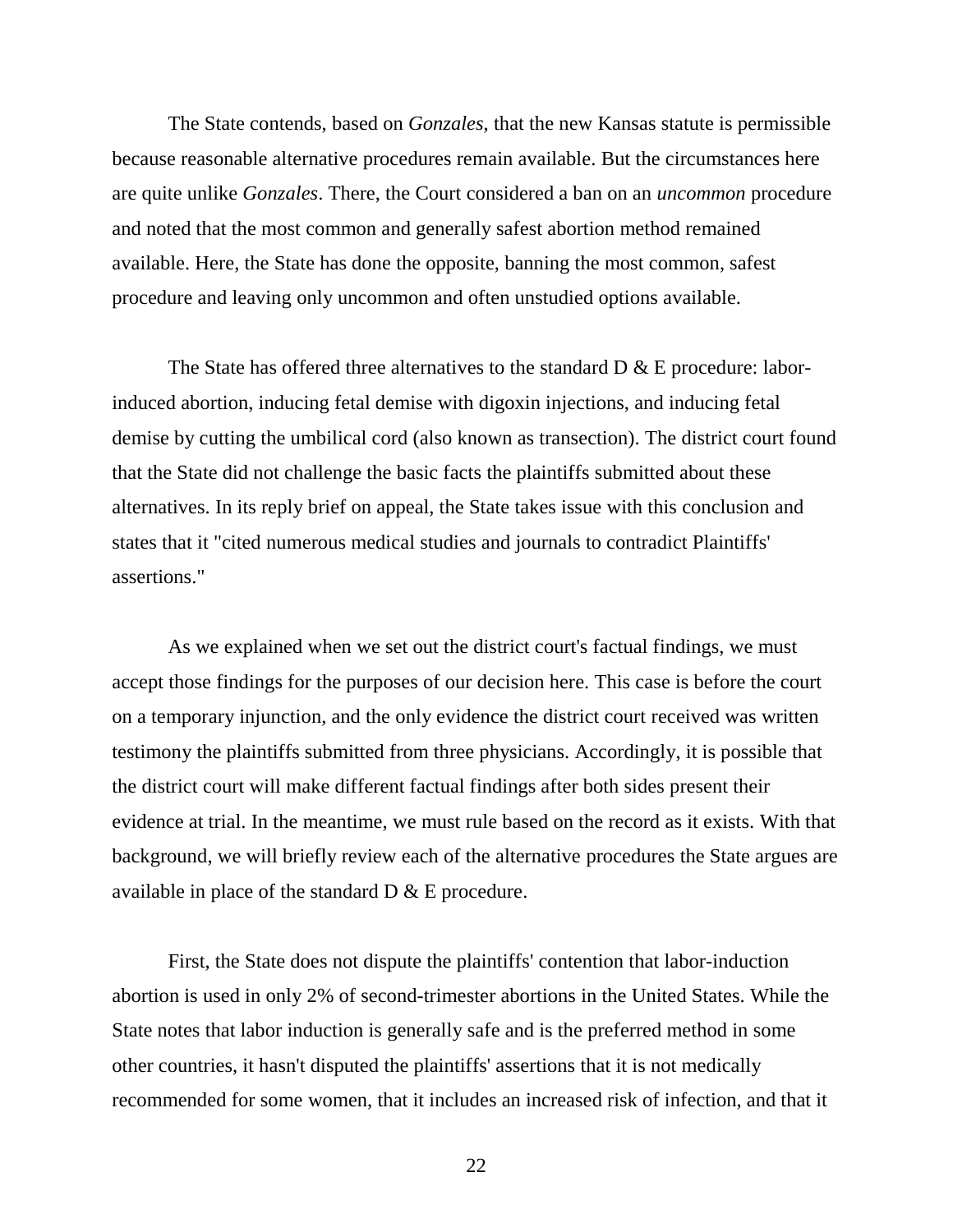The State contends, based on *Gonzales*, that the new Kansas statute is permissible because reasonable alternative procedures remain available. But the circumstances here are quite unlike *Gonzales*. There, the Court considered a ban on an *uncommon* procedure and noted that the most common and generally safest abortion method remained available. Here, the State has done the opposite, banning the most common, safest procedure and leaving only uncommon and often unstudied options available.

The State has offered three alternatives to the standard D & E procedure: labor-induced abortion, inducing fetal demise with digoxin injections, and inducing fetal demise by cutting the umbilical cord (also known as transection). The district court found that the State did not challenge the basic facts the plaintiffs submitted about these alternatives. In its reply brief on appeal, the State takes issue with this conclusion and states that it "cited numerous medical studies and journals to contradict Plaintiffs' assertions."

As we explained when we set out the district court's factual findings, we must accept those findings for the purposes of our decision here. This case is before the court on a temporary injunction, and the only evidence the district court received was written testimony the plaintiffs submitted from three physicians. Accordingly, it is possible that the district court will make different factual findings after both sides present their evidence at trial. In the meantime, we must rule based on the record as it exists. With that background, we will briefly review each of the alternative procedures the State argues are available in place of the standard D & E procedure.

First, the State does not dispute the plaintiffs' contention that labor-induction abortion is used in only 2% of second-trimester abortions in the United States. While the State notes that labor induction is generally safe and is the preferred method in some other countries, it hasn't disputed the plaintiffs' assertions that it is not medically recommended for some women, that it includes an increased risk of infection, and that it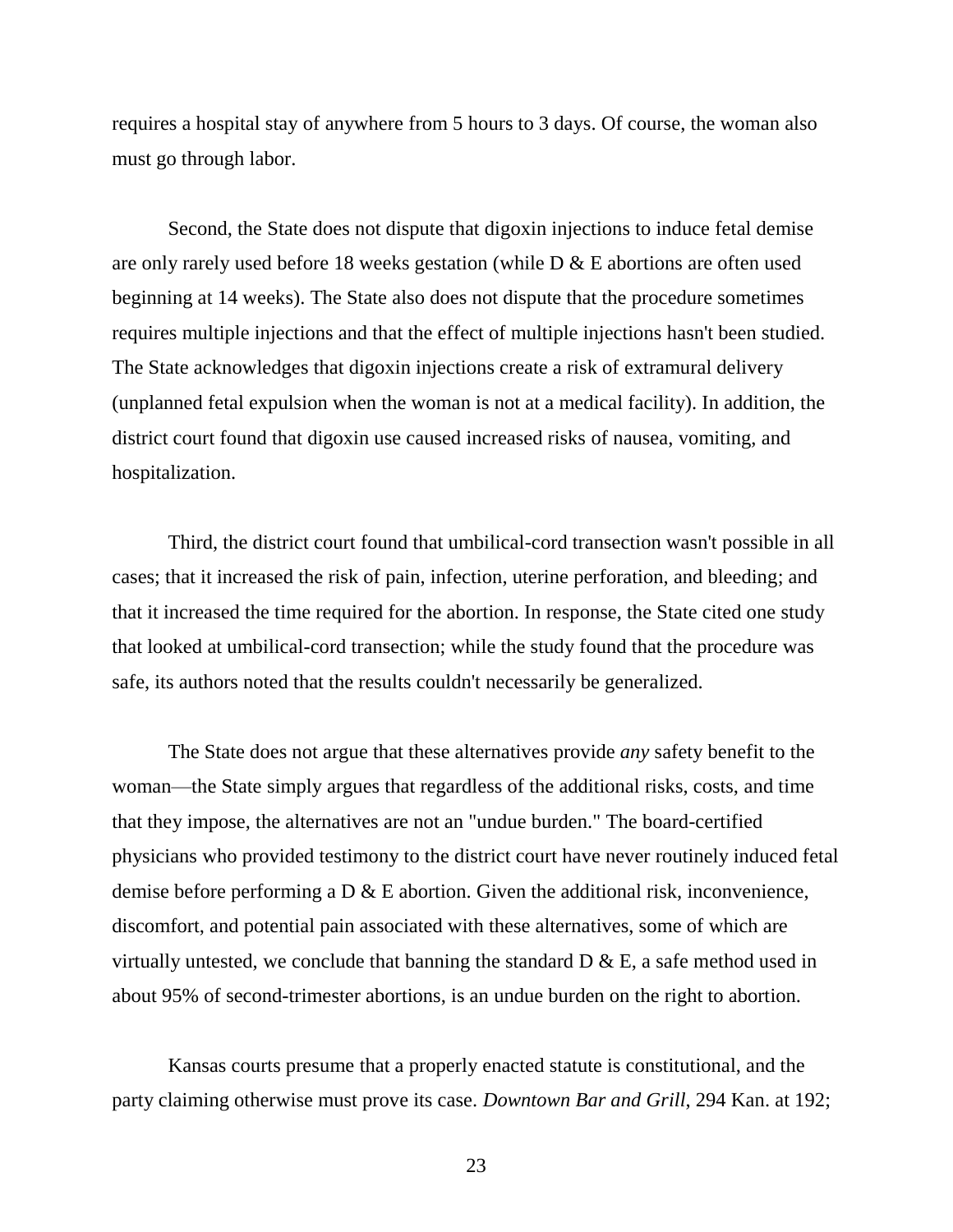requires a hospital stay of anywhere from 5 hours to 3 days. Of course, the woman also must go through labor.

Second, the State does not dispute that digoxin injections to induce fetal demise are only rarely used before 18 weeks gestation (while D & E abortions are often used beginning at 14 weeks). The State also does not dispute that the procedure sometimes requires multiple injections and that the effect of multiple injections hasn't been studied. The State acknowledges that digoxin injections create a risk of extramural delivery (unplanned fetal expulsion when the woman is not at a medical facility). In addition, the district court found that digoxin use caused increased risks of nausea, vomiting, and hospitalization.

Third, the district court found that umbilical-cord transection wasn't possible in all cases; that it increased the risk of pain, infection, uterine perforation, and bleeding; and that it increased the time required for the abortion. In response, the State cited one study that looked at umbilical-cord transection; while the study found that the procedure was safe, its authors noted that the results couldn't necessarily be generalized.

The State does not argue that these alternatives provide *any* safety benefit to the woman—the State simply argues that regardless of the additional risks, costs, and time that they impose, the alternatives are not an "undue burden." The board-certified physicians who provided testimony to the district court have never routinely induced fetal demise before performing a D & E abortion. Given the additional risk, inconvenience, discomfort, and potential pain associated with these alternatives, some of which are virtually untested, we conclude that banning the standard D & E, a safe method used in about 95% of second-trimester abortions, is an undue burden on the right to abortion.

Kansas courts presume that a properly enacted statute is constitutional, and the party claiming otherwise must prove its case. *Downtown Bar and Grill*, 294 Kan. at 192;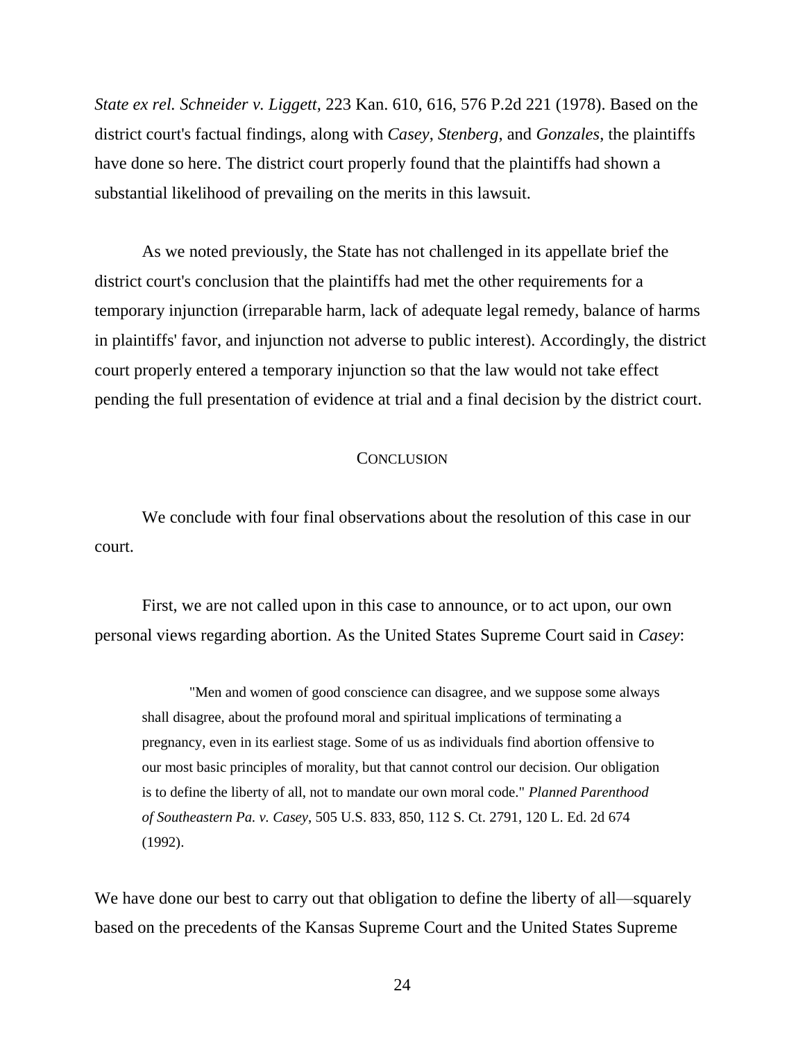*State ex rel. Schneider v. Liggett*, 223 Kan. 610, 616, 576 P.2d 221 (1978). Based on the district court's factual findings, along with *Casey*, *Stenberg*, and *Gonzales*, the plaintiffs have done so here. The district court properly found that the plaintiffs had shown a substantial likelihood of prevailing on the merits in this lawsuit.

As we noted previously, the State has not challenged in its appellate brief the district court's conclusion that the plaintiffs had met the other requirements for a temporary injunction (irreparable harm, lack of adequate legal remedy, balance of harms in plaintiffs' favor, and injunction not adverse to public interest). Accordingly, the district court properly entered a temporary injunction so that the law would not take effect pending the full presentation of evidence at trial and a final decision by the district court.

## CONCLUSION

We conclude with four final observations about the resolution of this case in our court.

First, we are not called upon in this case to announce, or to act upon, our own personal views regarding abortion. As the United States Supreme Court said in *Casey*:

> "Men and women of good conscience can disagree, and we suppose some always shall disagree, about the profound moral and spiritual implications of terminating a pregnancy, even in its earliest stage. Some of us as individuals find abortion offensive to our most basic principles of morality, but that cannot control our decision. Our obligation is to define the liberty of all, not to mandate our own moral code." *Planned Parenthood of Southeastern Pa. v. Casey*, 505 U.S. 833, 850, 112 S. Ct. 2791, 120 L. Ed. 2d 674 (1992).

We have done our best to carry out that obligation to define the liberty of all—squarely based on the precedents of the Kansas Supreme Court and the United States Supreme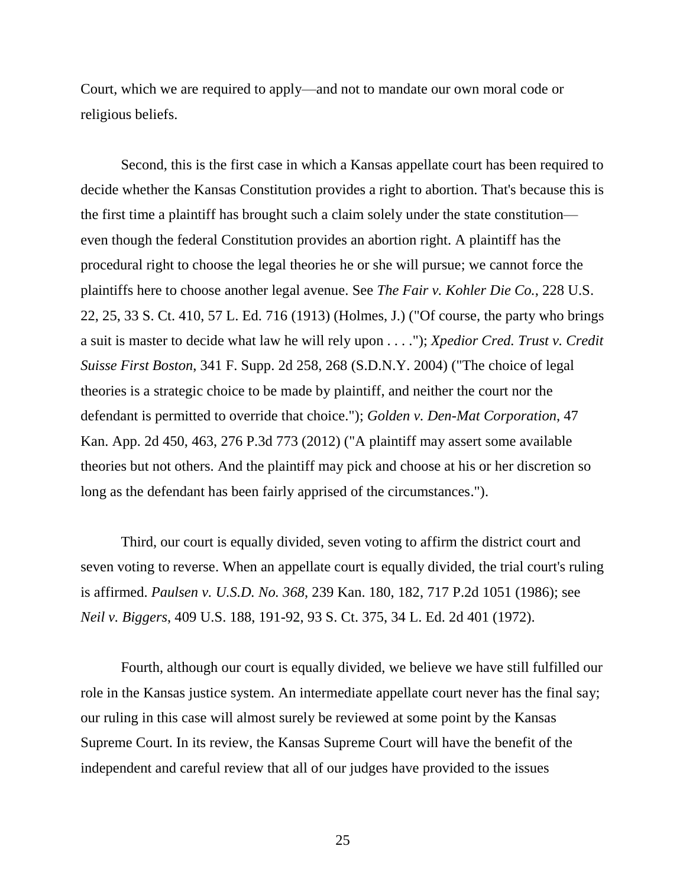Court, which we are required to apply—and not to mandate our own moral code or religious beliefs.

Second, this is the first case in which a Kansas appellate court has been required to decide whether the Kansas Constitution provides a right to abortion. That's because this is the first time a plaintiff has brought such a claim solely under the state constitution—even though the federal Constitution provides an abortion right. A plaintiff has the procedural right to choose the legal theories he or she will pursue; we cannot force the plaintiffs here to choose another legal avenue. See *The Fair v. Kohler Die Co.*, 228 U.S. 22, 25, 33 S. Ct. 410, 57 L. Ed. 716 (1913) (Holmes, J.) ("Of course, the party who brings a suit is master to decide what law he will rely upon . . . ."); *Xpedior Cred. Trust v. Credit Suisse First Boston*, 341 F. Supp. 2d 258, 268 (S.D.N.Y. 2004) ("The choice of legal theories is a strategic choice to be made by plaintiff, and neither the court nor the defendant is permitted to override that choice."); *Golden v. Den-Mat Corporation*, 47 Kan. App. 2d 450, 463, 276 P.3d 773 (2012) ("A plaintiff may assert some available theories but not others. And the plaintiff may pick and choose at his or her discretion so long as the defendant has been fairly apprised of the circumstances.").

Third, our court is equally divided, seven voting to affirm the district court and seven voting to reverse. When an appellate court is equally divided, the trial court's ruling is affirmed. *Paulsen v. U.S.D. No. 368*, 239 Kan. 180, 182, 717 P.2d 1051 (1986); see *Neil v. Biggers*, 409 U.S. 188, 191-92, 93 S. Ct. 375, 34 L. Ed. 2d 401 (1972).

Fourth, although our court is equally divided, we believe we have still fulfilled our role in the Kansas justice system. An intermediate appellate court never has the final say; our ruling in this case will almost surely be reviewed at some point by the Kansas Supreme Court. In its review, the Kansas Supreme Court will have the benefit of the independent and careful review that all of our judges have provided to the issues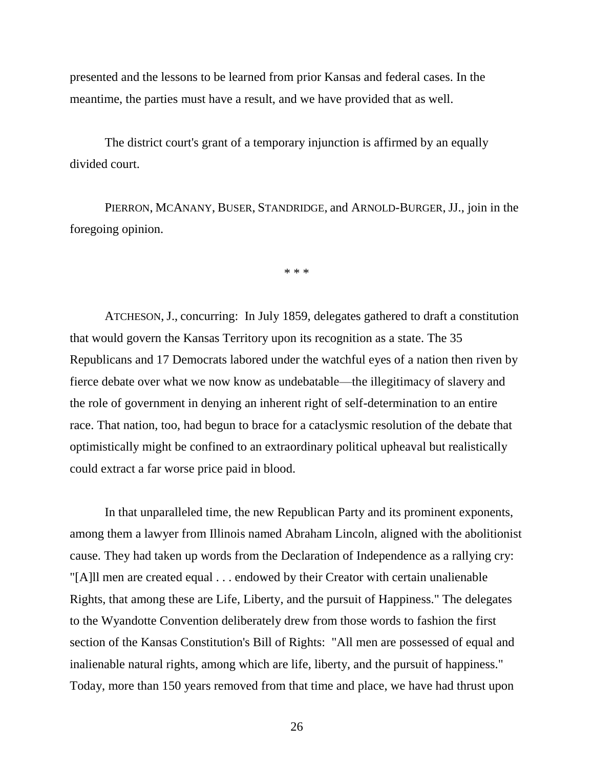presented and the lessons to be learned from prior Kansas and federal cases. In the meantime, the parties must have a result, and we have provided that as well.

The district court's grant of a temporary injunction is affirmed by an equally divided court.

PIERRON, MCANANY, BUSER, STANDRIDGE, and ARNOLD-BURGER, JJ., join in the foregoing opinion.

\* \* \*

ATCHESON, J., concurring: In July 1859, delegates gathered to draft a constitution that would govern the Kansas Territory upon its recognition as a state. The 35 Republicans and 17 Democrats labored under the watchful eyes of a nation then riven by fierce debate over what we now know as undebatable—the illegitimacy of slavery and the role of government in denying an inherent right of self-determination to an entire race. That nation, too, had begun to brace for a cataclysmic resolution of the debate that optimistically might be confined to an extraordinary political upheaval but realistically could extract a far worse price paid in blood.

In that unparalleled time, the new Republican Party and its prominent exponents, among them a lawyer from Illinois named Abraham Lincoln, aligned with the abolitionist cause. They had taken up words from the Declaration of Independence as a rallying cry: "[A]ll men are created equal . . . endowed by their Creator with certain unalienable Rights, that among these are Life, Liberty, and the pursuit of Happiness." The delegates to the Wyandotte Convention deliberately drew from those words to fashion the first section of the Kansas Constitution's Bill of Rights: "All men are possessed of equal and inalienable natural rights, among which are life, liberty, and the pursuit of happiness." Today, more than 150 years removed from that time and place, we have had thrust upon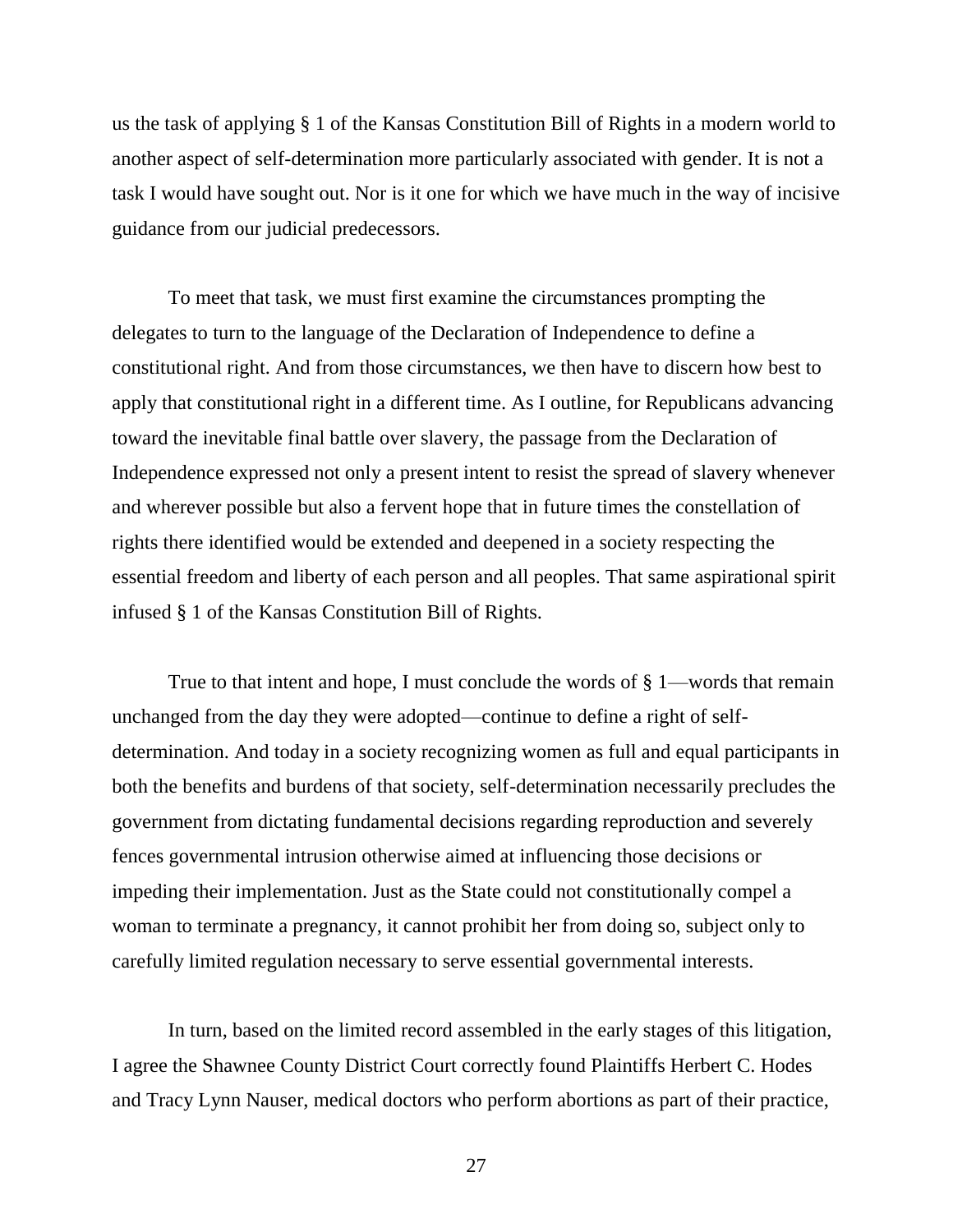us the task of applying § 1 of the Kansas Constitution Bill of Rights in a modern world to another aspect of self-determination more particularly associated with gender. It is not a task I would have sought out. Nor is it one for which we have much in the way of incisive guidance from our judicial predecessors.

To meet that task, we must first examine the circumstances prompting the delegates to turn to the language of the Declaration of Independence to define a constitutional right. And from those circumstances, we then have to discern how best to apply that constitutional right in a different time. As I outline, for Republicans advancing toward the inevitable final battle over slavery, the passage from the Declaration of Independence expressed not only a present intent to resist the spread of slavery whenever and wherever possible but also a fervent hope that in future times the constellation of rights there identified would be extended and deepened in a society respecting the essential freedom and liberty of each person and all peoples. That same aspirational spirit infused § 1 of the Kansas Constitution Bill of Rights.

True to that intent and hope, I must conclude the words of § 1—words that remain unchanged from the day they were adopted—continue to define a right of self-determination. And today in a society recognizing women as full and equal participants in both the benefits and burdens of that society, self-determination necessarily precludes the government from dictating fundamental decisions regarding reproduction and severely fences governmental intrusion otherwise aimed at influencing those decisions or impeding their implementation. Just as the State could not constitutionally compel a woman to terminate a pregnancy, it cannot prohibit her from doing so, subject only to carefully limited regulation necessary to serve essential governmental interests.

In turn, based on the limited record assembled in the early stages of this litigation, I agree the Shawnee County District Court correctly found Plaintiffs Herbert C. Hodes and Tracy Lynn Nauser, medical doctors who perform abortions as part of their practice,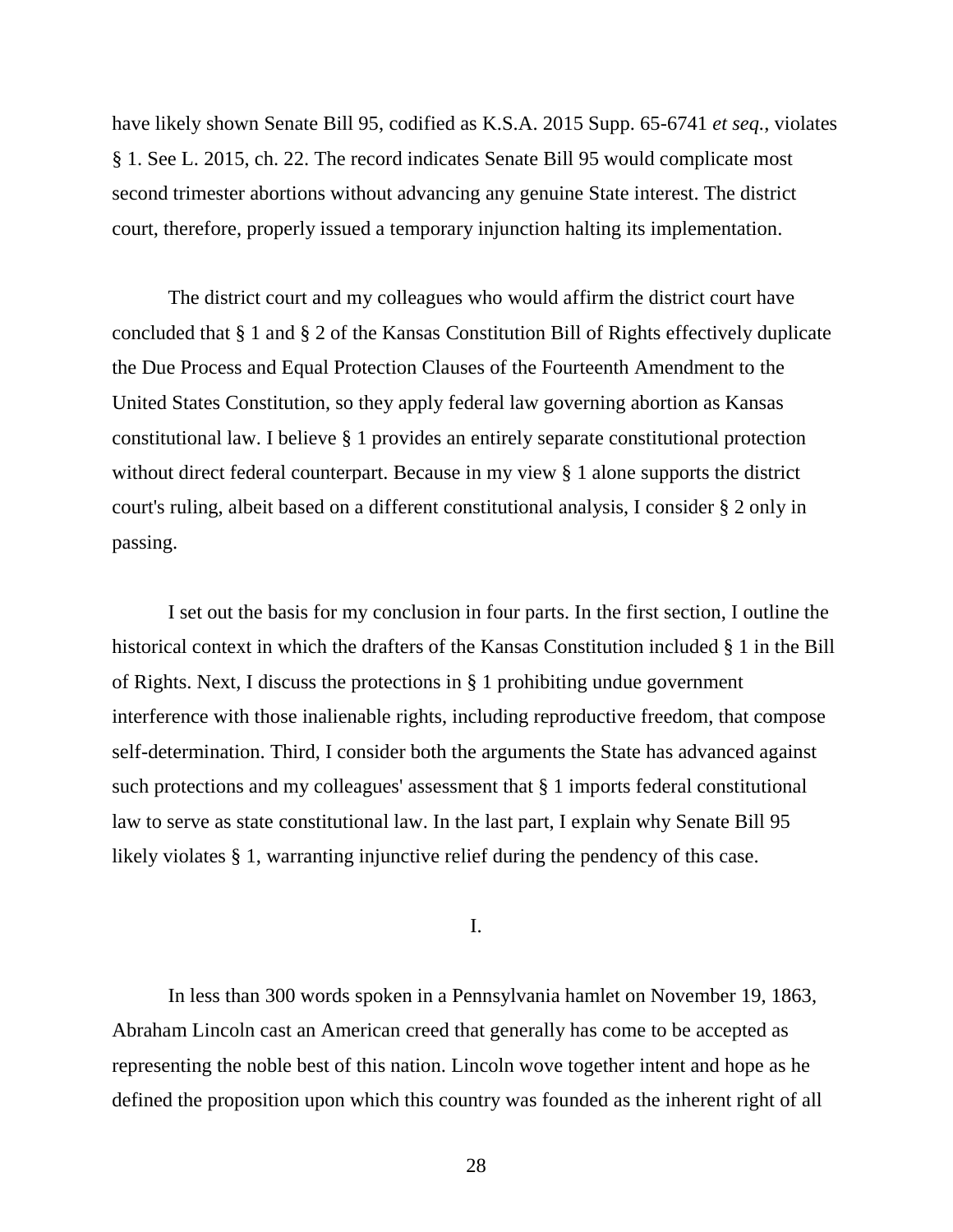have likely shown Senate Bill 95, codified as K.S.A. 2015 Supp. 65-6741 *et seq.*, violates § 1. See L. 2015, ch. 22. The record indicates Senate Bill 95 would complicate most second trimester abortions without advancing any genuine State interest. The district court, therefore, properly issued a temporary injunction halting its implementation.

The district court and my colleagues who would affirm the district court have concluded that § 1 and § 2 of the Kansas Constitution Bill of Rights effectively duplicate the Due Process and Equal Protection Clauses of the Fourteenth Amendment to the United States Constitution, so they apply federal law governing abortion as Kansas constitutional law. I believe § 1 provides an entirely separate constitutional protection without direct federal counterpart. Because in my view § 1 alone supports the district court's ruling, albeit based on a different constitutional analysis, I consider § 2 only in passing.

I set out the basis for my conclusion in four parts. In the first section, I outline the historical context in which the drafters of the Kansas Constitution included § 1 in the Bill of Rights. Next, I discuss the protections in § 1 prohibiting undue government interference with those inalienable rights, including reproductive freedom, that compose self-determination. Third, I consider both the arguments the State has advanced against such protections and my colleagues' assessment that § 1 imports federal constitutional law to serve as state constitutional law. In the last part, I explain why Senate Bill 95 likely violates § 1, warranting injunctive relief during the pendency of this case.

## I.

In less than 300 words spoken in a Pennsylvania hamlet on November 19, 1863, Abraham Lincoln cast an American creed that generally has come to be accepted as representing the noble best of this nation. Lincoln wove together intent and hope as he defined the proposition upon which this country was founded as the inherent right of all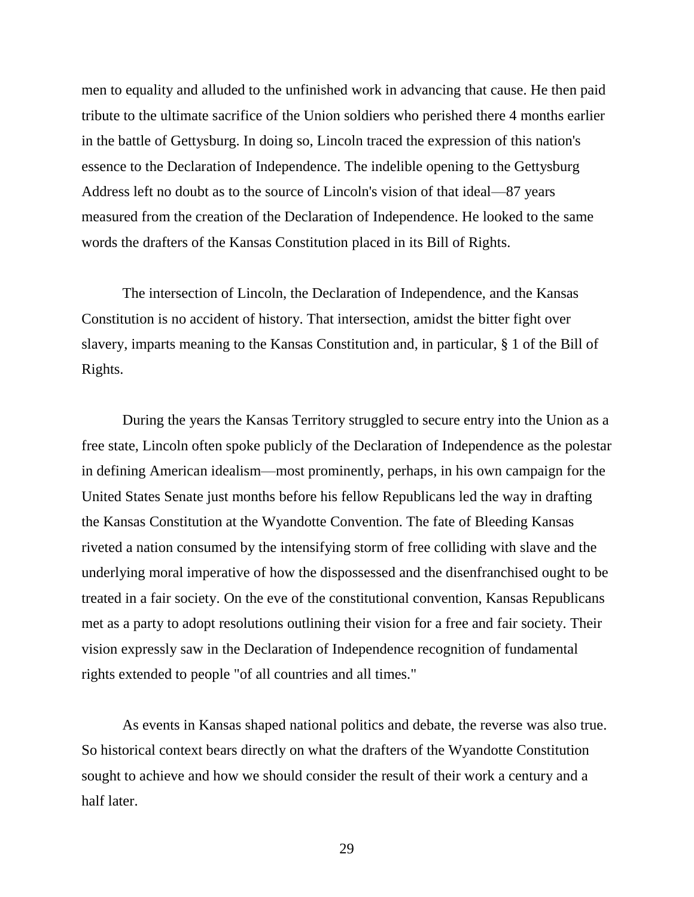men to equality and alluded to the unfinished work in advancing that cause. He then paid tribute to the ultimate sacrifice of the Union soldiers who perished there 4 months earlier in the battle of Gettysburg. In doing so, Lincoln traced the expression of this nation's essence to the Declaration of Independence. The indelible opening to the Gettysburg Address left no doubt as to the source of Lincoln's vision of that ideal—87 years measured from the creation of the Declaration of Independence. He looked to the same words the drafters of the Kansas Constitution placed in its Bill of Rights.

The intersection of Lincoln, the Declaration of Independence, and the Kansas Constitution is no accident of history. That intersection, amidst the bitter fight over slavery, imparts meaning to the Kansas Constitution and, in particular, § 1 of the Bill of Rights.

During the years the Kansas Territory struggled to secure entry into the Union as a free state, Lincoln often spoke publicly of the Declaration of Independence as the polestar in defining American idealism—most prominently, perhaps, in his own campaign for the United States Senate just months before his fellow Republicans led the way in drafting the Kansas Constitution at the Wyandotte Convention. The fate of Bleeding Kansas riveted a nation consumed by the intensifying storm of free colliding with slave and the underlying moral imperative of how the dispossessed and the disenfranchised ought to be treated in a fair society. On the eve of the constitutional convention, Kansas Republicans met as a party to adopt resolutions outlining their vision for a free and fair society. Their vision expressly saw in the Declaration of Independence recognition of fundamental rights extended to people "of all countries and all times."

As events in Kansas shaped national politics and debate, the reverse was also true. So historical context bears directly on what the drafters of the Wyandotte Constitution sought to achieve and how we should consider the result of their work a century and a half later.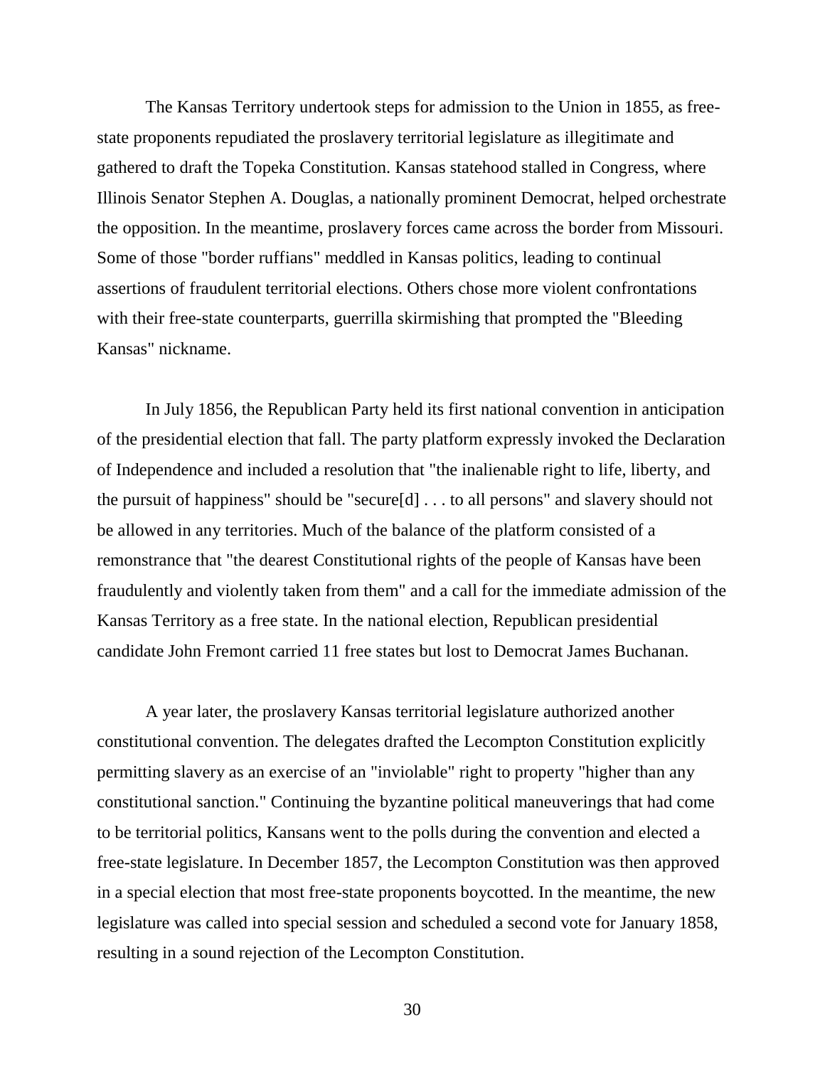The Kansas Territory undertook steps for admission to the Union in 1855, as free-state proponents repudiated the proslavery territorial legislature as illegitimate and gathered to draft the Topeka Constitution. Kansas statehood stalled in Congress, where Illinois Senator Stephen A. Douglas, a nationally prominent Democrat, helped orchestrate the opposition. In the meantime, proslavery forces came across the border from Missouri. Some of those "border ruffians" meddled in Kansas politics, leading to continual assertions of fraudulent territorial elections. Others chose more violent confrontations with their free-state counterparts, guerrilla skirmishing that prompted the "Bleeding Kansas" nickname.

In July 1856, the Republican Party held its first national convention in anticipation of the presidential election that fall. The party platform expressly invoked the Declaration of Independence and included a resolution that "the inalienable right to life, liberty, and the pursuit of happiness" should be "secure[d] . . . to all persons" and slavery should not be allowed in any territories. Much of the balance of the platform consisted of a remonstrance that "the dearest Constitutional rights of the people of Kansas have been fraudulently and violently taken from them" and a call for the immediate admission of the Kansas Territory as a free state. In the national election, Republican presidential candidate John Fremont carried 11 free states but lost to Democrat James Buchanan.

A year later, the proslavery Kansas territorial legislature authorized another constitutional convention. The delegates drafted the Lecompton Constitution explicitly permitting slavery as an exercise of an "inviolable" right to property "higher than any constitutional sanction." Continuing the byzantine political maneuverings that had come to be territorial politics, Kansans went to the polls during the convention and elected a free-state legislature. In December 1857, the Lecompton Constitution was then approved in a special election that most free-state proponents boycotted. In the meantime, the new legislature was called into special session and scheduled a second vote for January 1858, resulting in a sound rejection of the Lecompton Constitution.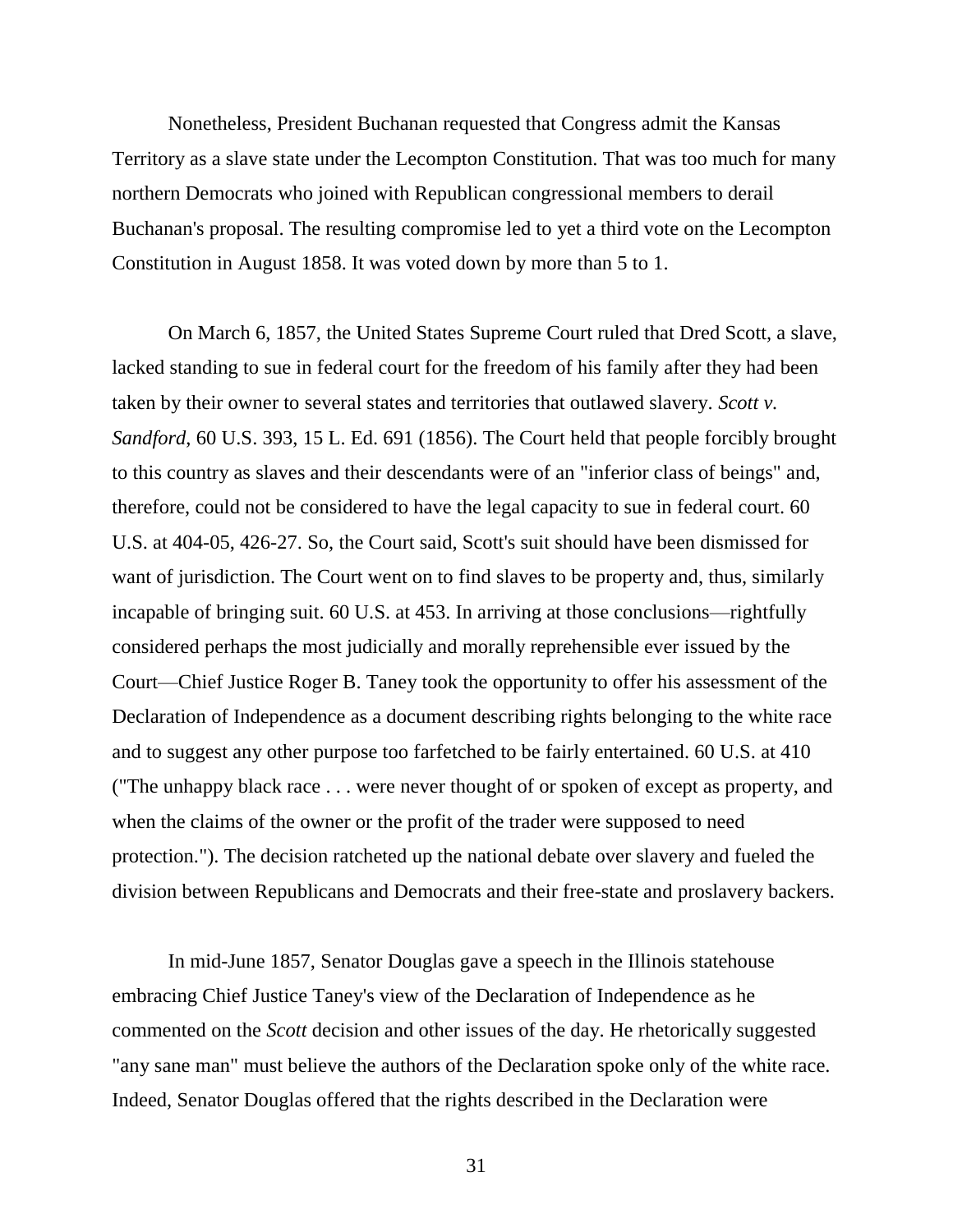Nonetheless, President Buchanan requested that Congress admit the Kansas Territory as a slave state under the Lecompton Constitution. That was too much for many northern Democrats who joined with Republican congressional members to derail Buchanan's proposal. The resulting compromise led to yet a third vote on the Lecompton Constitution in August 1858. It was voted down by more than 5 to 1.

On March 6, 1857, the United States Supreme Court ruled that Dred Scott, a slave, lacked standing to sue in federal court for the freedom of his family after they had been taken by their owner to several states and territories that outlawed slavery. *Scott v. Sandford*, 60 U.S. 393, 15 L. Ed. 691 (1856). The Court held that people forcibly brought to this country as slaves and their descendants were of an "inferior class of beings" and, therefore, could not be considered to have the legal capacity to sue in federal court. 60 U.S. at 404-05, 426-27. So, the Court said, Scott's suit should have been dismissed for want of jurisdiction. The Court went on to find slaves to be property and, thus, similarly incapable of bringing suit. 60 U.S. at 453. In arriving at those conclusions—rightfully considered perhaps the most judicially and morally reprehensible ever issued by the Court—Chief Justice Roger B. Taney took the opportunity to offer his assessment of the Declaration of Independence as a document describing rights belonging to the white race and to suggest any other purpose too farfetched to be fairly entertained. 60 U.S. at 410 ("The unhappy black race . . . were never thought of or spoken of except as property, and when the claims of the owner or the profit of the trader were supposed to need protection."). The decision ratcheted up the national debate over slavery and fueled the division between Republicans and Democrats and their free-state and proslavery backers.

In mid-June 1857, Senator Douglas gave a speech in the Illinois statehouse embracing Chief Justice Taney's view of the Declaration of Independence as he commented on the *Scott* decision and other issues of the day. He rhetorically suggested "any sane man" must believe the authors of the Declaration spoke only of the white race. Indeed, Senator Douglas offered that the rights described in the Declaration were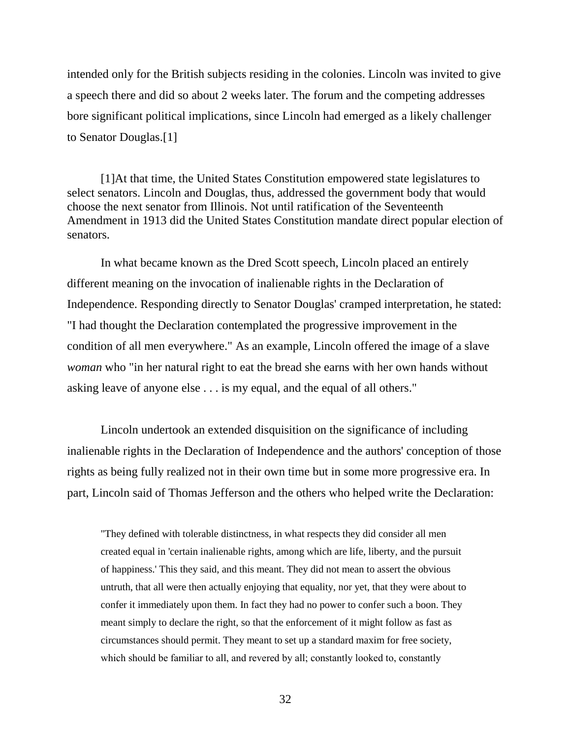intended only for the British subjects residing in the colonies. Lincoln was invited to give a speech there and did so about 2 weeks later. The forum and the competing addresses bore significant political implications, since Lincoln had emerged as a likely challenger to Senator Douglas.[1]

[1]At that time, the United States Constitution empowered state legislatures to select senators. Lincoln and Douglas, thus, addressed the government body that would choose the next senator from Illinois. Not until ratification of the Seventeenth Amendment in 1913 did the United States Constitution mandate direct popular election of senators.

In what became known as the Dred Scott speech, Lincoln placed an entirely different meaning on the invocation of inalienable rights in the Declaration of Independence. Responding directly to Senator Douglas' cramped interpretation, he stated: "I had thought the Declaration contemplated the progressive improvement in the condition of all men everywhere." As an example, Lincoln offered the image of a slave *woman* who "in her natural right to eat the bread she earns with her own hands without asking leave of anyone else . . . is my equal, and the equal of all others."

Lincoln undertook an extended disquisition on the significance of including inalienable rights in the Declaration of Independence and the authors' conception of those rights as being fully realized not in their own time but in some more progressive era. In part, Lincoln said of Thomas Jefferson and the others who helped write the Declaration:

> "They defined with tolerable distinctness, in what respects they did consider all men created equal in 'certain inalienable rights, among which are life, liberty, and the pursuit of happiness.' This they said, and this meant. They did not mean to assert the obvious untruth, that all were then actually enjoying that equality, nor yet, that they were about to confer it immediately upon them. In fact they had no power to confer such a boon. They meant simply to declare the right, so that the enforcement of it might follow as fast as circumstances should permit. They meant to set up a standard maxim for free society, which should be familiar to all, and revered by all; constantly looked to, constantly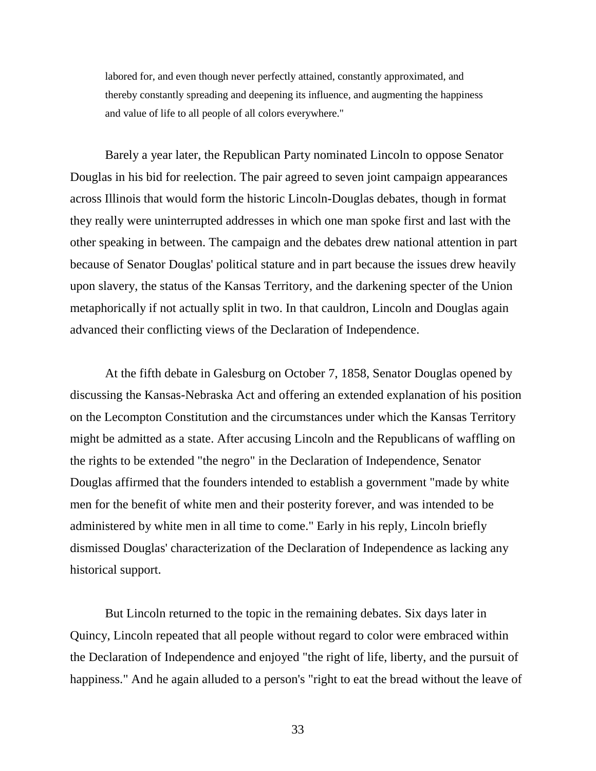> labored for, and even though never perfectly attained, constantly approximated, and thereby constantly spreading and deepening its influence, and augmenting the happiness and value of life to all people of all colors everywhere."

Barely a year later, the Republican Party nominated Lincoln to oppose Senator Douglas in his bid for reelection. The pair agreed to seven joint campaign appearances across Illinois that would form the historic Lincoln-Douglas debates, though in format they really were uninterrupted addresses in which one man spoke first and last with the other speaking in between. The campaign and the debates drew national attention in part because of Senator Douglas' political stature and in part because the issues drew heavily upon slavery, the status of the Kansas Territory, and the darkening specter of the Union metaphorically if not actually split in two. In that cauldron, Lincoln and Douglas again advanced their conflicting views of the Declaration of Independence.

At the fifth debate in Galesburg on October 7, 1858, Senator Douglas opened by discussing the Kansas-Nebraska Act and offering an extended explanation of his position on the Lecompton Constitution and the circumstances under which the Kansas Territory might be admitted as a state. After accusing Lincoln and the Republicans of waffling on the rights to be extended "the negro" in the Declaration of Independence, Senator Douglas affirmed that the founders intended to establish a government "made by white men for the benefit of white men and their posterity forever, and was intended to be administered by white men in all time to come." Early in his reply, Lincoln briefly dismissed Douglas' characterization of the Declaration of Independence as lacking any historical support.

But Lincoln returned to the topic in the remaining debates. Six days later in Quincy, Lincoln repeated that all people without regard to color were embraced within the Declaration of Independence and enjoyed "the right of life, liberty, and the pursuit of happiness." And he again alluded to a person's "right to eat the bread without the leave of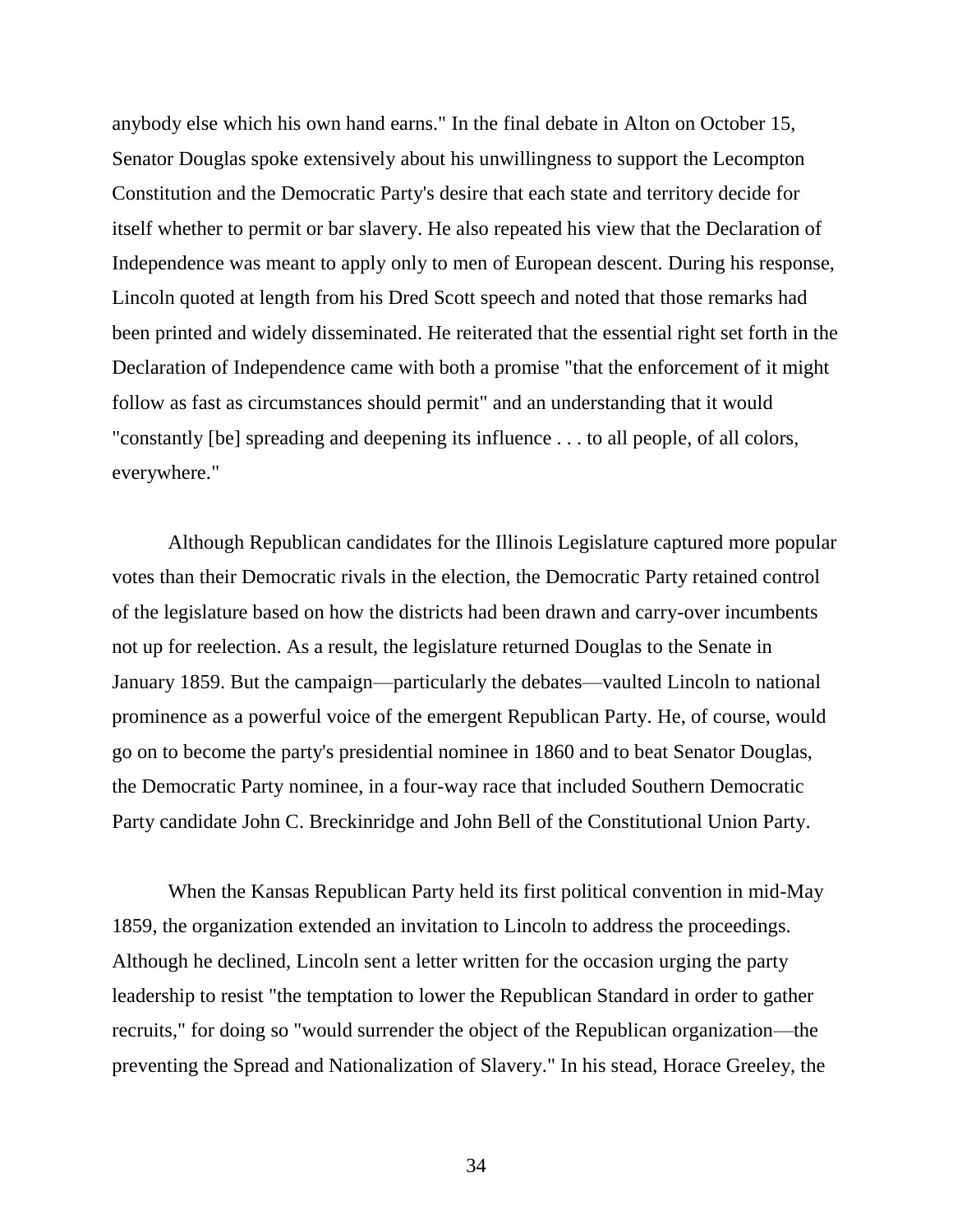anybody else which his own hand earns." In the final debate in Alton on October 15, Senator Douglas spoke extensively about his unwillingness to support the Lecompton Constitution and the Democratic Party's desire that each state and territory decide for itself whether to permit or bar slavery. He also repeated his view that the Declaration of Independence was meant to apply only to men of European descent. During his response, Lincoln quoted at length from his Dred Scott speech and noted that those remarks had been printed and widely disseminated. He reiterated that the essential right set forth in the Declaration of Independence came with both a promise "that the enforcement of it might follow as fast as circumstances should permit" and an understanding that it would "constantly [be] spreading and deepening its influence . . . to all people, of all colors, everywhere."

Although Republican candidates for the Illinois Legislature captured more popular votes than their Democratic rivals in the election, the Democratic Party retained control of the legislature based on how the districts had been drawn and carry-over incumbents not up for reelection. As a result, the legislature returned Douglas to the Senate in January 1859. But the campaign—particularly the debates—vaulted Lincoln to national prominence as a powerful voice of the emergent Republican Party. He, of course, would go on to become the party's presidential nominee in 1860 and to beat Senator Douglas, the Democratic Party nominee, in a four-way race that included Southern Democratic Party candidate John C. Breckinridge and John Bell of the Constitutional Union Party.

When the Kansas Republican Party held its first political convention in mid-May 1859, the organization extended an invitation to Lincoln to address the proceedings. Although he declined, Lincoln sent a letter written for the occasion urging the party leadership to resist "the temptation to lower the Republican Standard in order to gather recruits," for doing so "would surrender the object of the Republican organization—the preventing the Spread and Nationalization of Slavery." In his stead, Horace Greeley, the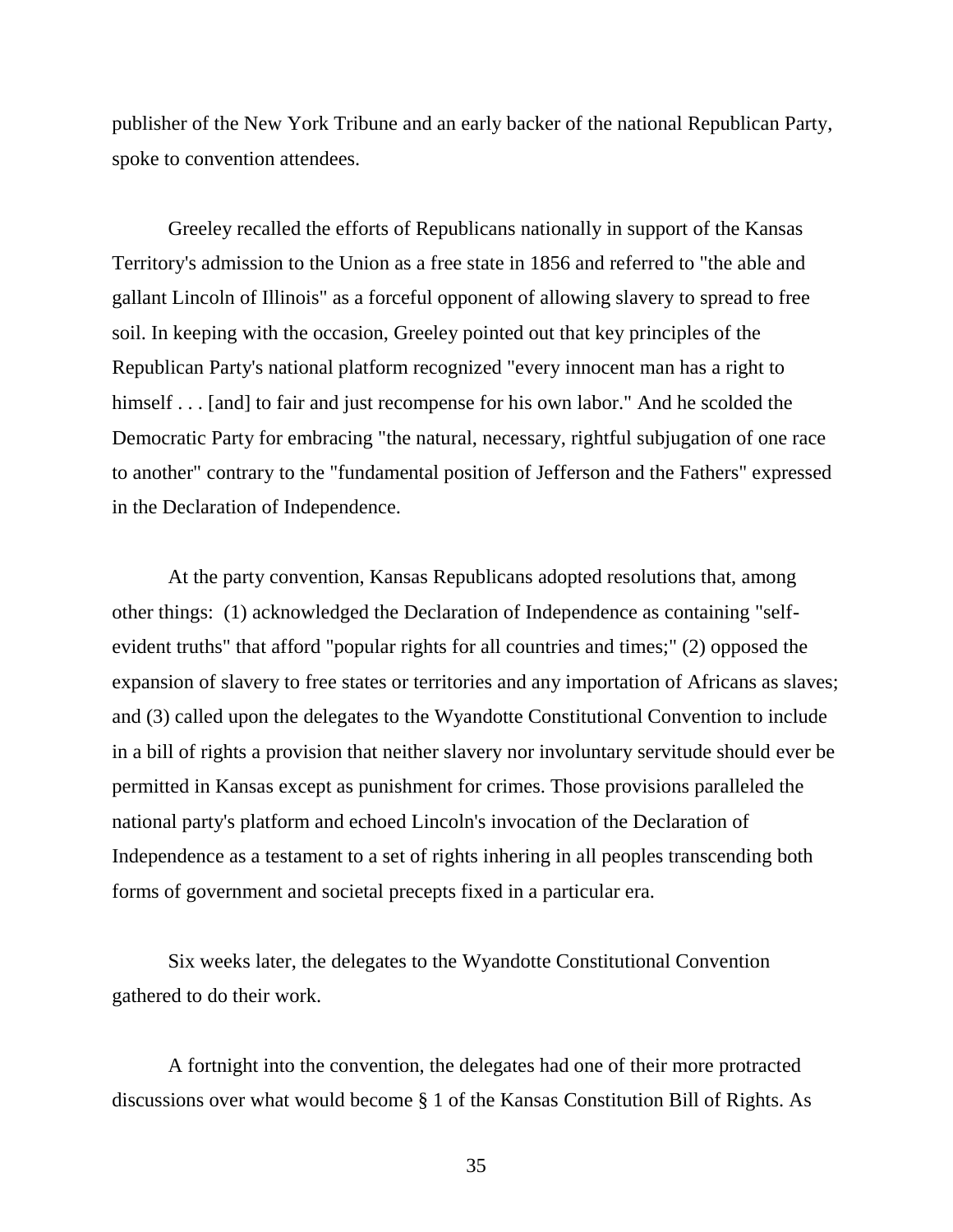publisher of the New York Tribune and an early backer of the national Republican Party, spoke to convention attendees.

Greeley recalled the efforts of Republicans nationally in support of the Kansas Territory's admission to the Union as a free state in 1856 and referred to "the able and gallant Lincoln of Illinois" as a forceful opponent of allowing slavery to spread to free soil. In keeping with the occasion, Greeley pointed out that key principles of the Republican Party's national platform recognized "every innocent man has a right to himself . . . [and] to fair and just recompense for his own labor." And he scolded the Democratic Party for embracing "the natural, necessary, rightful subjugation of one race to another" contrary to the "fundamental position of Jefferson and the Fathers" expressed in the Declaration of Independence.

At the party convention, Kansas Republicans adopted resolutions that, among other things: (1) acknowledged the Declaration of Independence as containing "self-evident truths" that afford "popular rights for all countries and times;" (2) opposed the expansion of slavery to free states or territories and any importation of Africans as slaves; and (3) called upon the delegates to the Wyandotte Constitutional Convention to include in a bill of rights a provision that neither slavery nor involuntary servitude should ever be permitted in Kansas except as punishment for crimes. Those provisions paralleled the national party's platform and echoed Lincoln's invocation of the Declaration of Independence as a testament to a set of rights inhering in all peoples transcending both forms of government and societal precepts fixed in a particular era.

Six weeks later, the delegates to the Wyandotte Constitutional Convention gathered to do their work.

A fortnight into the convention, the delegates had one of their more protracted discussions over what would become § 1 of the Kansas Constitution Bill of Rights. As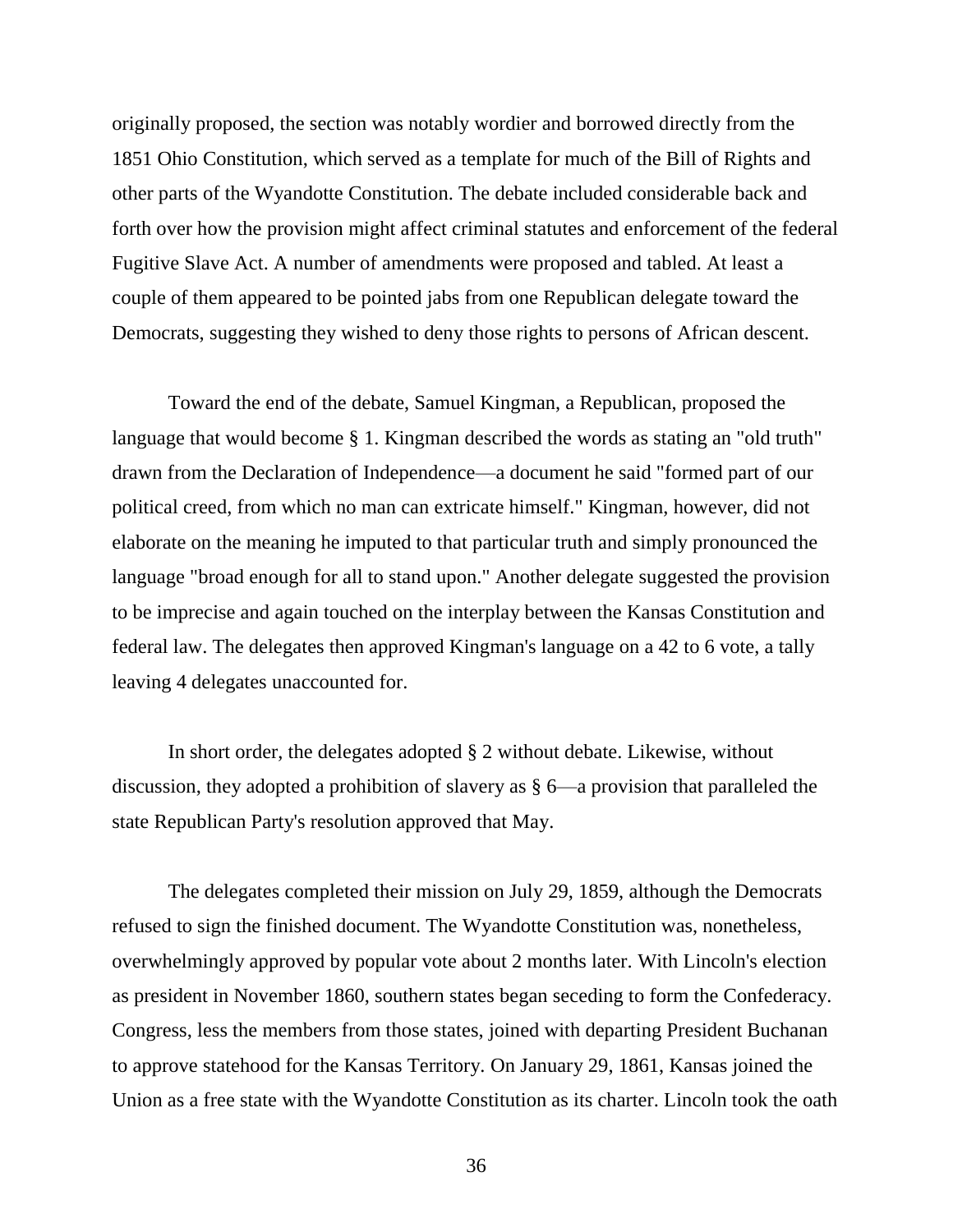originally proposed, the section was notably wordier and borrowed directly from the 1851 Ohio Constitution, which served as a template for much of the Bill of Rights and other parts of the Wyandotte Constitution. The debate included considerable back and forth over how the provision might affect criminal statutes and enforcement of the federal Fugitive Slave Act. A number of amendments were proposed and tabled. At least a couple of them appeared to be pointed jabs from one Republican delegate toward the Democrats, suggesting they wished to deny those rights to persons of African descent.

Toward the end of the debate, Samuel Kingman, a Republican, proposed the language that would become § 1. Kingman described the words as stating an "old truth" drawn from the Declaration of Independence—a document he said "formed part of our political creed, from which no man can extricate himself." Kingman, however, did not elaborate on the meaning he imputed to that particular truth and simply pronounced the language "broad enough for all to stand upon." Another delegate suggested the provision to be imprecise and again touched on the interplay between the Kansas Constitution and federal law. The delegates then approved Kingman's language on a 42 to 6 vote, a tally leaving 4 delegates unaccounted for.

In short order, the delegates adopted § 2 without debate. Likewise, without discussion, they adopted a prohibition of slavery as § 6—a provision that paralleled the state Republican Party's resolution approved that May.

The delegates completed their mission on July 29, 1859, although the Democrats refused to sign the finished document. The Wyandotte Constitution was, nonetheless, overwhelmingly approved by popular vote about 2 months later. With Lincoln's election as president in November 1860, southern states began seceding to form the Confederacy. Congress, less the members from those states, joined with departing President Buchanan to approve statehood for the Kansas Territory. On January 29, 1861, Kansas joined the Union as a free state with the Wyandotte Constitution as its charter. Lincoln took the oath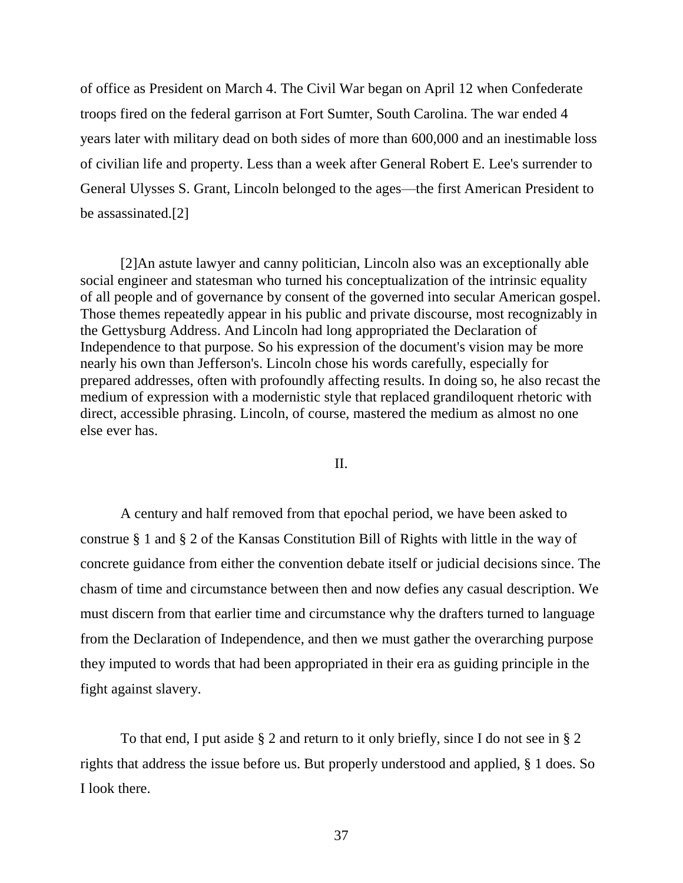of office as President on March 4. The Civil War began on April 12 when Confederate troops fired on the federal garrison at Fort Sumter, South Carolina. The war ended 4 years later with military dead on both sides of more than 600,000 and an inestimable loss of civilian life and property. Less than a week after General Robert E. Lee's surrender to General Ulysses S. Grant, Lincoln belonged to the ages—the first American President to be assassinated.[2]

[2]An astute lawyer and canny politician, Lincoln also was an exceptionally able social engineer and statesman who turned his conceptualization of the intrinsic equality of all people and of governance by consent of the governed into secular American gospel. Those themes repeatedly appear in his public and private discourse, most recognizably in the Gettysburg Address. And Lincoln had long appropriated the Declaration of Independence to that purpose. So his expression of the document's vision may be more nearly his own than Jefferson's. Lincoln chose his words carefully, especially for prepared addresses, often with profoundly affecting results. In doing so, he also recast the medium of expression with a modernistic style that replaced grandiloquent rhetoric with direct, accessible phrasing. Lincoln, of course, mastered the medium as almost no one else ever has.

## II.

A century and half removed from that epochal period, we have been asked to construe § 1 and § 2 of the Kansas Constitution Bill of Rights with little in the way of concrete guidance from either the convention debate itself or judicial decisions since. The chasm of time and circumstance between then and now defies any casual description. We must discern from that earlier time and circumstance why the drafters turned to language from the Declaration of Independence, and then we must gather the overarching purpose they imputed to words that had been appropriated in their era as guiding principle in the fight against slavery.

To that end, I put aside § 2 and return to it only briefly, since I do not see in § 2 rights that address the issue before us. But properly understood and applied, § 1 does. So I look there.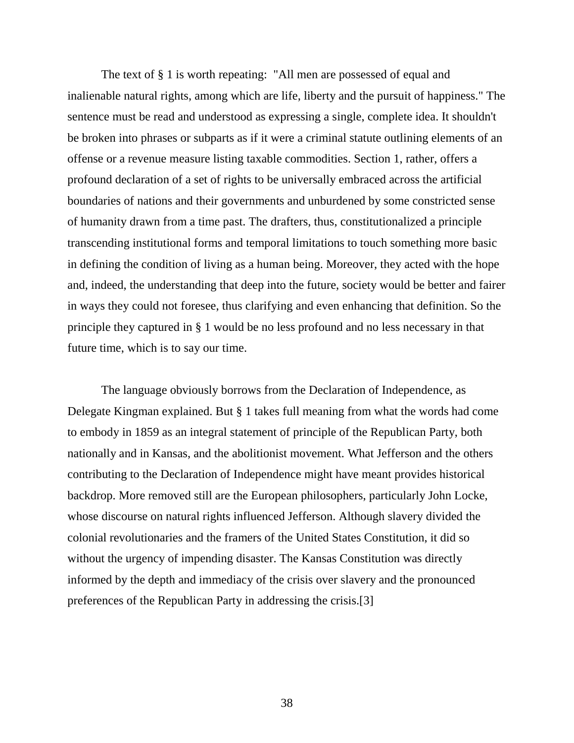The text of § 1 is worth repeating: "All men are possessed of equal and inalienable natural rights, among which are life, liberty and the pursuit of happiness." The sentence must be read and understood as expressing a single, complete idea. It shouldn't be broken into phrases or subparts as if it were a criminal statute outlining elements of an offense or a revenue measure listing taxable commodities. Section 1, rather, offers a profound declaration of a set of rights to be universally embraced across the artificial boundaries of nations and their governments and unburdened by some constricted sense of humanity drawn from a time past. The drafters, thus, constitutionalized a principle transcending institutional forms and temporal limitations to touch something more basic in defining the condition of living as a human being. Moreover, they acted with the hope and, indeed, the understanding that deep into the future, society would be better and fairer in ways they could not foresee, thus clarifying and even enhancing that definition. So the principle they captured in § 1 would be no less profound and no less necessary in that future time, which is to say our time.

The language obviously borrows from the Declaration of Independence, as Delegate Kingman explained. But § 1 takes full meaning from what the words had come to embody in 1859 as an integral statement of principle of the Republican Party, both nationally and in Kansas, and the abolitionist movement. What Jefferson and the others contributing to the Declaration of Independence might have meant provides historical backdrop. More removed still are the European philosophers, particularly John Locke, whose discourse on natural rights influenced Jefferson. Although slavery divided the colonial revolutionaries and the framers of the United States Constitution, it did so without the urgency of impending disaster. The Kansas Constitution was directly informed by the depth and immediacy of the crisis over slavery and the pronounced preferences of the Republican Party in addressing the crisis.[3]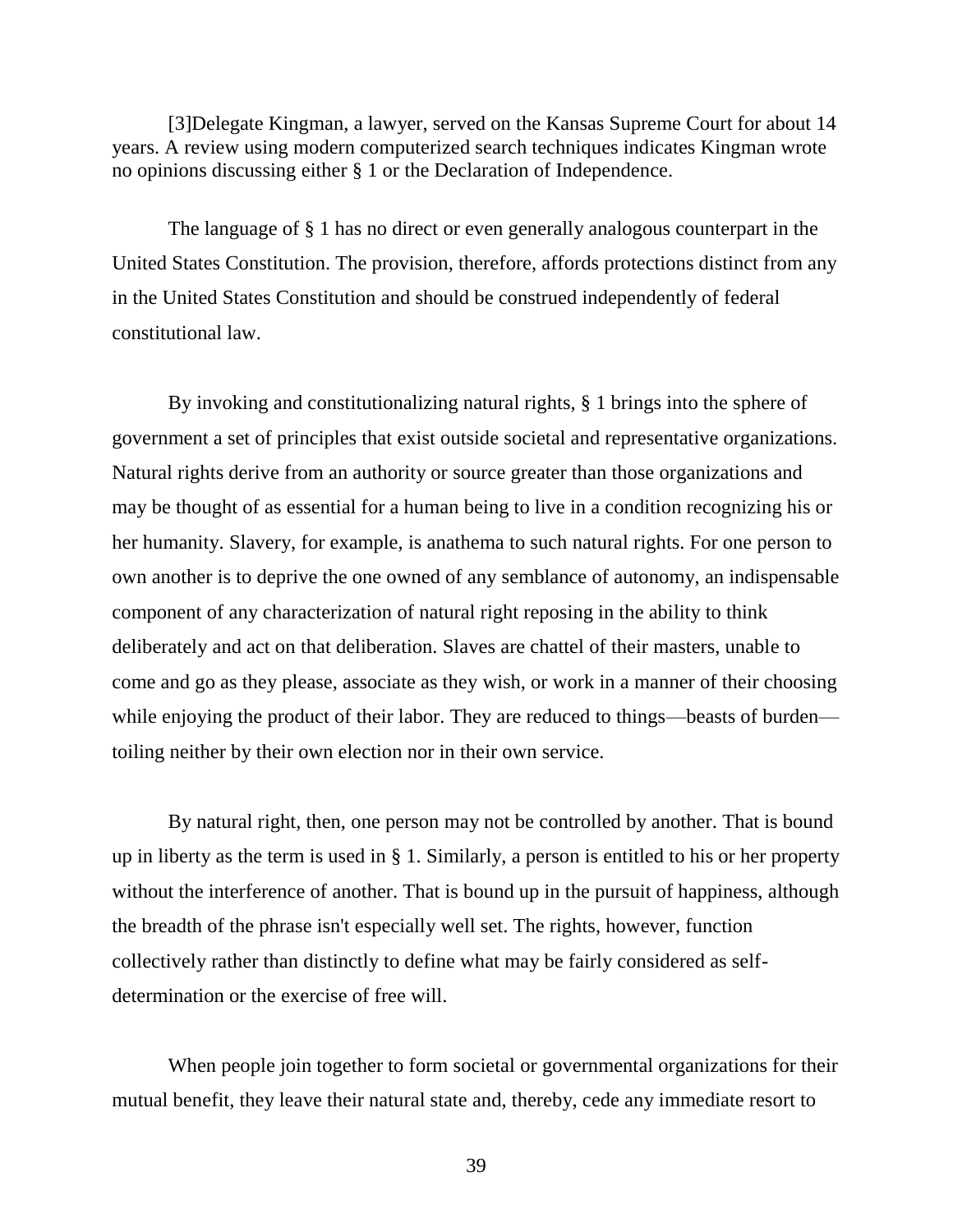[3]Delegate Kingman, a lawyer, served on the Kansas Supreme Court for about 14 years. A review using modern computerized search techniques indicates Kingman wrote no opinions discussing either § 1 or the Declaration of Independence.

The language of § 1 has no direct or even generally analogous counterpart in the United States Constitution. The provision, therefore, affords protections distinct from any in the United States Constitution and should be construed independently of federal constitutional law.

By invoking and constitutionalizing natural rights, § 1 brings into the sphere of government a set of principles that exist outside societal and representative organizations. Natural rights derive from an authority or source greater than those organizations and may be thought of as essential for a human being to live in a condition recognizing his or her humanity. Slavery, for example, is anathema to such natural rights. For one person to own another is to deprive the one owned of any semblance of autonomy, an indispensable component of any characterization of natural right reposing in the ability to think deliberately and act on that deliberation. Slaves are chattel of their masters, unable to come and go as they please, associate as they wish, or work in a manner of their choosing while enjoying the product of their labor. They are reduced to things—beasts of burden—toiling neither by their own election nor in their own service.

By natural right, then, one person may not be controlled by another. That is bound up in liberty as the term is used in § 1. Similarly, a person is entitled to his or her property without the interference of another. That is bound up in the pursuit of happiness, although the breadth of the phrase isn't especially well set. The rights, however, function collectively rather than distinctly to define what may be fairly considered as self-determination or the exercise of free will.

When people join together to form societal or governmental organizations for their mutual benefit, they leave their natural state and, thereby, cede any immediate resort to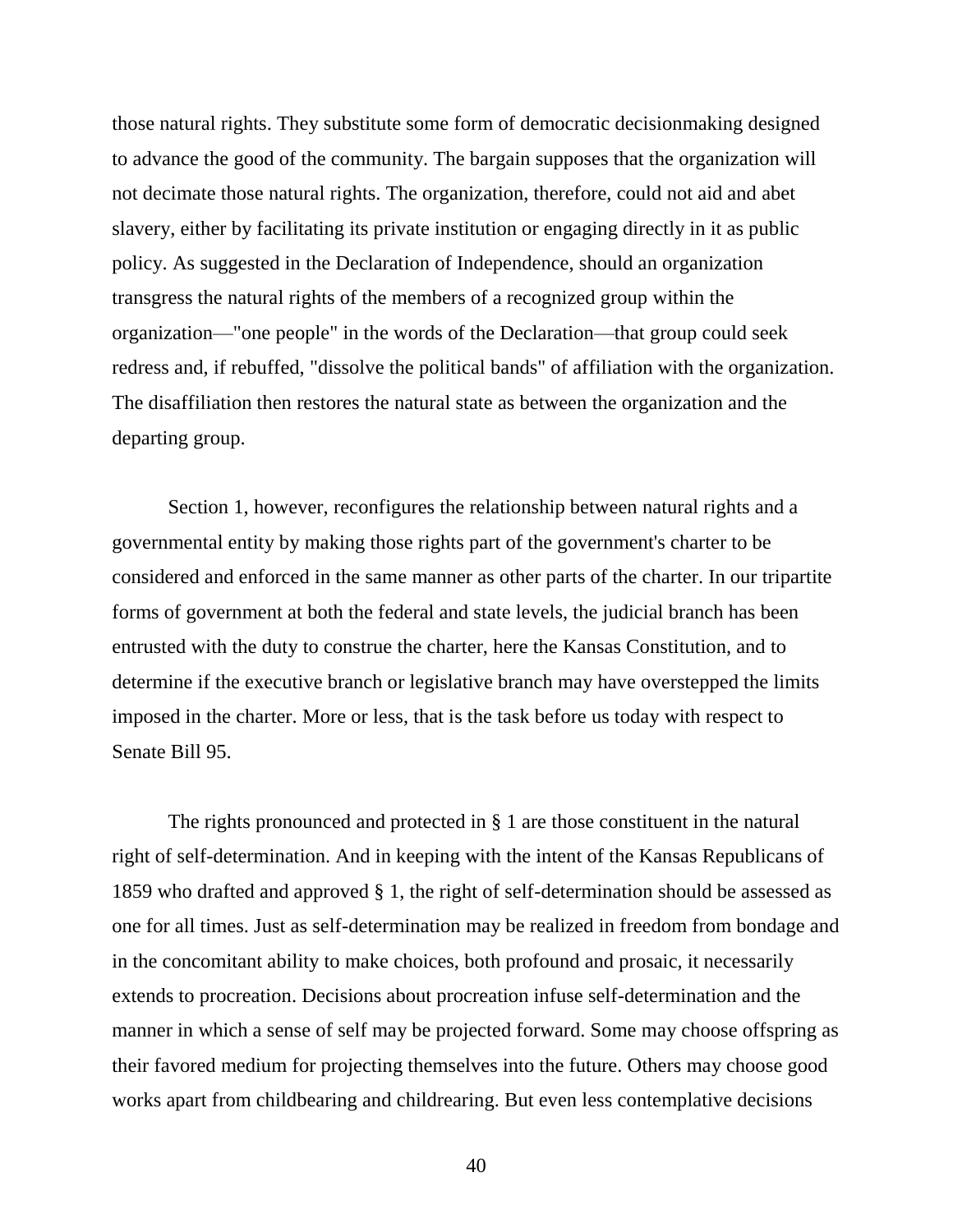those natural rights. They substitute some form of democratic decisionmaking designed to advance the good of the community. The bargain supposes that the organization will not decimate those natural rights. The organization, therefore, could not aid and abet slavery, either by facilitating its private institution or engaging directly in it as public policy. As suggested in the Declaration of Independence, should an organization transgress the natural rights of the members of a recognized group within the organization—"one people" in the words of the Declaration—that group could seek redress and, if rebuffed, "dissolve the political bands" of affiliation with the organization. The disaffiliation then restores the natural state as between the organization and the departing group.

Section 1, however, reconfigures the relationship between natural rights and a governmental entity by making those rights part of the government's charter to be considered and enforced in the same manner as other parts of the charter. In our tripartite forms of government at both the federal and state levels, the judicial branch has been entrusted with the duty to construe the charter, here the Kansas Constitution, and to determine if the executive branch or legislative branch may have overstepped the limits imposed in the charter. More or less, that is the task before us today with respect to Senate Bill 95.

The rights pronounced and protected in § 1 are those constituent in the natural right of self-determination. And in keeping with the intent of the Kansas Republicans of 1859 who drafted and approved § 1, the right of self-determination should be assessed as one for all times. Just as self-determination may be realized in freedom from bondage and in the concomitant ability to make choices, both profound and prosaic, it necessarily extends to procreation. Decisions about procreation infuse self-determination and the manner in which a sense of self may be projected forward. Some may choose offspring as their favored medium for projecting themselves into the future. Others may choose good works apart from childbearing and childrearing. But even less contemplative decisions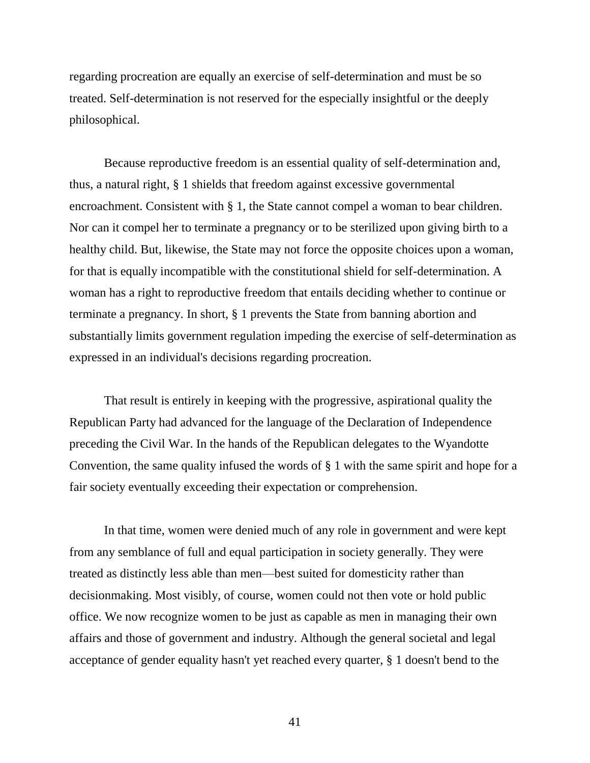regarding procreation are equally an exercise of self-determination and must be so treated. Self-determination is not reserved for the especially insightful or the deeply philosophical.

Because reproductive freedom is an essential quality of self-determination and, thus, a natural right, § 1 shields that freedom against excessive governmental encroachment. Consistent with § 1, the State cannot compel a woman to bear children. Nor can it compel her to terminate a pregnancy or to be sterilized upon giving birth to a healthy child. But, likewise, the State may not force the opposite choices upon a woman, for that is equally incompatible with the constitutional shield for self-determination. A woman has a right to reproductive freedom that entails deciding whether to continue or terminate a pregnancy. In short, § 1 prevents the State from banning abortion and substantially limits government regulation impeding the exercise of self-determination as expressed in an individual's decisions regarding procreation.

That result is entirely in keeping with the progressive, aspirational quality the Republican Party had advanced for the language of the Declaration of Independence preceding the Civil War. In the hands of the Republican delegates to the Wyandotte Convention, the same quality infused the words of § 1 with the same spirit and hope for a fair society eventually exceeding their expectation or comprehension.

In that time, women were denied much of any role in government and were kept from any semblance of full and equal participation in society generally. They were treated as distinctly less able than men—best suited for domesticity rather than decisionmaking. Most visibly, of course, women could not then vote or hold public office. We now recognize women to be just as capable as men in managing their own affairs and those of government and industry. Although the general societal and legal acceptance of gender equality hasn't yet reached every quarter, § 1 doesn't bend to the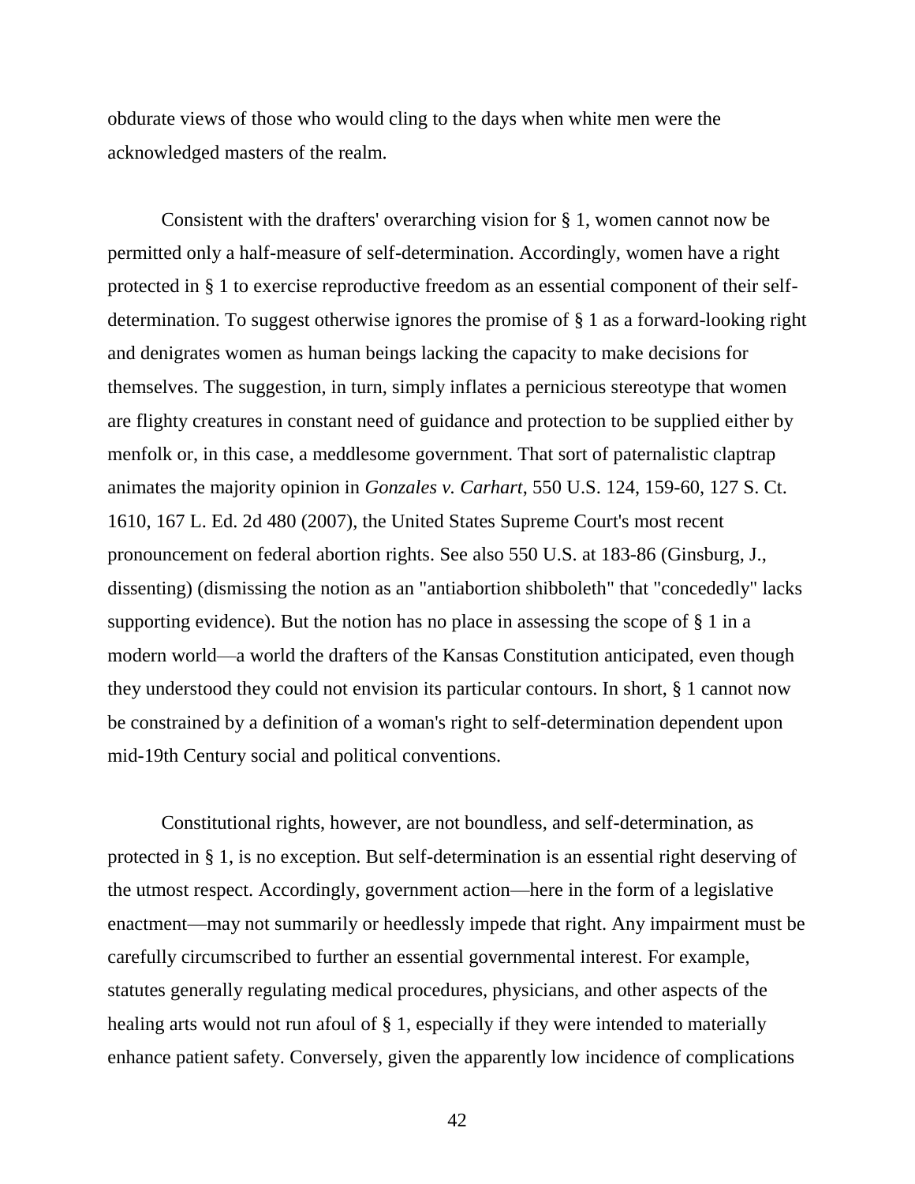obdurate views of those who would cling to the days when white men were the acknowledged masters of the realm.

Consistent with the drafters' overarching vision for § 1, women cannot now be permitted only a half-measure of self-determination. Accordingly, women have a right protected in § 1 to exercise reproductive freedom as an essential component of their self-determination. To suggest otherwise ignores the promise of § 1 as a forward-looking right and denigrates women as human beings lacking the capacity to make decisions for themselves. The suggestion, in turn, simply inflates a pernicious stereotype that women are flighty creatures in constant need of guidance and protection to be supplied either by menfolk or, in this case, a meddlesome government. That sort of paternalistic claptrap animates the majority opinion in *Gonzales v. Carhart*, 550 U.S. 124, 159-60, 127 S. Ct. 1610, 167 L. Ed. 2d 480 (2007), the United States Supreme Court's most recent pronouncement on federal abortion rights. See also 550 U.S. at 183-86 (Ginsburg, J., dissenting) (dismissing the notion as an "antiabortion shibboleth" that "concededly" lacks supporting evidence). But the notion has no place in assessing the scope of § 1 in a modern world—a world the drafters of the Kansas Constitution anticipated, even though they understood they could not envision its particular contours. In short, § 1 cannot now be constrained by a definition of a woman's right to self-determination dependent upon mid-19th Century social and political conventions.

Constitutional rights, however, are not boundless, and self-determination, as protected in § 1, is no exception. But self-determination is an essential right deserving of the utmost respect. Accordingly, government action—here in the form of a legislative enactment—may not summarily or heedlessly impede that right. Any impairment must be carefully circumscribed to further an essential governmental interest. For example, statutes generally regulating medical procedures, physicians, and other aspects of the healing arts would not run afoul of § 1, especially if they were intended to materially enhance patient safety. Conversely, given the apparently low incidence of complications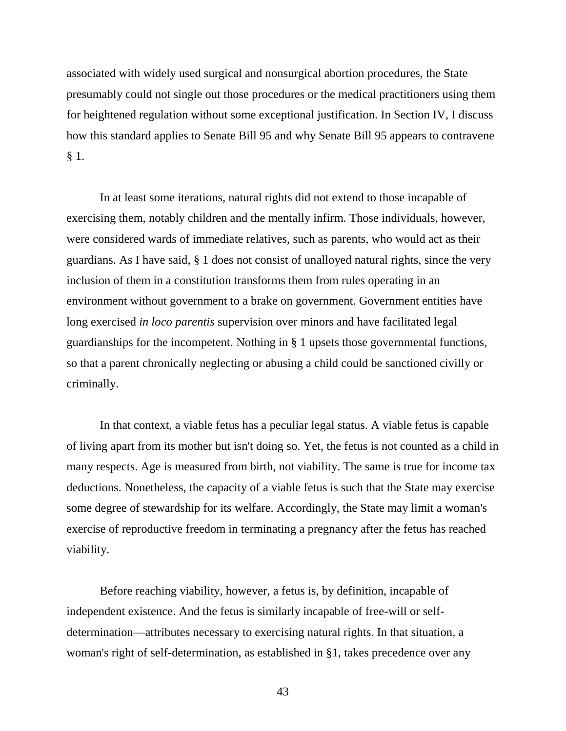associated with widely used surgical and nonsurgical abortion procedures, the State presumably could not single out those procedures or the medical practitioners using them for heightened regulation without some exceptional justification. In Section IV, I discuss how this standard applies to Senate Bill 95 and why Senate Bill 95 appears to contravene § 1.

In at least some iterations, natural rights did not extend to those incapable of exercising them, notably children and the mentally infirm. Those individuals, however, were considered wards of immediate relatives, such as parents, who would act as their guardians. As I have said, § 1 does not consist of unalloyed natural rights, since the very inclusion of them in a constitution transforms them from rules operating in an environment without government to a brake on government. Government entities have long exercised *in loco parentis* supervision over minors and have facilitated legal guardianships for the incompetent. Nothing in § 1 upsets those governmental functions, so that a parent chronically neglecting or abusing a child could be sanctioned civilly or criminally.

In that context, a viable fetus has a peculiar legal status. A viable fetus is capable of living apart from its mother but isn't doing so. Yet, the fetus is not counted as a child in many respects. Age is measured from birth, not viability. The same is true for income tax deductions. Nonetheless, the capacity of a viable fetus is such that the State may exercise some degree of stewardship for its welfare. Accordingly, the State may limit a woman's exercise of reproductive freedom in terminating a pregnancy after the fetus has reached viability.

Before reaching viability, however, a fetus is, by definition, incapable of independent existence. And the fetus is similarly incapable of free-will or self-determination—attributes necessary to exercising natural rights. In that situation, a woman's right of self-determination, as established in §1, takes precedence over any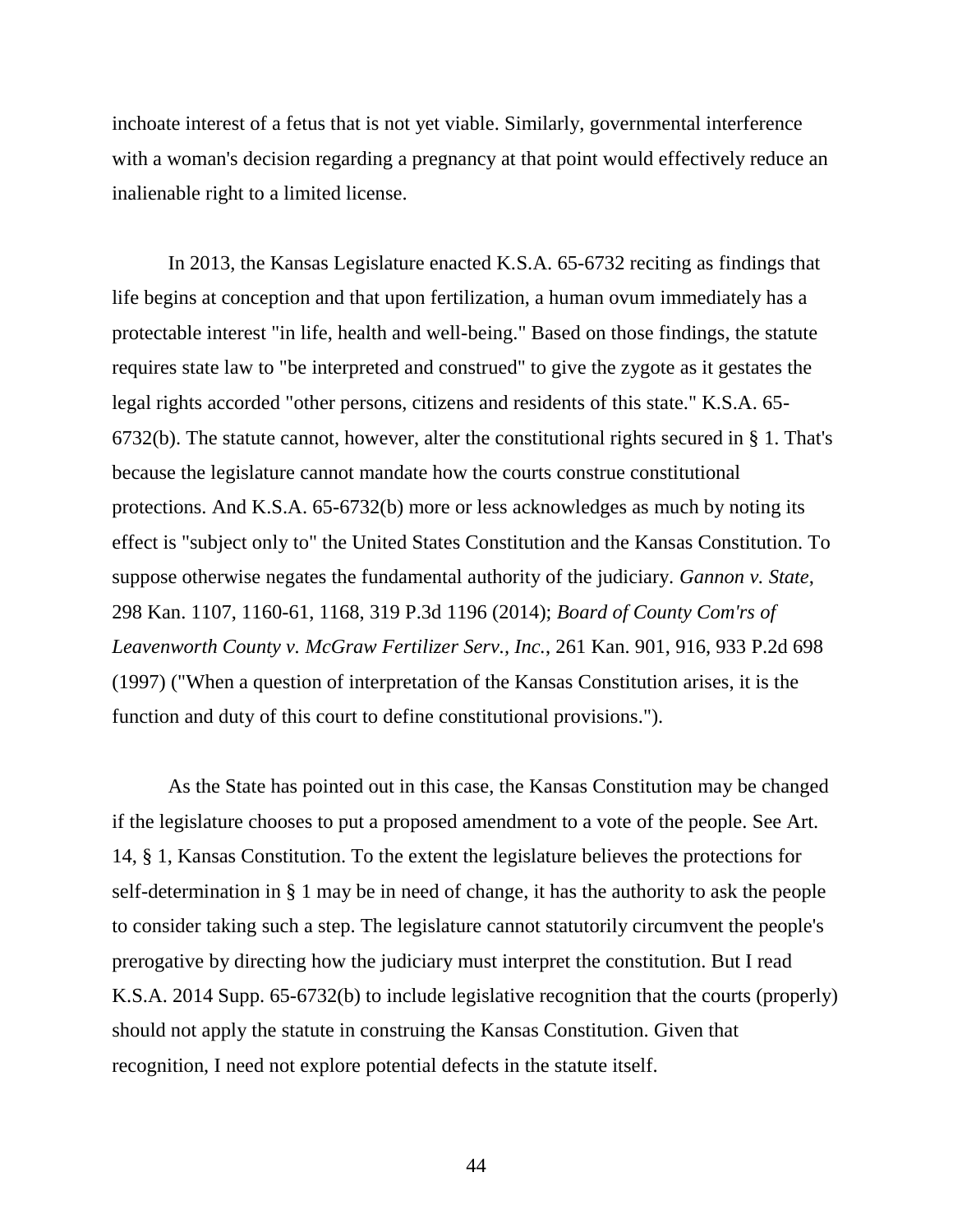inchoate interest of a fetus that is not yet viable. Similarly, governmental interference with a woman's decision regarding a pregnancy at that point would effectively reduce an inalienable right to a limited license.

In 2013, the Kansas Legislature enacted K.S.A. 65-6732 reciting as findings that life begins at conception and that upon fertilization, a human ovum immediately has a protectable interest "in life, health and well-being." Based on those findings, the statute requires state law to "be interpreted and construed" to give the zygote as it gestates the legal rights accorded "other persons, citizens and residents of this state." K.S.A. 65-6732(b). The statute cannot, however, alter the constitutional rights secured in § 1. That's because the legislature cannot mandate how the courts construe constitutional protections. And K.S.A. 65-6732(b) more or less acknowledges as much by noting its effect is "subject only to" the United States Constitution and the Kansas Constitution. To suppose otherwise negates the fundamental authority of the judiciary. *Gannon v. State*, 298 Kan. 1107, 1160-61, 1168, 319 P.3d 1196 (2014); *Board of County Com'rs of Leavenworth County v. McGraw Fertilizer Serv., Inc.*, 261 Kan. 901, 916, 933 P.2d 698 (1997) ("When a question of interpretation of the Kansas Constitution arises, it is the function and duty of this court to define constitutional provisions.").

As the State has pointed out in this case, the Kansas Constitution may be changed if the legislature chooses to put a proposed amendment to a vote of the people. See Art. 14, § 1, Kansas Constitution. To the extent the legislature believes the protections for self-determination in § 1 may be in need of change, it has the authority to ask the people to consider taking such a step. The legislature cannot statutorily circumvent the people's prerogative by directing how the judiciary must interpret the constitution. But I read K.S.A. 2014 Supp. 65-6732(b) to include legislative recognition that the courts (properly) should not apply the statute in construing the Kansas Constitution. Given that recognition, I need not explore potential defects in the statute itself.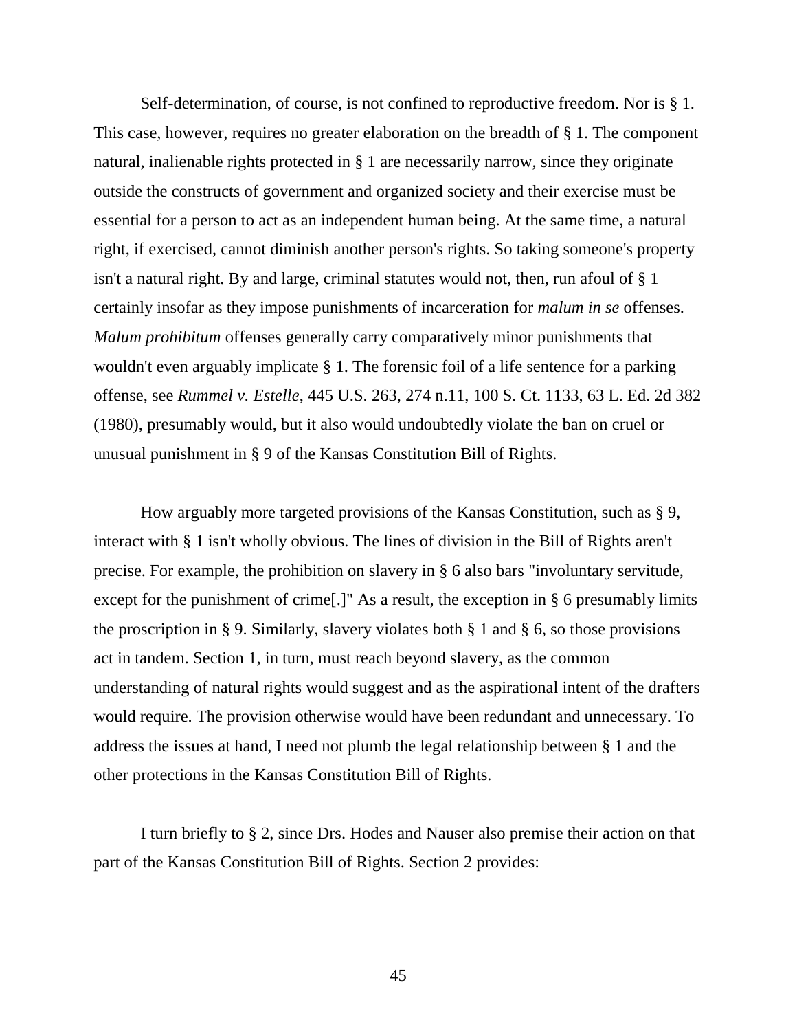Self-determination, of course, is not confined to reproductive freedom. Nor is § 1. This case, however, requires no greater elaboration on the breadth of § 1. The component natural, inalienable rights protected in § 1 are necessarily narrow, since they originate outside the constructs of government and organized society and their exercise must be essential for a person to act as an independent human being. At the same time, a natural right, if exercised, cannot diminish another person's rights. So taking someone's property isn't a natural right. By and large, criminal statutes would not, then, run afoul of § 1 certainly insofar as they impose punishments of incarceration for *malum in se* offenses. *Malum prohibitum* offenses generally carry comparatively minor punishments that wouldn't even arguably implicate § 1. The forensic foil of a life sentence for a parking offense, see *Rummel v. Estelle*, 445 U.S. 263, 274 n.11, 100 S. Ct. 1133, 63 L. Ed. 2d 382 (1980), presumably would, but it also would undoubtedly violate the ban on cruel or unusual punishment in § 9 of the Kansas Constitution Bill of Rights.

How arguably more targeted provisions of the Kansas Constitution, such as § 9, interact with § 1 isn't wholly obvious. The lines of division in the Bill of Rights aren't precise. For example, the prohibition on slavery in § 6 also bars "involuntary servitude, except for the punishment of crime[.]" As a result, the exception in § 6 presumably limits the proscription in § 9. Similarly, slavery violates both § 1 and § 6, so those provisions act in tandem. Section 1, in turn, must reach beyond slavery, as the common understanding of natural rights would suggest and as the aspirational intent of the drafters would require. The provision otherwise would have been redundant and unnecessary. To address the issues at hand, I need not plumb the legal relationship between § 1 and the other protections in the Kansas Constitution Bill of Rights.

I turn briefly to § 2, since Drs. Hodes and Nauser also premise their action on that part of the Kansas Constitution Bill of Rights. Section 2 provides: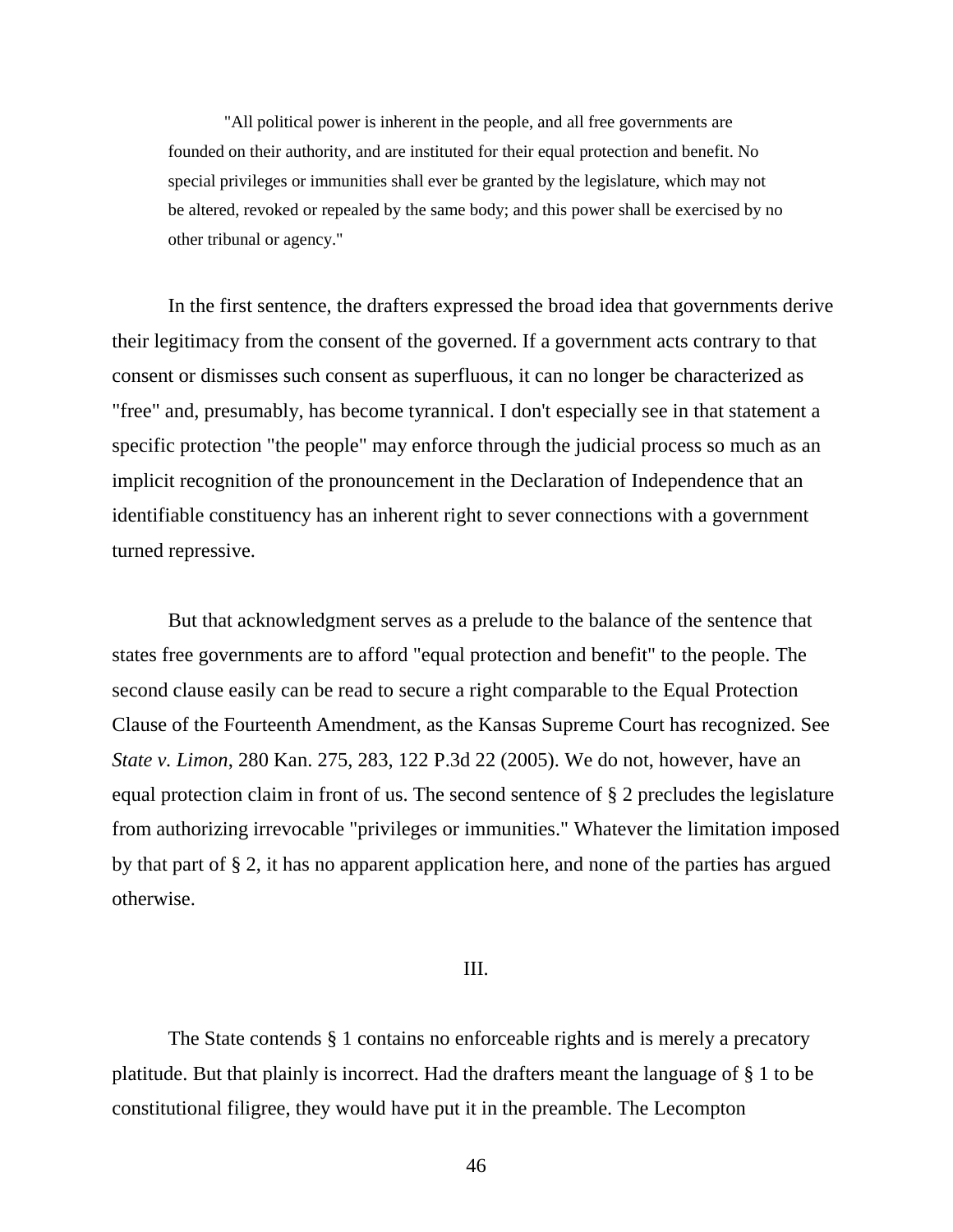> "All political power is inherent in the people, and all free governments are founded on their authority, and are instituted for their equal protection and benefit. No special privileges or immunities shall ever be granted by the legislature, which may not be altered, revoked or repealed by the same body; and this power shall be exercised by no other tribunal or agency."

In the first sentence, the drafters expressed the broad idea that governments derive their legitimacy from the consent of the governed. If a government acts contrary to that consent or dismisses such consent as superfluous, it can no longer be characterized as "free" and, presumably, has become tyrannical. I don't especially see in that statement a specific protection "the people" may enforce through the judicial process so much as an implicit recognition of the pronouncement in the Declaration of Independence that an identifiable constituency has an inherent right to sever connections with a government turned repressive.

But that acknowledgment serves as a prelude to the balance of the sentence that states free governments are to afford "equal protection and benefit" to the people. The second clause easily can be read to secure a right comparable to the Equal Protection Clause of the Fourteenth Amendment, as the Kansas Supreme Court has recognized. See *State v. Limon*, 280 Kan. 275, 283, 122 P.3d 22 (2005). We do not, however, have an equal protection claim in front of us. The second sentence of § 2 precludes the legislature from authorizing irrevocable "privileges or immunities." Whatever the limitation imposed by that part of § 2, it has no apparent application here, and none of the parties has argued otherwise.

III.

The State contends § 1 contains no enforceable rights and is merely a precatory platitude. But that plainly is incorrect. Had the drafters meant the language of § 1 to be constitutional filigree, they would have put it in the preamble. The Lecompton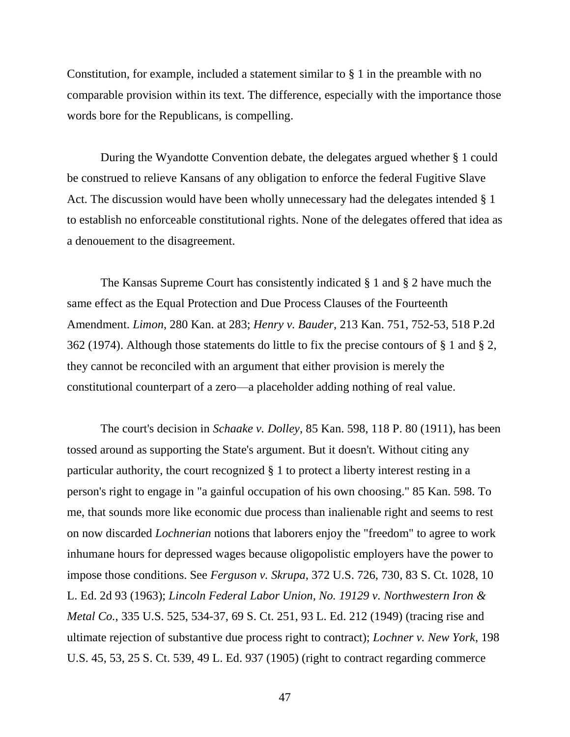Constitution, for example, included a statement similar to § 1 in the preamble with no comparable provision within its text. The difference, especially with the importance those words bore for the Republicans, is compelling.

During the Wyandotte Convention debate, the delegates argued whether § 1 could be construed to relieve Kansans of any obligation to enforce the federal Fugitive Slave Act. The discussion would have been wholly unnecessary had the delegates intended § 1 to establish no enforceable constitutional rights. None of the delegates offered that idea as a denouement to the disagreement.

The Kansas Supreme Court has consistently indicated § 1 and § 2 have much the same effect as the Equal Protection and Due Process Clauses of the Fourteenth Amendment. *Limon*, 280 Kan. at 283; *Henry v. Bauder*, 213 Kan. 751, 752-53, 518 P.2d 362 (1974). Although those statements do little to fix the precise contours of § 1 and § 2, they cannot be reconciled with an argument that either provision is merely the constitutional counterpart of a zero—a placeholder adding nothing of real value.

The court's decision in *Schaake v. Dolley*, 85 Kan. 598, 118 P. 80 (1911), has been tossed around as supporting the State's argument. But it doesn't. Without citing any particular authority, the court recognized § 1 to protect a liberty interest resting in a person's right to engage in "a gainful occupation of his own choosing." 85 Kan. 598. To me, that sounds more like economic due process than inalienable right and seems to rest on now discarded *Lochnerian* notions that laborers enjoy the "freedom" to agree to work inhumane hours for depressed wages because oligopolistic employers have the power to impose those conditions. See *Ferguson v. Skrupa*, 372 U.S. 726, 730, 83 S. Ct. 1028, 10 L. Ed. 2d 93 (1963); *Lincoln Federal Labor Union, No. 19129 v. Northwestern Iron & Metal Co.*, 335 U.S. 525, 534-37, 69 S. Ct. 251, 93 L. Ed. 212 (1949) (tracing rise and ultimate rejection of substantive due process right to contract); *Lochner v. New York*, 198 U.S. 45, 53, 25 S. Ct. 539, 49 L. Ed. 937 (1905) (right to contract regarding commerce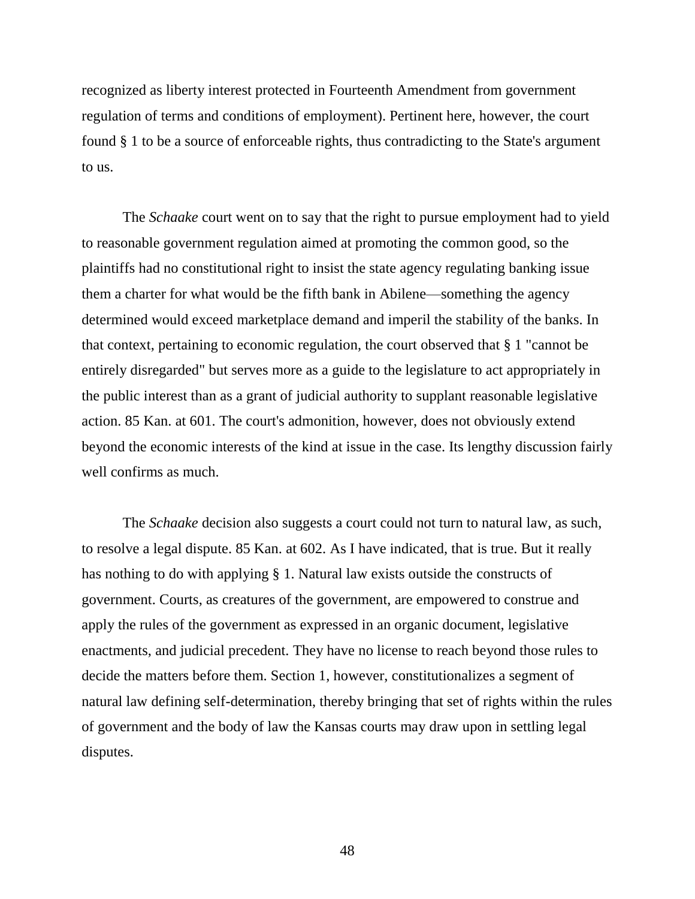recognized as liberty interest protected in Fourteenth Amendment from government regulation of terms and conditions of employment). Pertinent here, however, the court found § 1 to be a source of enforceable rights, thus contradicting to the State's argument to us.

The *Schaake* court went on to say that the right to pursue employment had to yield to reasonable government regulation aimed at promoting the common good, so the plaintiffs had no constitutional right to insist the state agency regulating banking issue them a charter for what would be the fifth bank in Abilene—something the agency determined would exceed marketplace demand and imperil the stability of the banks. In that context, pertaining to economic regulation, the court observed that § 1 "cannot be entirely disregarded" but serves more as a guide to the legislature to act appropriately in the public interest than as a grant of judicial authority to supplant reasonable legislative action. 85 Kan. at 601. The court's admonition, however, does not obviously extend beyond the economic interests of the kind at issue in the case. Its lengthy discussion fairly well confirms as much.

The *Schaake* decision also suggests a court could not turn to natural law, as such, to resolve a legal dispute. 85 Kan. at 602. As I have indicated, that is true. But it really has nothing to do with applying § 1. Natural law exists outside the constructs of government. Courts, as creatures of the government, are empowered to construe and apply the rules of the government as expressed in an organic document, legislative enactments, and judicial precedent. They have no license to reach beyond those rules to decide the matters before them. Section 1, however, constitutionalizes a segment of natural law defining self-determination, thereby bringing that set of rights within the rules of government and the body of law the Kansas courts may draw upon in settling legal disputes.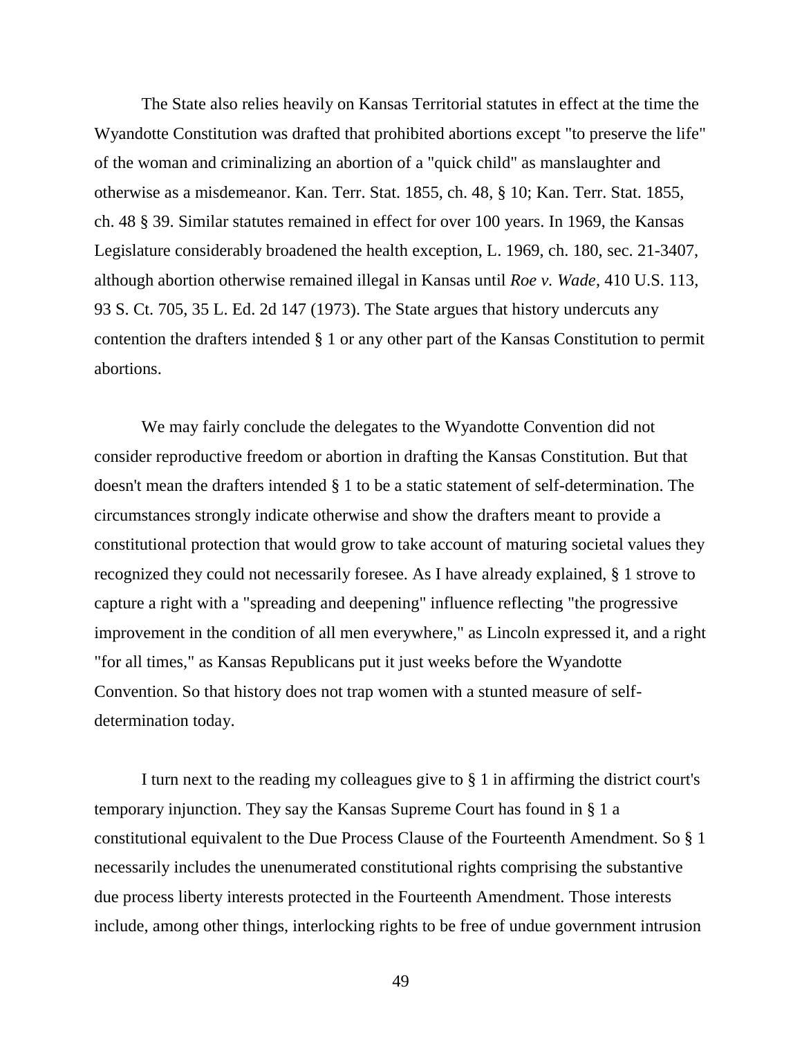The State also relies heavily on Kansas Territorial statutes in effect at the time the Wyandotte Constitution was drafted that prohibited abortions except "to preserve the life" of the woman and criminalizing an abortion of a "quick child" as manslaughter and otherwise as a misdemeanor. Kan. Terr. Stat. 1855, ch. 48, § 10; Kan. Terr. Stat. 1855, ch. 48 § 39. Similar statutes remained in effect for over 100 years. In 1969, the Kansas Legislature considerably broadened the health exception, L. 1969, ch. 180, sec. 21-3407, although abortion otherwise remained illegal in Kansas until *Roe v. Wade*, 410 U.S. 113, 93 S. Ct. 705, 35 L. Ed. 2d 147 (1973). The State argues that history undercuts any contention the drafters intended § 1 or any other part of the Kansas Constitution to permit abortions.

We may fairly conclude the delegates to the Wyandotte Convention did not consider reproductive freedom or abortion in drafting the Kansas Constitution. But that doesn't mean the drafters intended § 1 to be a static statement of self-determination. The circumstances strongly indicate otherwise and show the drafters meant to provide a constitutional protection that would grow to take account of maturing societal values they recognized they could not necessarily foresee. As I have already explained, § 1 strove to capture a right with a "spreading and deepening" influence reflecting "the progressive improvement in the condition of all men everywhere," as Lincoln expressed it, and a right "for all times," as Kansas Republicans put it just weeks before the Wyandotte Convention. So that history does not trap women with a stunted measure of self-determination today.

I turn next to the reading my colleagues give to § 1 in affirming the district court's temporary injunction. They say the Kansas Supreme Court has found in § 1 a constitutional equivalent to the Due Process Clause of the Fourteenth Amendment. So § 1 necessarily includes the unenumerated constitutional rights comprising the substantive due process liberty interests protected in the Fourteenth Amendment. Those interests include, among other things, interlocking rights to be free of undue government intrusion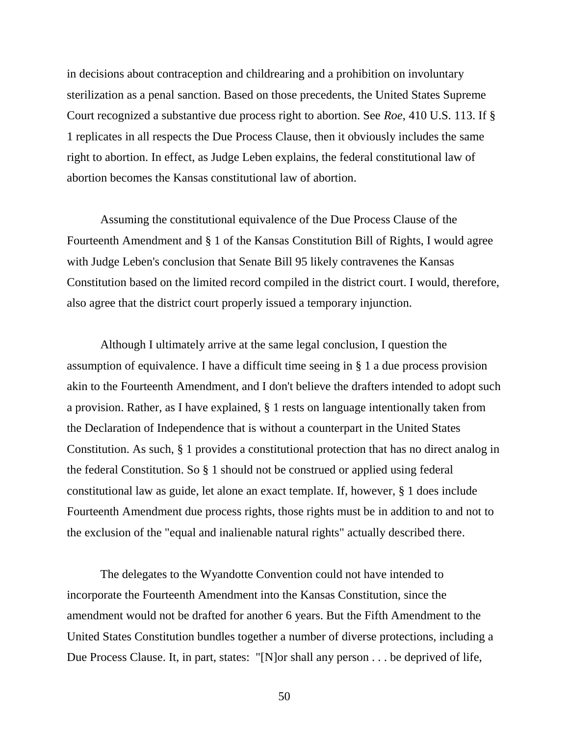in decisions about contraception and childrearing and a prohibition on involuntary sterilization as a penal sanction. Based on those precedents, the United States Supreme Court recognized a substantive due process right to abortion. See *Roe*, 410 U.S. 113. If § 1 replicates in all respects the Due Process Clause, then it obviously includes the same right to abortion. In effect, as Judge Leben explains, the federal constitutional law of abortion becomes the Kansas constitutional law of abortion.

Assuming the constitutional equivalence of the Due Process Clause of the Fourteenth Amendment and § 1 of the Kansas Constitution Bill of Rights, I would agree with Judge Leben's conclusion that Senate Bill 95 likely contravenes the Kansas Constitution based on the limited record compiled in the district court. I would, therefore, also agree that the district court properly issued a temporary injunction.

Although I ultimately arrive at the same legal conclusion, I question the assumption of equivalence. I have a difficult time seeing in § 1 a due process provision akin to the Fourteenth Amendment, and I don't believe the drafters intended to adopt such a provision. Rather, as I have explained, § 1 rests on language intentionally taken from the Declaration of Independence that is without a counterpart in the United States Constitution. As such, § 1 provides a constitutional protection that has no direct analog in the federal Constitution. So § 1 should not be construed or applied using federal constitutional law as guide, let alone an exact template. If, however, § 1 does include Fourteenth Amendment due process rights, those rights must be in addition to and not to the exclusion of the "equal and inalienable natural rights" actually described there.

The delegates to the Wyandotte Convention could not have intended to incorporate the Fourteenth Amendment into the Kansas Constitution, since the amendment would not be drafted for another 6 years. But the Fifth Amendment to the United States Constitution bundles together a number of diverse protections, including a Due Process Clause. It, in part, states: "[N]or shall any person . . . be deprived of life,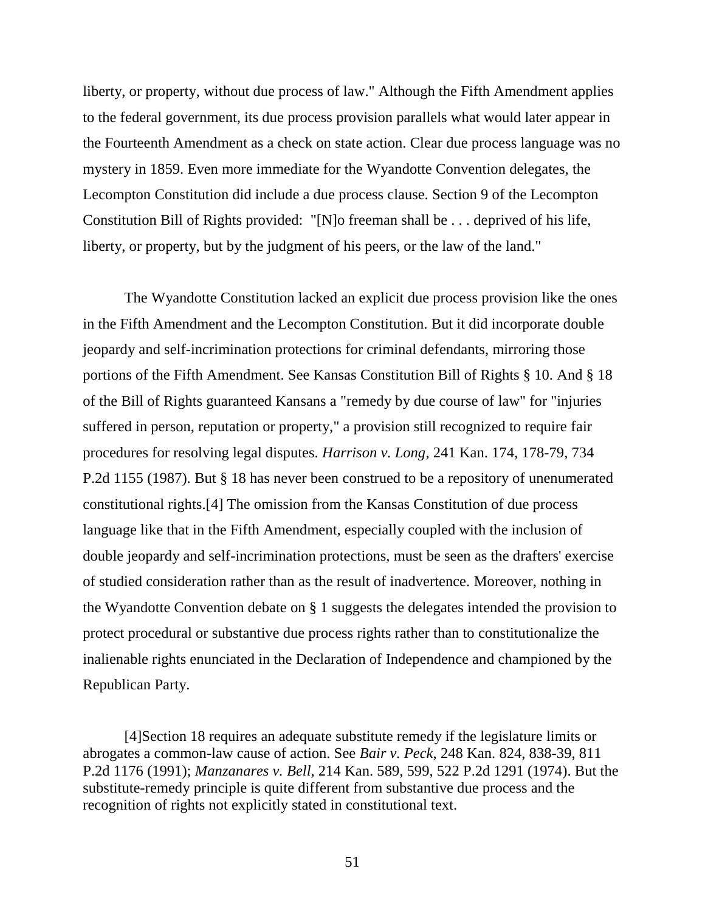liberty, or property, without due process of law." Although the Fifth Amendment applies to the federal government, its due process provision parallels what would later appear in the Fourteenth Amendment as a check on state action. Clear due process language was no mystery in 1859. Even more immediate for the Wyandotte Convention delegates, the Lecompton Constitution did include a due process clause. Section 9 of the Lecompton Constitution Bill of Rights provided: "[N]o freeman shall be . . . deprived of his life, liberty, or property, but by the judgment of his peers, or the law of the land."

The Wyandotte Constitution lacked an explicit due process provision like the ones in the Fifth Amendment and the Lecompton Constitution. But it did incorporate double jeopardy and self-incrimination protections for criminal defendants, mirroring those portions of the Fifth Amendment. See Kansas Constitution Bill of Rights § 10. And § 18 of the Bill of Rights guaranteed Kansans a "remedy by due course of law" for "injuries suffered in person, reputation or property," a provision still recognized to require fair procedures for resolving legal disputes. *Harrison v. Long*, 241 Kan. 174, 178-79, 734 P.2d 1155 (1987). But § 18 has never been construed to be a repository of unenumerated constitutional rights.[4] The omission from the Kansas Constitution of due process language like that in the Fifth Amendment, especially coupled with the inclusion of double jeopardy and self-incrimination protections, must be seen as the drafters' exercise of studied consideration rather than as the result of inadvertence. Moreover, nothing in the Wyandotte Convention debate on § 1 suggests the delegates intended the provision to protect procedural or substantive due process rights rather than to constitutionalize the inalienable rights enunciated in the Declaration of Independence and championed by the Republican Party.

[4]Section 18 requires an adequate substitute remedy if the legislature limits or abrogates a common-law cause of action. See *Bair v. Peck*, 248 Kan. 824, 838-39, 811 P.2d 1176 (1991); *Manzanares v. Bell*, 214 Kan. 589, 599, 522 P.2d 1291 (1974). But the substitute-remedy principle is quite different from substantive due process and the recognition of rights not explicitly stated in constitutional text.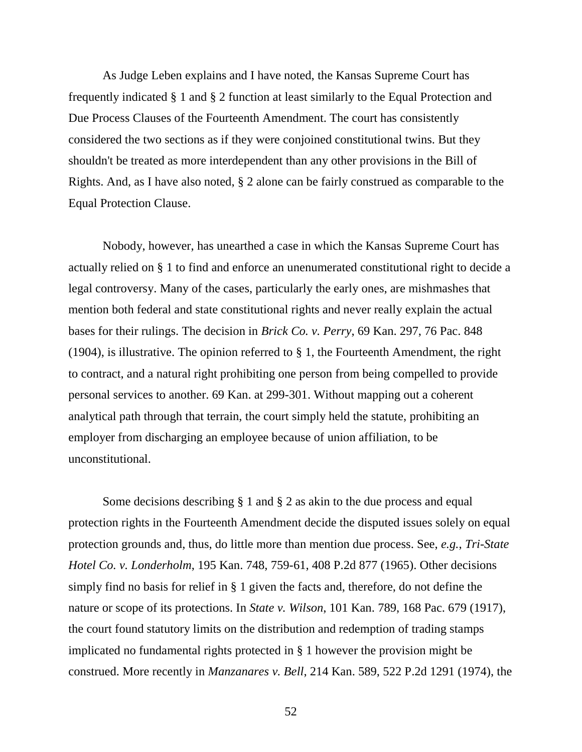As Judge Leben explains and I have noted, the Kansas Supreme Court has frequently indicated § 1 and § 2 function at least similarly to the Equal Protection and Due Process Clauses of the Fourteenth Amendment. The court has consistently considered the two sections as if they were conjoined constitutional twins. But they shouldn't be treated as more interdependent than any other provisions in the Bill of Rights. And, as I have also noted, § 2 alone can be fairly construed as comparable to the Equal Protection Clause.

Nobody, however, has unearthed a case in which the Kansas Supreme Court has actually relied on § 1 to find and enforce an unenumerated constitutional right to decide a legal controversy. Many of the cases, particularly the early ones, are mishmashes that mention both federal and state constitutional rights and never really explain the actual bases for their rulings. The decision in *Brick Co. v. Perry*, 69 Kan. 297, 76 Pac. 848 (1904), is illustrative. The opinion referred to § 1, the Fourteenth Amendment, the right to contract, and a natural right prohibiting one person from being compelled to provide personal services to another. 69 Kan. at 299-301. Without mapping out a coherent analytical path through that terrain, the court simply held the statute, prohibiting an employer from discharging an employee because of union affiliation, to be unconstitutional.

Some decisions describing § 1 and § 2 as akin to the due process and equal protection rights in the Fourteenth Amendment decide the disputed issues solely on equal protection grounds and, thus, do little more than mention due process. See, *e.g.*, *Tri-State Hotel Co. v. Londerholm*, 195 Kan. 748, 759-61, 408 P.2d 877 (1965). Other decisions simply find no basis for relief in § 1 given the facts and, therefore, do not define the nature or scope of its protections. In *State v. Wilson*, 101 Kan. 789, 168 Pac. 679 (1917), the court found statutory limits on the distribution and redemption of trading stamps implicated no fundamental rights protected in § 1 however the provision might be construed. More recently in *Manzanares v. Bell*, 214 Kan. 589, 522 P.2d 1291 (1974), the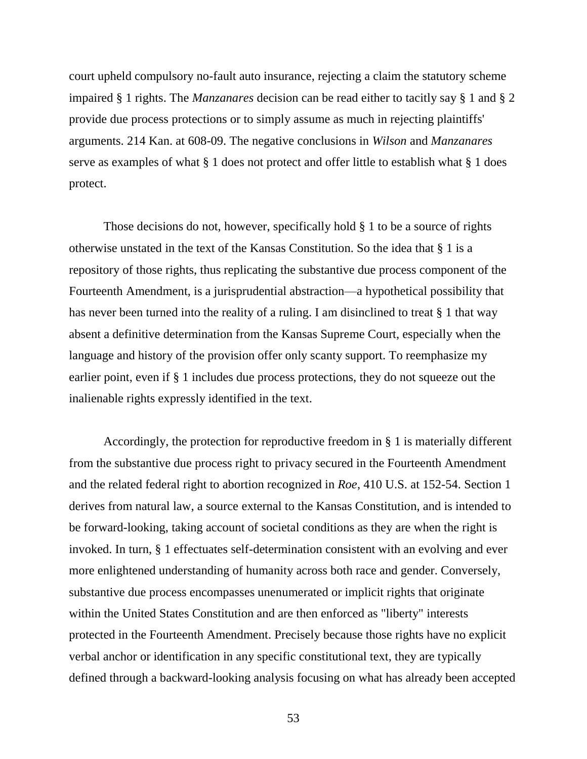court upheld compulsory no-fault auto insurance, rejecting a claim the statutory scheme impaired § 1 rights. The *Manzanares* decision can be read either to tacitly say § 1 and § 2 provide due process protections or to simply assume as much in rejecting plaintiffs' arguments. 214 Kan. at 608-09. The negative conclusions in *Wilson* and *Manzanares* serve as examples of what § 1 does not protect and offer little to establish what § 1 does protect.

Those decisions do not, however, specifically hold § 1 to be a source of rights otherwise unstated in the text of the Kansas Constitution. So the idea that § 1 is a repository of those rights, thus replicating the substantive due process component of the Fourteenth Amendment, is a jurisprudential abstraction—a hypothetical possibility that has never been turned into the reality of a ruling. I am disinclined to treat § 1 that way absent a definitive determination from the Kansas Supreme Court, especially when the language and history of the provision offer only scanty support. To reemphasize my earlier point, even if § 1 includes due process protections, they do not squeeze out the inalienable rights expressly identified in the text.

Accordingly, the protection for reproductive freedom in § 1 is materially different from the substantive due process right to privacy secured in the Fourteenth Amendment and the related federal right to abortion recognized in *Roe*, 410 U.S. at 152-54. Section 1 derives from natural law, a source external to the Kansas Constitution, and is intended to be forward-looking, taking account of societal conditions as they are when the right is invoked. In turn, § 1 effectuates self-determination consistent with an evolving and ever more enlightened understanding of humanity across both race and gender. Conversely, substantive due process encompasses unenumerated or implicit rights that originate within the United States Constitution and are then enforced as "liberty" interests protected in the Fourteenth Amendment. Precisely because those rights have no explicit verbal anchor or identification in any specific constitutional text, they are typically defined through a backward-looking analysis focusing on what has already been accepted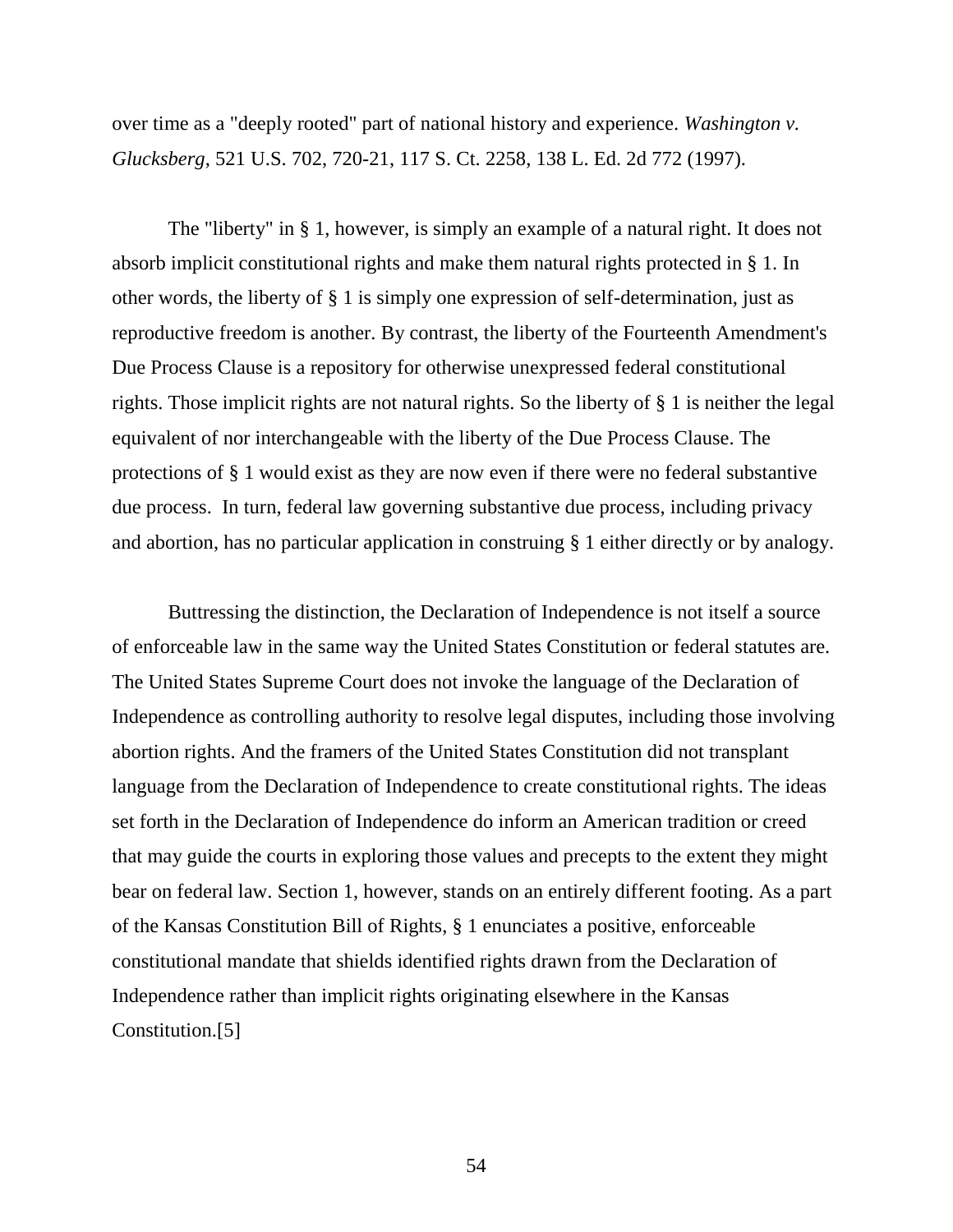over time as a "deeply rooted" part of national history and experience. *Washington v. Glucksberg*, 521 U.S. 702, 720-21, 117 S. Ct. 2258, 138 L. Ed. 2d 772 (1997).

The "liberty" in § 1, however, is simply an example of a natural right. It does not absorb implicit constitutional rights and make them natural rights protected in § 1. In other words, the liberty of § 1 is simply one expression of self-determination, just as reproductive freedom is another. By contrast, the liberty of the Fourteenth Amendment's Due Process Clause is a repository for otherwise unexpressed federal constitutional rights. Those implicit rights are not natural rights. So the liberty of § 1 is neither the legal equivalent of nor interchangeable with the liberty of the Due Process Clause. The protections of § 1 would exist as they are now even if there were no federal substantive due process. In turn, federal law governing substantive due process, including privacy and abortion, has no particular application in construing § 1 either directly or by analogy.

Buttressing the distinction, the Declaration of Independence is not itself a source of enforceable law in the same way the United States Constitution or federal statutes are. The United States Supreme Court does not invoke the language of the Declaration of Independence as controlling authority to resolve legal disputes, including those involving abortion rights. And the framers of the United States Constitution did not transplant language from the Declaration of Independence to create constitutional rights. The ideas set forth in the Declaration of Independence do inform an American tradition or creed that may guide the courts in exploring those values and precepts to the extent they might bear on federal law. Section 1, however, stands on an entirely different footing. As a part of the Kansas Constitution Bill of Rights, § 1 enunciates a positive, enforceable constitutional mandate that shields identified rights drawn from the Declaration of Independence rather than implicit rights originating elsewhere in the Kansas Constitution.[5]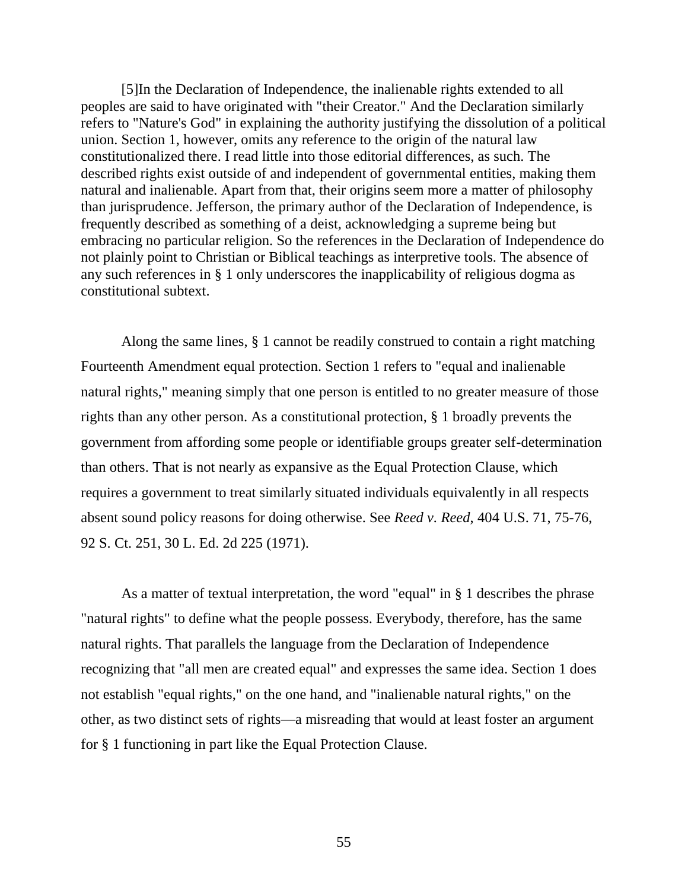[5]In the Declaration of Independence, the inalienable rights extended to all peoples are said to have originated with "their Creator." And the Declaration similarly refers to "Nature's God" in explaining the authority justifying the dissolution of a political union. Section 1, however, omits any reference to the origin of the natural law constitutionalized there. I read little into those editorial differences, as such. The described rights exist outside of and independent of governmental entities, making them natural and inalienable. Apart from that, their origins seem more a matter of philosophy than jurisprudence. Jefferson, the primary author of the Declaration of Independence, is frequently described as something of a deist, acknowledging a supreme being but embracing no particular religion. So the references in the Declaration of Independence do not plainly point to Christian or Biblical teachings as interpretive tools. The absence of any such references in § 1 only underscores the inapplicability of religious dogma as constitutional subtext.

Along the same lines, § 1 cannot be readily construed to contain a right matching Fourteenth Amendment equal protection. Section 1 refers to "equal and inalienable natural rights," meaning simply that one person is entitled to no greater measure of those rights than any other person. As a constitutional protection, § 1 broadly prevents the government from affording some people or identifiable groups greater self-determination than others. That is not nearly as expansive as the Equal Protection Clause, which requires a government to treat similarly situated individuals equivalently in all respects absent sound policy reasons for doing otherwise. See *Reed v. Reed*, 404 U.S. 71, 75-76, 92 S. Ct. 251, 30 L. Ed. 2d 225 (1971).

As a matter of textual interpretation, the word "equal" in § 1 describes the phrase "natural rights" to define what the people possess. Everybody, therefore, has the same natural rights. That parallels the language from the Declaration of Independence recognizing that "all men are created equal" and expresses the same idea. Section 1 does not establish "equal rights," on the one hand, and "inalienable natural rights," on the other, as two distinct sets of rights—a misreading that would at least foster an argument for § 1 functioning in part like the Equal Protection Clause.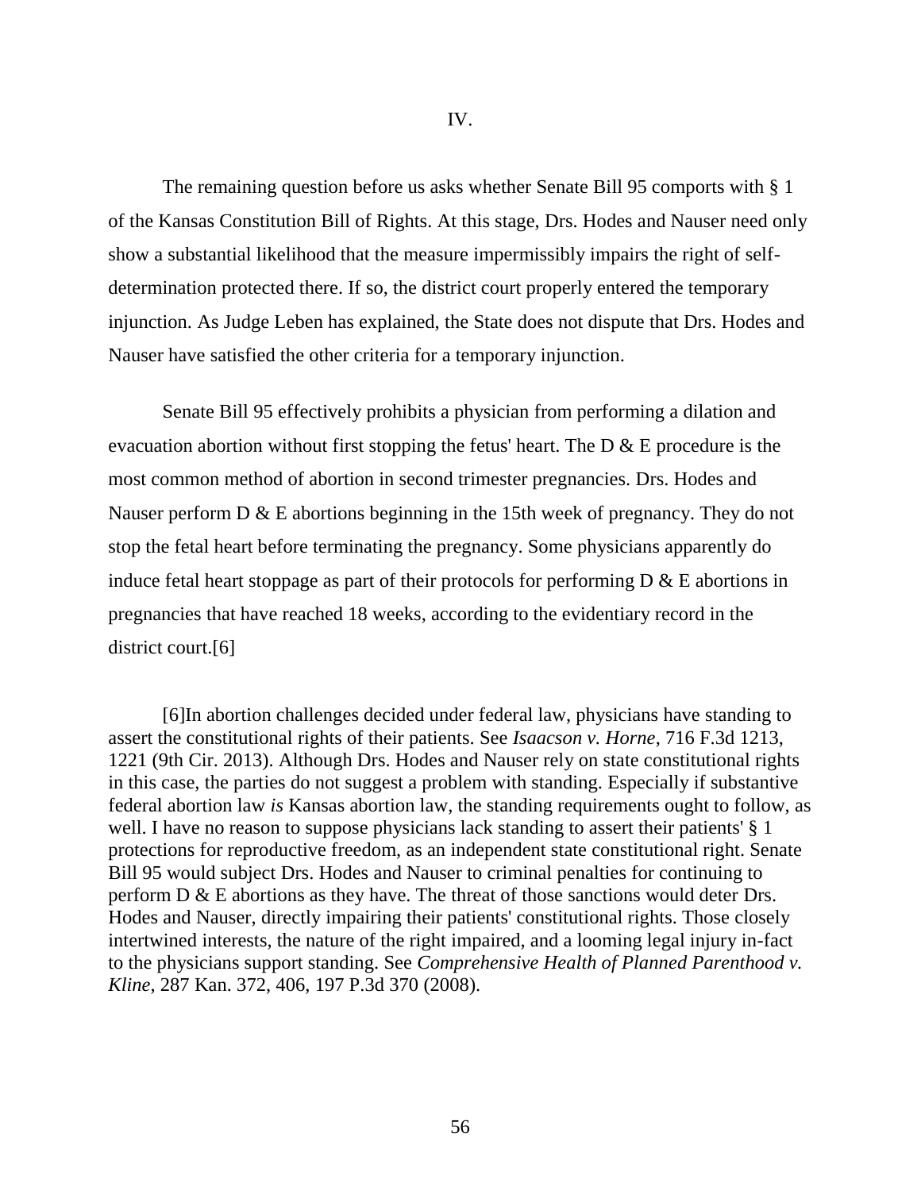IV.

The remaining question before us asks whether Senate Bill 95 comports with § 1 of the Kansas Constitution Bill of Rights. At this stage, Drs. Hodes and Nauser need only show a substantial likelihood that the measure impermissibly impairs the right of self-determination protected there. If so, the district court properly entered the temporary injunction. As Judge Leben has explained, the State does not dispute that Drs. Hodes and Nauser have satisfied the other criteria for a temporary injunction.

Senate Bill 95 effectively prohibits a physician from performing a dilation and evacuation abortion without first stopping the fetus' heart. The D & E procedure is the most common method of abortion in second trimester pregnancies. Drs. Hodes and Nauser perform D & E abortions beginning in the 15th week of pregnancy. They do not stop the fetal heart before terminating the pregnancy. Some physicians apparently do induce fetal heart stoppage as part of their protocols for performing D & E abortions in pregnancies that have reached 18 weeks, according to the evidentiary record in the district court.[6]

[6]In abortion challenges decided under federal law, physicians have standing to assert the constitutional rights of their patients. See *Isaacson v. Horne*, 716 F.3d 1213, 1221 (9th Cir. 2013). Although Drs. Hodes and Nauser rely on state constitutional rights in this case, the parties do not suggest a problem with standing. Especially if substantive federal abortion law *is* Kansas abortion law, the standing requirements ought to follow, as well. I have no reason to suppose physicians lack standing to assert their patients' § 1 protections for reproductive freedom, as an independent state constitutional right. Senate Bill 95 would subject Drs. Hodes and Nauser to criminal penalties for continuing to perform D & E abortions as they have. The threat of those sanctions would deter Drs. Hodes and Nauser, directly impairing their patients' constitutional rights. Those closely intertwined interests, the nature of the right impaired, and a looming legal injury in-fact to the physicians support standing. See *Comprehensive Health of Planned Parenthood v. Kline*, 287 Kan. 372, 406, 197 P.3d 370 (2008).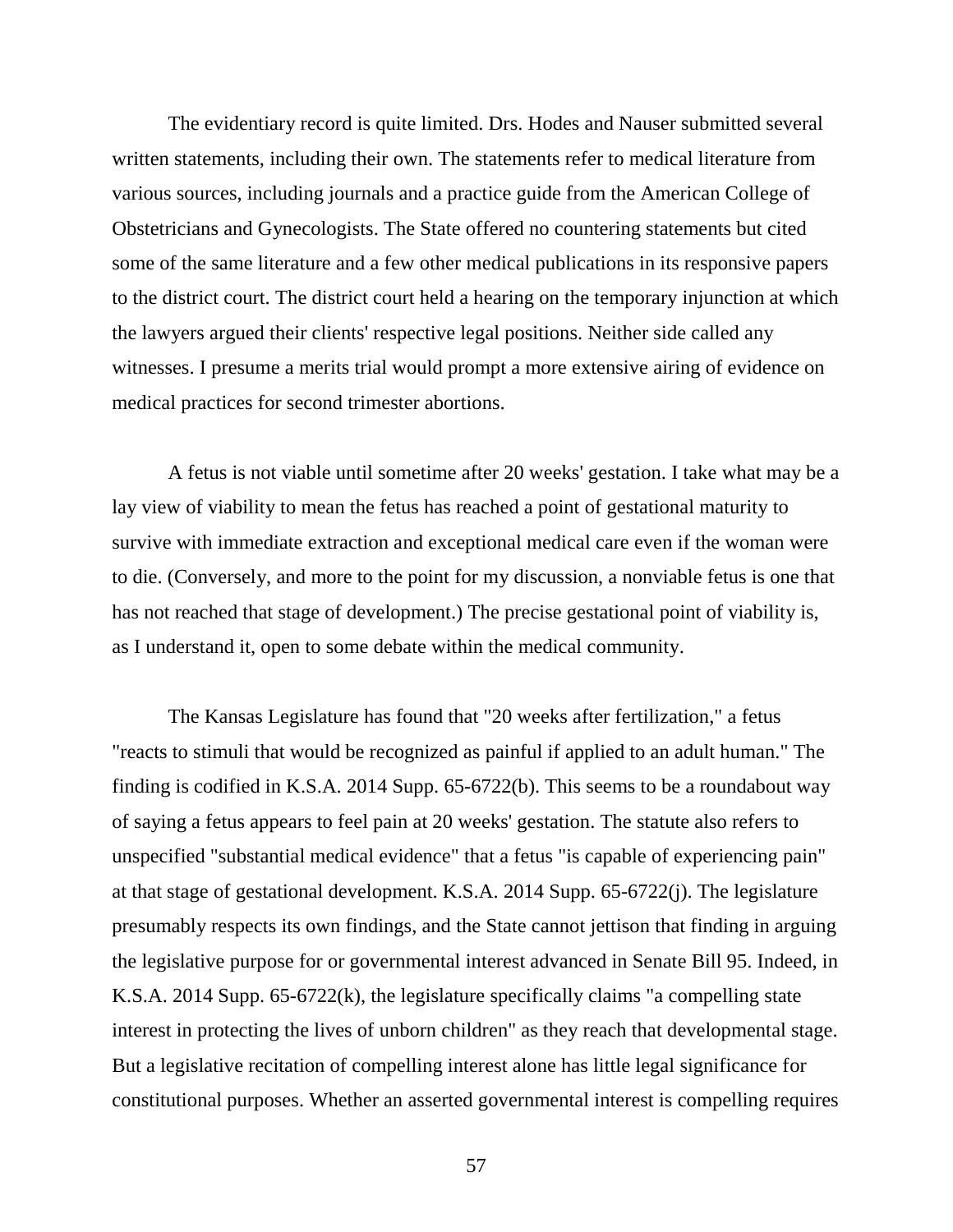The evidentiary record is quite limited. Drs. Hodes and Nauser submitted several written statements, including their own. The statements refer to medical literature from various sources, including journals and a practice guide from the American College of Obstetricians and Gynecologists. The State offered no countering statements but cited some of the same literature and a few other medical publications in its responsive papers to the district court. The district court held a hearing on the temporary injunction at which the lawyers argued their clients' respective legal positions. Neither side called any witnesses. I presume a merits trial would prompt a more extensive airing of evidence on medical practices for second trimester abortions.

A fetus is not viable until sometime after 20 weeks' gestation. I take what may be a lay view of viability to mean the fetus has reached a point of gestational maturity to survive with immediate extraction and exceptional medical care even if the woman were to die. (Conversely, and more to the point for my discussion, a nonviable fetus is one that has not reached that stage of development.) The precise gestational point of viability is, as I understand it, open to some debate within the medical community.

The Kansas Legislature has found that "20 weeks after fertilization," a fetus "reacts to stimuli that would be recognized as painful if applied to an adult human." The finding is codified in K.S.A. 2014 Supp. 65-6722(b). This seems to be a roundabout way of saying a fetus appears to feel pain at 20 weeks' gestation. The statute also refers to unspecified "substantial medical evidence" that a fetus "is capable of experiencing pain" at that stage of gestational development. K.S.A. 2014 Supp. 65-6722(j). The legislature presumably respects its own findings, and the State cannot jettison that finding in arguing the legislative purpose for or governmental interest advanced in Senate Bill 95. Indeed, in K.S.A. 2014 Supp. 65-6722(k), the legislature specifically claims "a compelling state interest in protecting the lives of unborn children" as they reach that developmental stage. But a legislative recitation of compelling interest alone has little legal significance for constitutional purposes. Whether an asserted governmental interest is compelling requires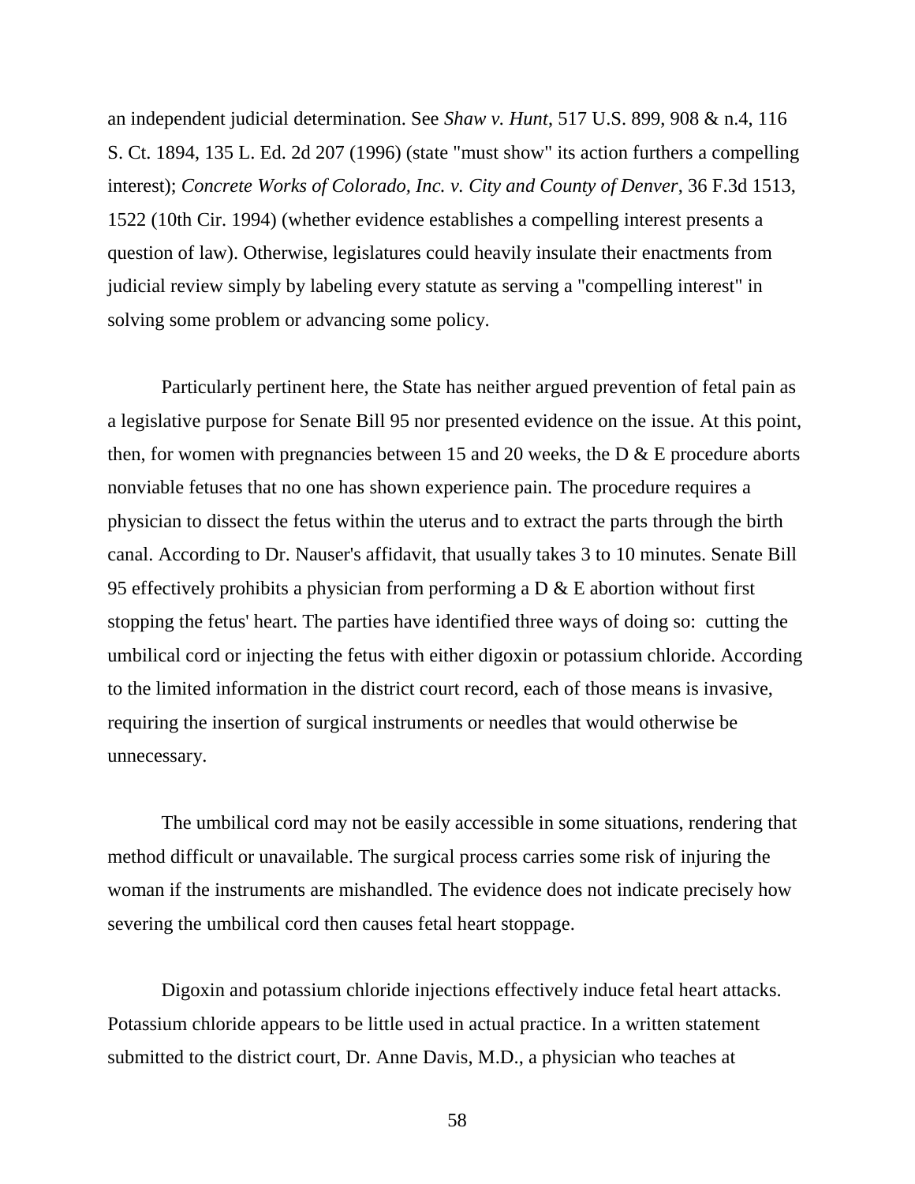an independent judicial determination. See *Shaw v. Hunt*, 517 U.S. 899, 908 & n.4, 116 S. Ct. 1894, 135 L. Ed. 2d 207 (1996) (state "must show" its action furthers a compelling interest); *Concrete Works of Colorado, Inc. v. City and County of Denver*, 36 F.3d 1513, 1522 (10th Cir. 1994) (whether evidence establishes a compelling interest presents a question of law). Otherwise, legislatures could heavily insulate their enactments from judicial review simply by labeling every statute as serving a "compelling interest" in solving some problem or advancing some policy.

Particularly pertinent here, the State has neither argued prevention of fetal pain as a legislative purpose for Senate Bill 95 nor presented evidence on the issue. At this point, then, for women with pregnancies between 15 and 20 weeks, the D & E procedure aborts nonviable fetuses that no one has shown experience pain. The procedure requires a physician to dissect the fetus within the uterus and to extract the parts through the birth canal. According to Dr. Nauser's affidavit, that usually takes 3 to 10 minutes. Senate Bill 95 effectively prohibits a physician from performing a D & E abortion without first stopping the fetus' heart. The parties have identified three ways of doing so: cutting the umbilical cord or injecting the fetus with either digoxin or potassium chloride. According to the limited information in the district court record, each of those means is invasive, requiring the insertion of surgical instruments or needles that would otherwise be unnecessary.

The umbilical cord may not be easily accessible in some situations, rendering that method difficult or unavailable. The surgical process carries some risk of injuring the woman if the instruments are mishandled. The evidence does not indicate precisely how severing the umbilical cord then causes fetal heart stoppage.

Digoxin and potassium chloride injections effectively induce fetal heart attacks. Potassium chloride appears to be little used in actual practice. In a written statement submitted to the district court, Dr. Anne Davis, M.D., a physician who teaches at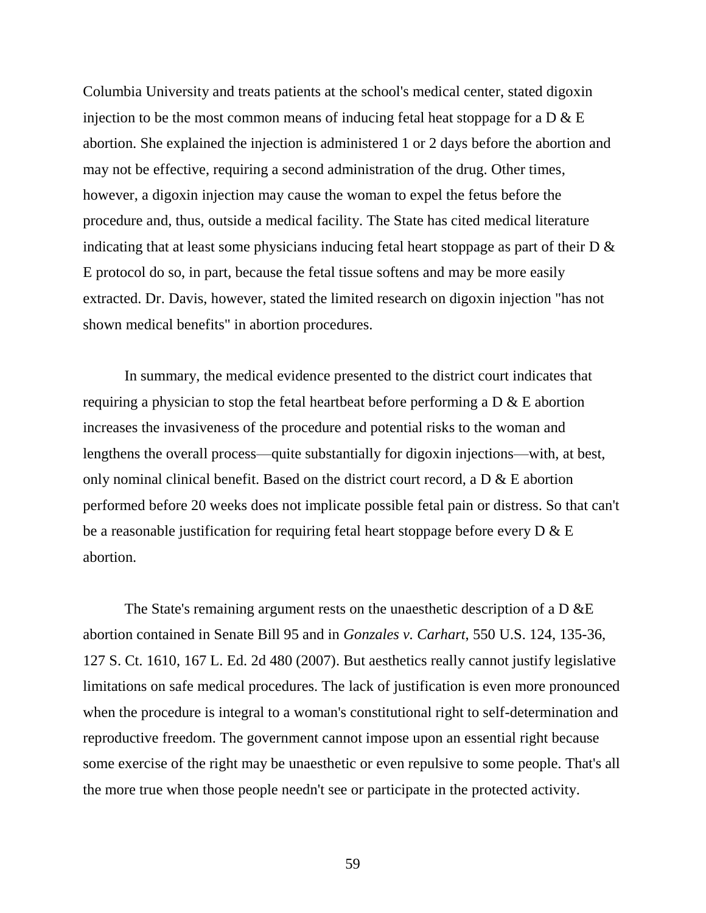Columbia University and treats patients at the school's medical center, stated digoxin injection to be the most common means of inducing fetal heat stoppage for a D & E abortion. She explained the injection is administered 1 or 2 days before the abortion and may not be effective, requiring a second administration of the drug. Other times, however, a digoxin injection may cause the woman to expel the fetus before the procedure and, thus, outside a medical facility. The State has cited medical literature indicating that at least some physicians inducing fetal heart stoppage as part of their D & E protocol do so, in part, because the fetal tissue softens and may be more easily extracted. Dr. Davis, however, stated the limited research on digoxin injection "has not shown medical benefits" in abortion procedures.

In summary, the medical evidence presented to the district court indicates that requiring a physician to stop the fetal heartbeat before performing a D & E abortion increases the invasiveness of the procedure and potential risks to the woman and lengthens the overall process—quite substantially for digoxin injections—with, at best, only nominal clinical benefit. Based on the district court record, a D & E abortion performed before 20 weeks does not implicate possible fetal pain or distress. So that can't be a reasonable justification for requiring fetal heart stoppage before every D & E abortion.

The State's remaining argument rests on the unaesthetic description of a D &E abortion contained in Senate Bill 95 and in *Gonzales v. Carhart*, 550 U.S. 124, 135-36, 127 S. Ct. 1610, 167 L. Ed. 2d 480 (2007). But aesthetics really cannot justify legislative limitations on safe medical procedures. The lack of justification is even more pronounced when the procedure is integral to a woman's constitutional right to self-determination and reproductive freedom. The government cannot impose upon an essential right because some exercise of the right may be unaesthetic or even repulsive to some people. That's all the more true when those people needn't see or participate in the protected activity.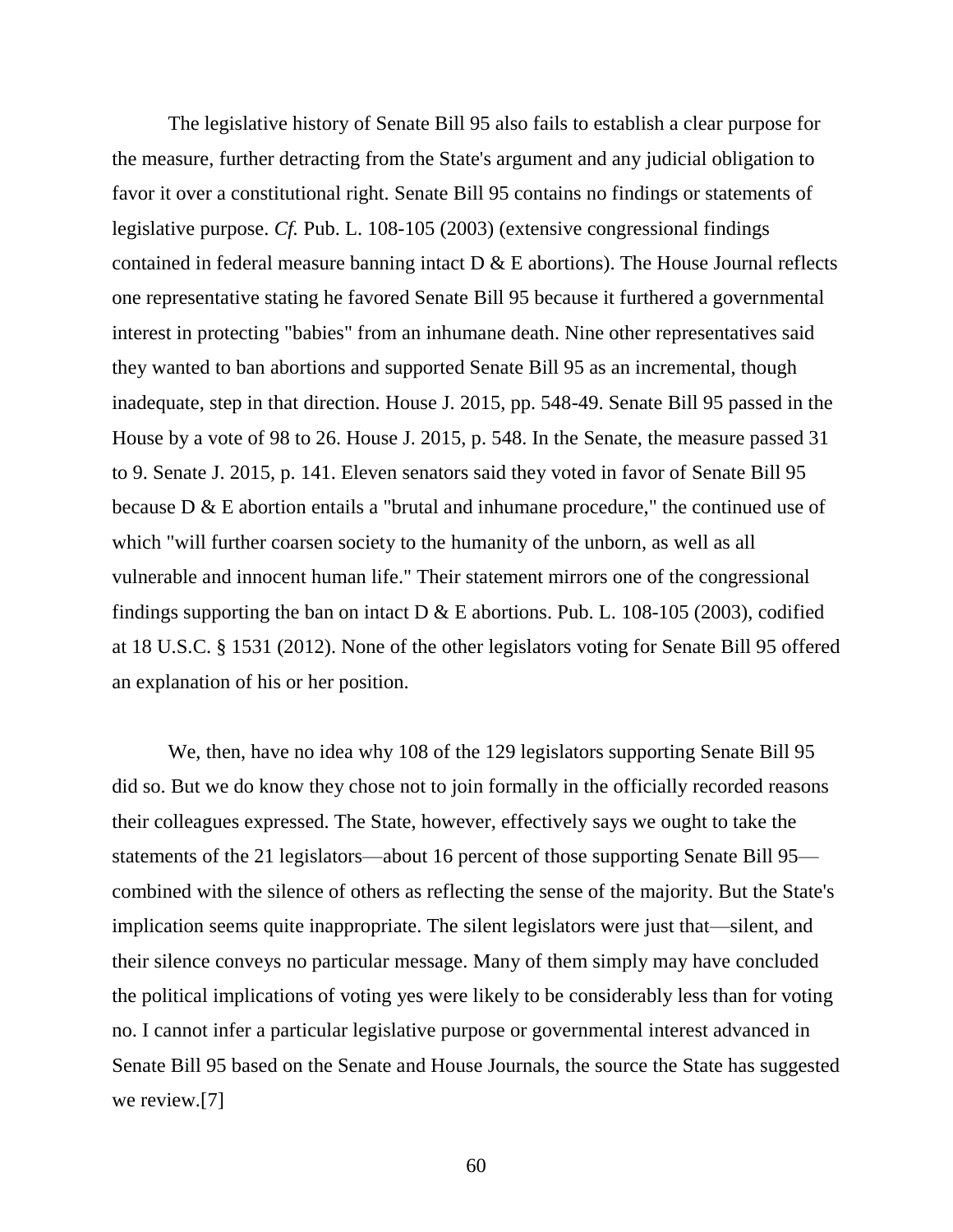The legislative history of Senate Bill 95 also fails to establish a clear purpose for the measure, further detracting from the State's argument and any judicial obligation to favor it over a constitutional right. Senate Bill 95 contains no findings or statements of legislative purpose. *Cf.* Pub. L. 108-105 (2003) (extensive congressional findings contained in federal measure banning intact D & E abortions). The House Journal reflects one representative stating he favored Senate Bill 95 because it furthered a governmental interest in protecting "babies" from an inhumane death. Nine other representatives said they wanted to ban abortions and supported Senate Bill 95 as an incremental, though inadequate, step in that direction. House J. 2015, pp. 548-49. Senate Bill 95 passed in the House by a vote of 98 to 26. House J. 2015, p. 548. In the Senate, the measure passed 31 to 9. Senate J. 2015, p. 141. Eleven senators said they voted in favor of Senate Bill 95 because D & E abortion entails a "brutal and inhumane procedure," the continued use of which "will further coarsen society to the humanity of the unborn, as well as all vulnerable and innocent human life." Their statement mirrors one of the congressional findings supporting the ban on intact D & E abortions. Pub. L. 108-105 (2003), codified at 18 U.S.C. § 1531 (2012). None of the other legislators voting for Senate Bill 95 offered an explanation of his or her position.

We, then, have no idea why 108 of the 129 legislators supporting Senate Bill 95 did so. But we do know they chose not to join formally in the officially recorded reasons their colleagues expressed. The State, however, effectively says we ought to take the statements of the 21 legislators—about 16 percent of those supporting Senate Bill 95—combined with the silence of others as reflecting the sense of the majority. But the State's implication seems quite inappropriate. The silent legislators were just that—silent, and their silence conveys no particular message. Many of them simply may have concluded the political implications of voting yes were likely to be considerably less than for voting no. I cannot infer a particular legislative purpose or governmental interest advanced in Senate Bill 95 based on the Senate and House Journals, the source the State has suggested we review.[7]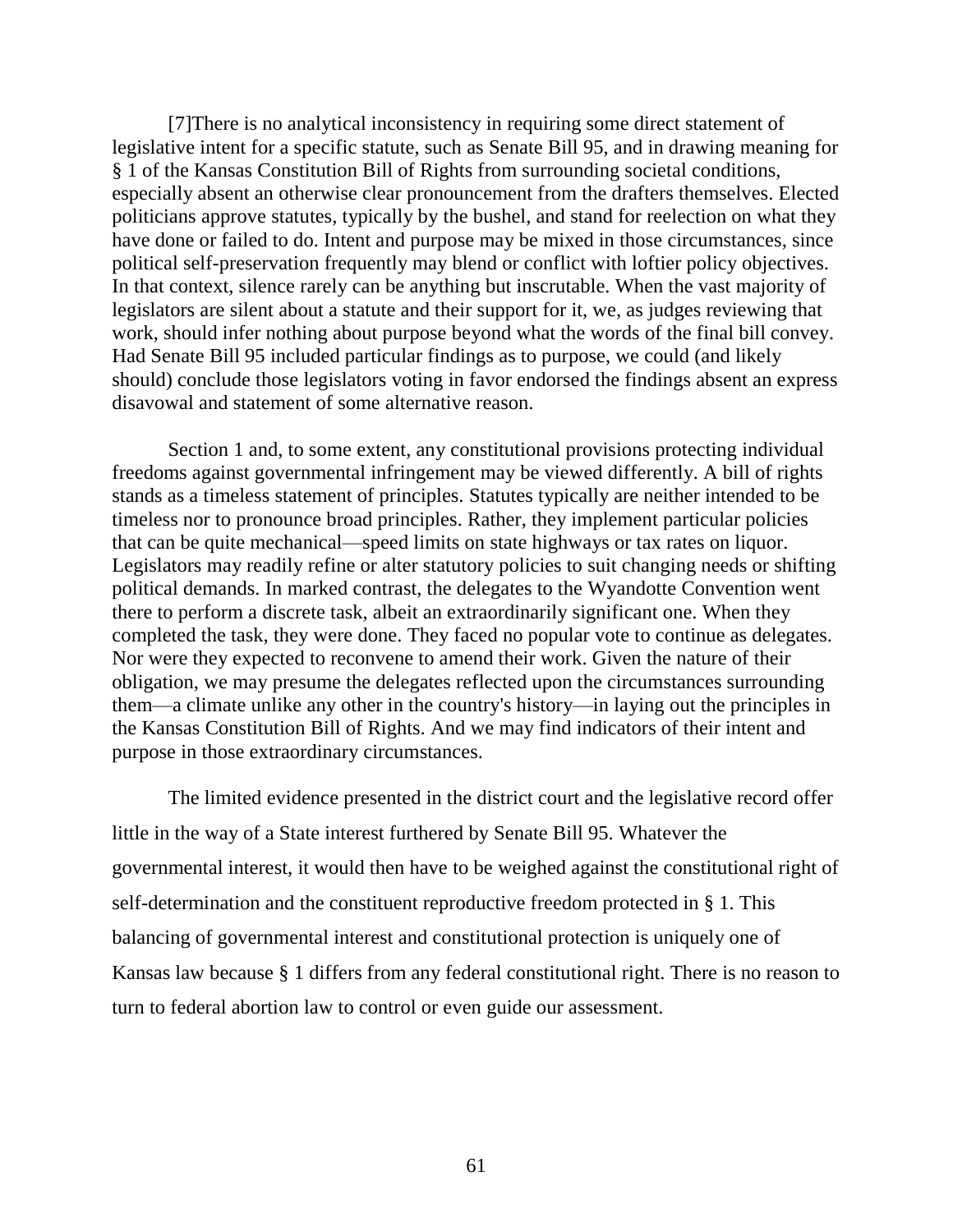[7]There is no analytical inconsistency in requiring some direct statement of legislative intent for a specific statute, such as Senate Bill 95, and in drawing meaning for § 1 of the Kansas Constitution Bill of Rights from surrounding societal conditions, especially absent an otherwise clear pronouncement from the drafters themselves. Elected politicians approve statutes, typically by the bushel, and stand for reelection on what they have done or failed to do. Intent and purpose may be mixed in those circumstances, since political self-preservation frequently may blend or conflict with loftier policy objectives. In that context, silence rarely can be anything but inscrutable. When the vast majority of legislators are silent about a statute and their support for it, we, as judges reviewing that work, should infer nothing about purpose beyond what the words of the final bill convey. Had Senate Bill 95 included particular findings as to purpose, we could (and likely should) conclude those legislators voting in favor endorsed the findings absent an express disavowal and statement of some alternative reason.

Section 1 and, to some extent, any constitutional provisions protecting individual freedoms against governmental infringement may be viewed differently. A bill of rights stands as a timeless statement of principles. Statutes typically are neither intended to be timeless nor to pronounce broad principles. Rather, they implement particular policies that can be quite mechanical—speed limits on state highways or tax rates on liquor. Legislators may readily refine or alter statutory policies to suit changing needs or shifting political demands. In marked contrast, the delegates to the Wyandotte Convention went there to perform a discrete task, albeit an extraordinarily significant one. When they completed the task, they were done. They faced no popular vote to continue as delegates. Nor were they expected to reconvene to amend their work. Given the nature of their obligation, we may presume the delegates reflected upon the circumstances surrounding them—a climate unlike any other in the country's history—in laying out the principles in the Kansas Constitution Bill of Rights. And we may find indicators of their intent and purpose in those extraordinary circumstances.

The limited evidence presented in the district court and the legislative record offer little in the way of a State interest furthered by Senate Bill 95. Whatever the governmental interest, it would then have to be weighed against the constitutional right of self-determination and the constituent reproductive freedom protected in § 1. This balancing of governmental interest and constitutional protection is uniquely one of Kansas law because § 1 differs from any federal constitutional right. There is no reason to turn to federal abortion law to control or even guide our assessment.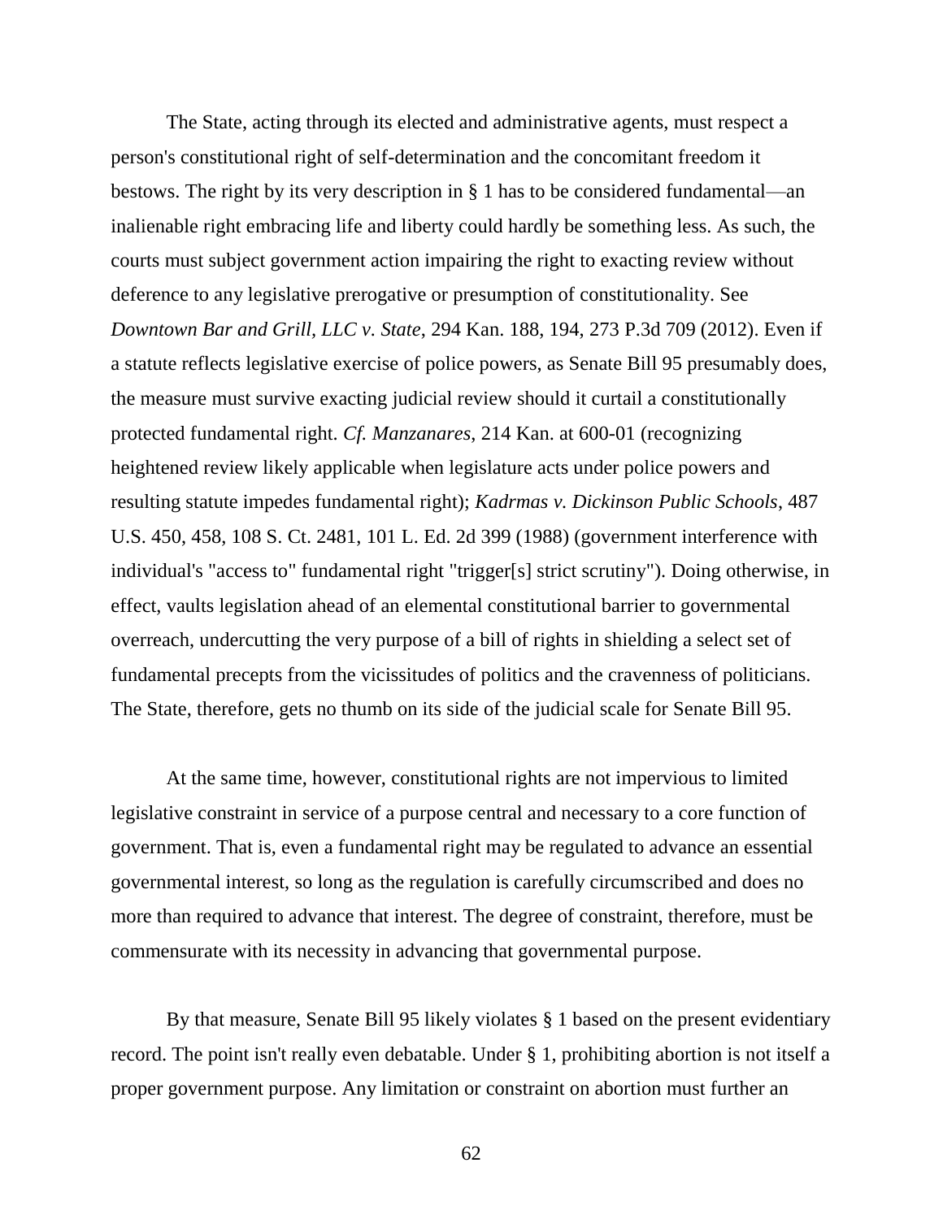The State, acting through its elected and administrative agents, must respect a person's constitutional right of self-determination and the concomitant freedom it bestows. The right by its very description in § 1 has to be considered fundamental—an inalienable right embracing life and liberty could hardly be something less. As such, the courts must subject government action impairing the right to exacting review without deference to any legislative prerogative or presumption of constitutionality. See *Downtown Bar and Grill, LLC v. State*, 294 Kan. 188, 194, 273 P.3d 709 (2012). Even if a statute reflects legislative exercise of police powers, as Senate Bill 95 presumably does, the measure must survive exacting judicial review should it curtail a constitutionally protected fundamental right. *Cf. Manzanares*, 214 Kan. at 600-01 (recognizing heightened review likely applicable when legislature acts under police powers and resulting statute impedes fundamental right); *Kadrmas v. Dickinson Public Schools*, 487 U.S. 450, 458, 108 S. Ct. 2481, 101 L. Ed. 2d 399 (1988) (government interference with individual's "access to" fundamental right "trigger[s] strict scrutiny"). Doing otherwise, in effect, vaults legislation ahead of an elemental constitutional barrier to governmental overreach, undercutting the very purpose of a bill of rights in shielding a select set of fundamental precepts from the vicissitudes of politics and the cravenness of politicians. The State, therefore, gets no thumb on its side of the judicial scale for Senate Bill 95.

At the same time, however, constitutional rights are not impervious to limited legislative constraint in service of a purpose central and necessary to a core function of government. That is, even a fundamental right may be regulated to advance an essential governmental interest, so long as the regulation is carefully circumscribed and does no more than required to advance that interest. The degree of constraint, therefore, must be commensurate with its necessity in advancing that governmental purpose.

By that measure, Senate Bill 95 likely violates § 1 based on the present evidentiary record. The point isn't really even debatable. Under § 1, prohibiting abortion is not itself a proper government purpose. Any limitation or constraint on abortion must further an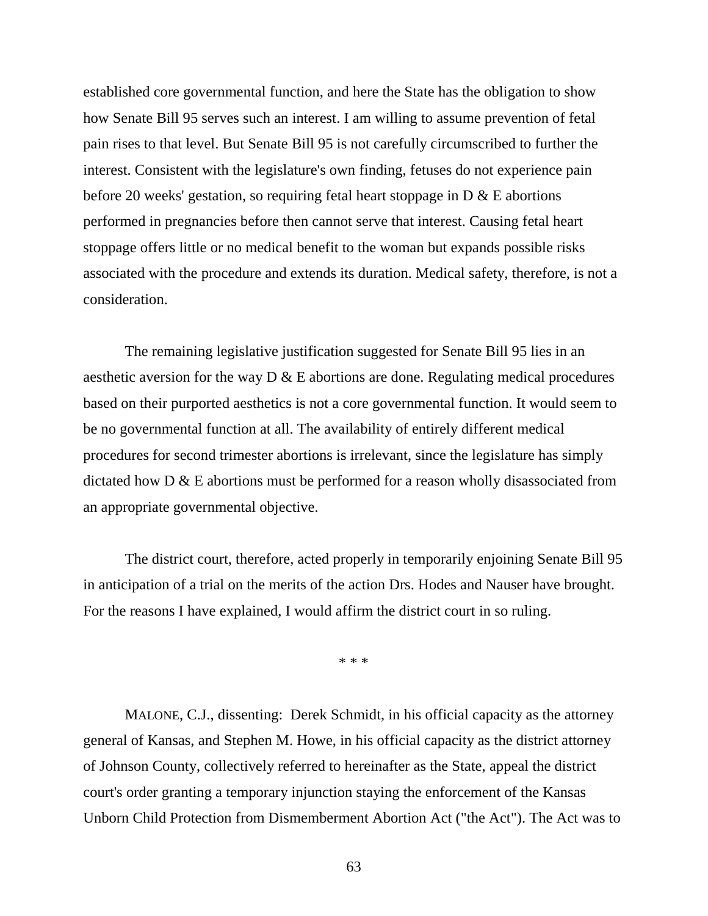established core governmental function, and here the State has the obligation to show how Senate Bill 95 serves such an interest. I am willing to assume prevention of fetal pain rises to that level. But Senate Bill 95 is not carefully circumscribed to further the interest. Consistent with the legislature's own finding, fetuses do not experience pain before 20 weeks' gestation, so requiring fetal heart stoppage in D & E abortions performed in pregnancies before then cannot serve that interest. Causing fetal heart stoppage offers little or no medical benefit to the woman but expands possible risks associated with the procedure and extends its duration. Medical safety, therefore, is not a consideration.

The remaining legislative justification suggested for Senate Bill 95 lies in an aesthetic aversion for the way D & E abortions are done. Regulating medical procedures based on their purported aesthetics is not a core governmental function. It would seem to be no governmental function at all. The availability of entirely different medical procedures for second trimester abortions is irrelevant, since the legislature has simply dictated how D & E abortions must be performed for a reason wholly disassociated from an appropriate governmental objective.

The district court, therefore, acted properly in temporarily enjoining Senate Bill 95 in anticipation of a trial on the merits of the action Drs. Hodes and Nauser have brought. For the reasons I have explained, I would affirm the district court in so ruling.

\* \* \*

MALONE, C.J., dissenting: Derek Schmidt, in his official capacity as the attorney general of Kansas, and Stephen M. Howe, in his official capacity as the district attorney of Johnson County, collectively referred to hereinafter as the State, appeal the district court's order granting a temporary injunction staying the enforcement of the Kansas Unborn Child Protection from Dismemberment Abortion Act ("the Act"). The Act was to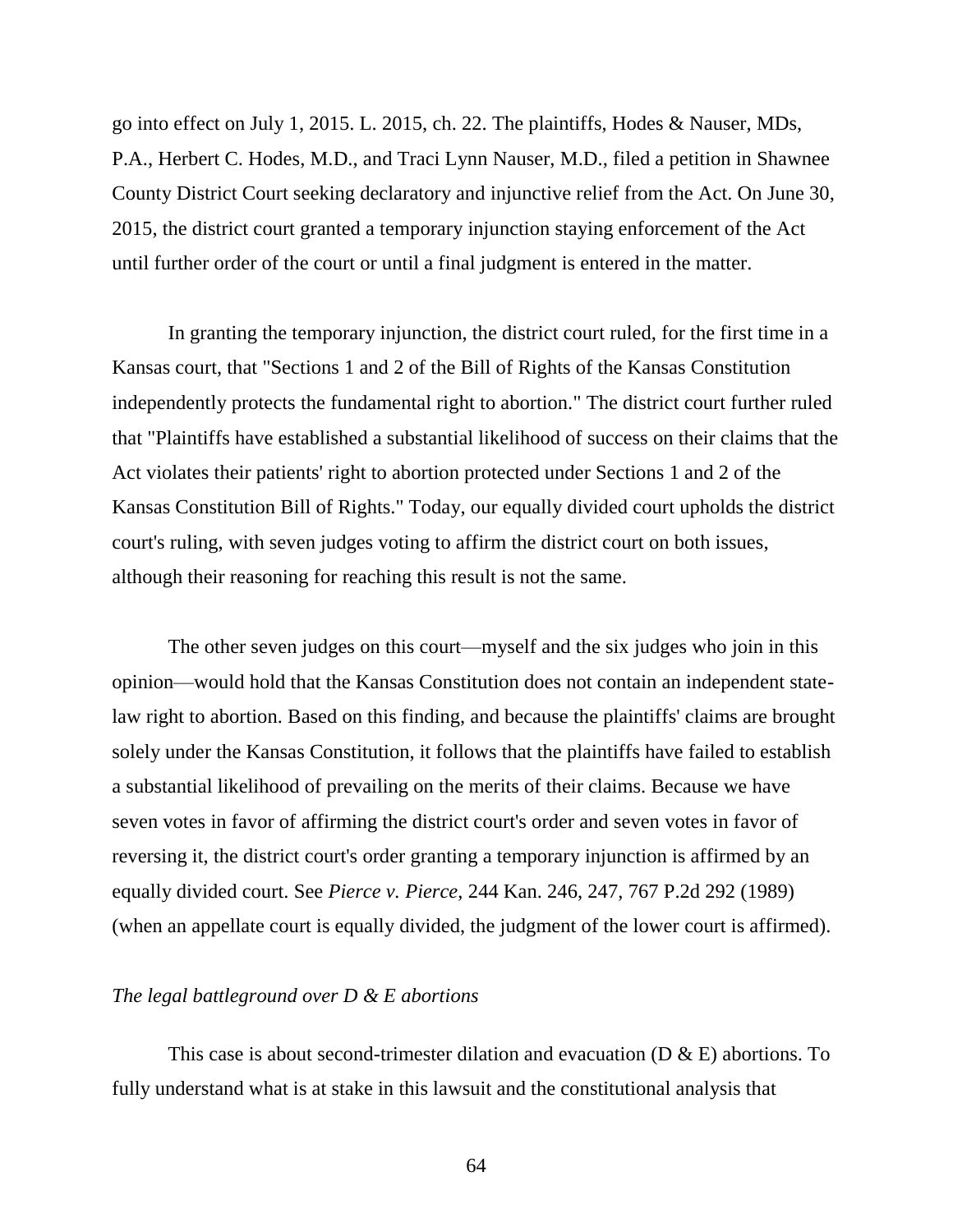go into effect on July 1, 2015. L. 2015, ch. 22. The plaintiffs, Hodes & Nauser, MDs, P.A., Herbert C. Hodes, M.D., and Traci Lynn Nauser, M.D., filed a petition in Shawnee County District Court seeking declaratory and injunctive relief from the Act. On June 30, 2015, the district court granted a temporary injunction staying enforcement of the Act until further order of the court or until a final judgment is entered in the matter.

In granting the temporary injunction, the district court ruled, for the first time in a Kansas court, that "Sections 1 and 2 of the Bill of Rights of the Kansas Constitution independently protects the fundamental right to abortion." The district court further ruled that "Plaintiffs have established a substantial likelihood of success on their claims that the Act violates their patients' right to abortion protected under Sections 1 and 2 of the Kansas Constitution Bill of Rights." Today, our equally divided court upholds the district court's ruling, with seven judges voting to affirm the district court on both issues, although their reasoning for reaching this result is not the same.

The other seven judges on this court—myself and the six judges who join in this opinion—would hold that the Kansas Constitution does not contain an independent state-law right to abortion. Based on this finding, and because the plaintiffs' claims are brought solely under the Kansas Constitution, it follows that the plaintiffs have failed to establish a substantial likelihood of prevailing on the merits of their claims. Because we have seven votes in favor of affirming the district court's order and seven votes in favor of reversing it, the district court's order granting a temporary injunction is affirmed by an equally divided court. See *Pierce v. Pierce*, 244 Kan. 246, 247, 767 P.2d 292 (1989) (when an appellate court is equally divided, the judgment of the lower court is affirmed).

*The legal battleground over D & E abortions*

This case is about second-trimester dilation and evacuation (D & E) abortions. To fully understand what is at stake in this lawsuit and the constitutional analysis that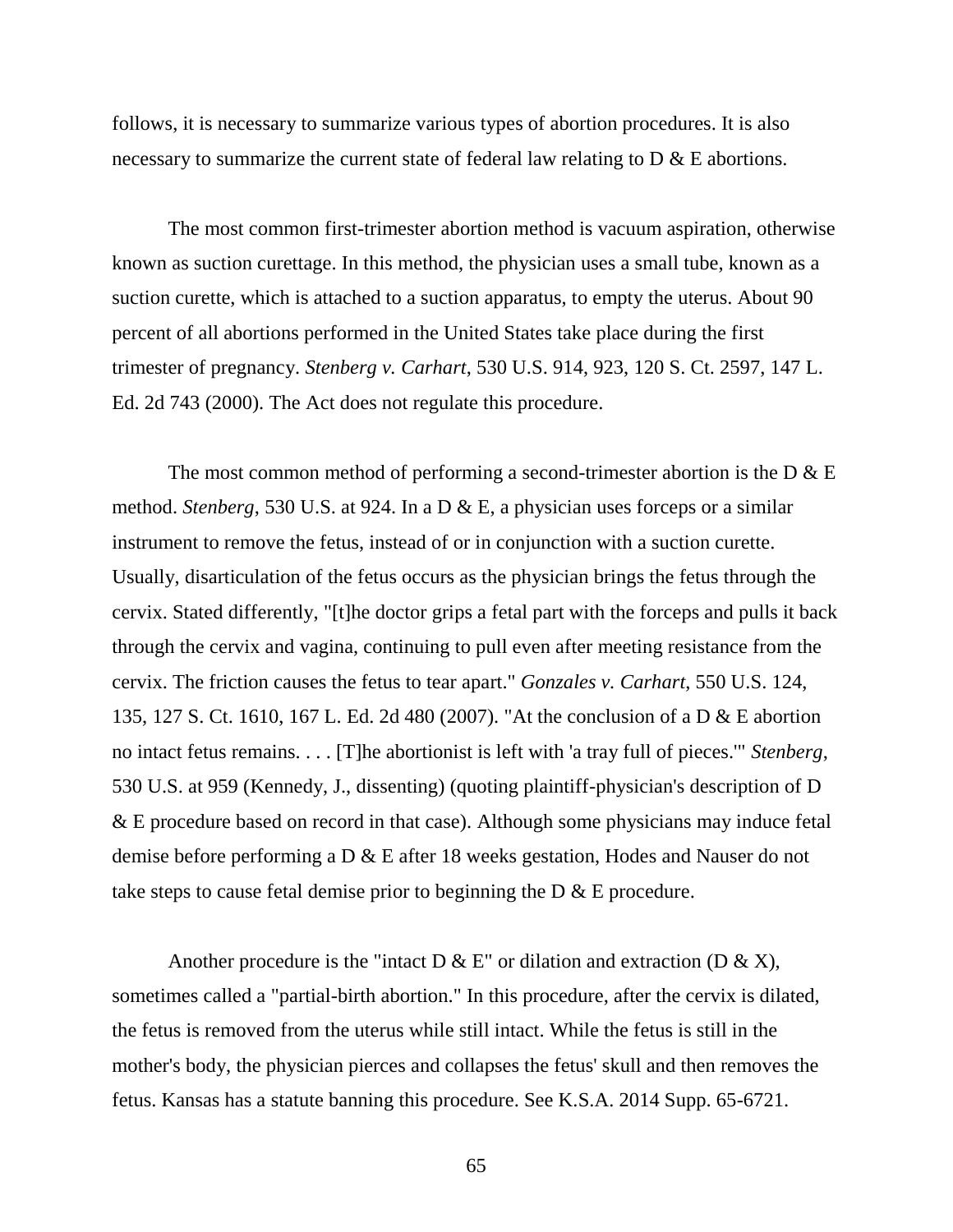follows, it is necessary to summarize various types of abortion procedures. It is also necessary to summarize the current state of federal law relating to D & E abortions.

The most common first-trimester abortion method is vacuum aspiration, otherwise known as suction curettage. In this method, the physician uses a small tube, known as a suction curette, which is attached to a suction apparatus, to empty the uterus. About 90 percent of all abortions performed in the United States take place during the first trimester of pregnancy. *Stenberg v. Carhart*, 530 U.S. 914, 923, 120 S. Ct. 2597, 147 L. Ed. 2d 743 (2000). The Act does not regulate this procedure.

The most common method of performing a second-trimester abortion is the D & E method. *Stenberg*, 530 U.S. at 924. In a D & E, a physician uses forceps or a similar instrument to remove the fetus, instead of or in conjunction with a suction curette. Usually, disarticulation of the fetus occurs as the physician brings the fetus through the cervix. Stated differently, "[t]he doctor grips a fetal part with the forceps and pulls it back through the cervix and vagina, continuing to pull even after meeting resistance from the cervix. The friction causes the fetus to tear apart." *Gonzales v. Carhart*, 550 U.S. 124, 135, 127 S. Ct. 1610, 167 L. Ed. 2d 480 (2007). "At the conclusion of a D & E abortion no intact fetus remains. . . . [T]he abortionist is left with 'a tray full of pieces.'" *Stenberg*, 530 U.S. at 959 (Kennedy, J., dissenting) (quoting plaintiff-physician's description of D & E procedure based on record in that case). Although some physicians may induce fetal demise before performing a D & E after 18 weeks gestation, Hodes and Nauser do not take steps to cause fetal demise prior to beginning the D & E procedure.

Another procedure is the "intact D & E" or dilation and extraction (D & X), sometimes called a "partial-birth abortion." In this procedure, after the cervix is dilated, the fetus is removed from the uterus while still intact. While the fetus is still in the mother's body, the physician pierces and collapses the fetus' skull and then removes the fetus. Kansas has a statute banning this procedure. See K.S.A. 2014 Supp. 65-6721.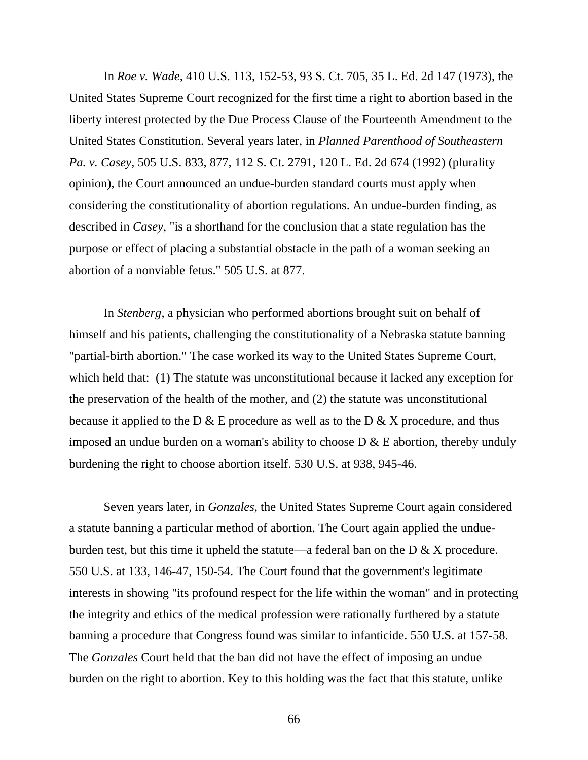In *Roe v. Wade*, 410 U.S. 113, 152-53, 93 S. Ct. 705, 35 L. Ed. 2d 147 (1973), the United States Supreme Court recognized for the first time a right to abortion based in the liberty interest protected by the Due Process Clause of the Fourteenth Amendment to the United States Constitution. Several years later, in *Planned Parenthood of Southeastern Pa. v. Casey*, 505 U.S. 833, 877, 112 S. Ct. 2791, 120 L. Ed. 2d 674 (1992) (plurality opinion), the Court announced an undue-burden standard courts must apply when considering the constitutionality of abortion regulations. An undue-burden finding, as described in *Casey*, "is a shorthand for the conclusion that a state regulation has the purpose or effect of placing a substantial obstacle in the path of a woman seeking an abortion of a nonviable fetus." 505 U.S. at 877.

In *Stenberg*, a physician who performed abortions brought suit on behalf of himself and his patients, challenging the constitutionality of a Nebraska statute banning "partial-birth abortion." The case worked its way to the United States Supreme Court, which held that: (1) The statute was unconstitutional because it lacked any exception for the preservation of the health of the mother, and (2) the statute was unconstitutional because it applied to the D & E procedure as well as to the D & X procedure, and thus imposed an undue burden on a woman's ability to choose D & E abortion, thereby unduly burdening the right to choose abortion itself. 530 U.S. at 938, 945-46.

Seven years later, in *Gonzales*, the United States Supreme Court again considered a statute banning a particular method of abortion. The Court again applied the undue-burden test, but this time it upheld the statute—a federal ban on the D & X procedure. 550 U.S. at 133, 146-47, 150-54. The Court found that the government's legitimate interests in showing "its profound respect for the life within the woman" and in protecting the integrity and ethics of the medical profession were rationally furthered by a statute banning a procedure that Congress found was similar to infanticide. 550 U.S. at 157-58. The *Gonzales* Court held that the ban did not have the effect of imposing an undue burden on the right to abortion. Key to this holding was the fact that this statute, unlike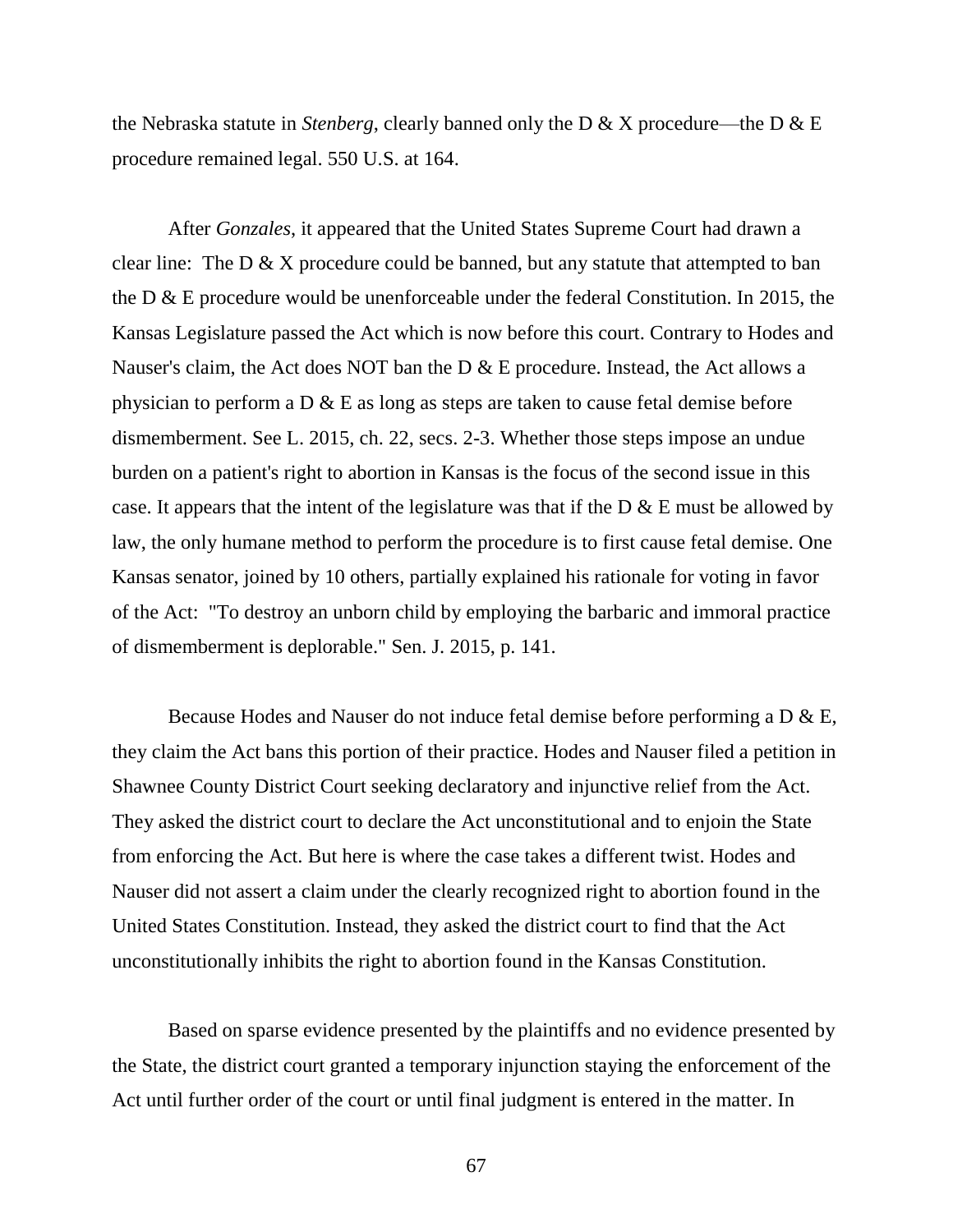the Nebraska statute in *Stenberg*, clearly banned only the D & X procedure—the D & E procedure remained legal. 550 U.S. at 164.

After *Gonzales*, it appeared that the United States Supreme Court had drawn a clear line: The D & X procedure could be banned, but any statute that attempted to ban the D & E procedure would be unenforceable under the federal Constitution. In 2015, the Kansas Legislature passed the Act which is now before this court. Contrary to Hodes and Nauser's claim, the Act does NOT ban the D & E procedure. Instead, the Act allows a physician to perform a D & E as long as steps are taken to cause fetal demise before dismemberment. See L. 2015, ch. 22, secs. 2-3. Whether those steps impose an undue burden on a patient's right to abortion in Kansas is the focus of the second issue in this case. It appears that the intent of the legislature was that if the D & E must be allowed by law, the only humane method to perform the procedure is to first cause fetal demise. One Kansas senator, joined by 10 others, partially explained his rationale for voting in favor of the Act: "To destroy an unborn child by employing the barbaric and immoral practice of dismemberment is deplorable." Sen. J. 2015, p. 141.

Because Hodes and Nauser do not induce fetal demise before performing a D & E, they claim the Act bans this portion of their practice. Hodes and Nauser filed a petition in Shawnee County District Court seeking declaratory and injunctive relief from the Act. They asked the district court to declare the Act unconstitutional and to enjoin the State from enforcing the Act. But here is where the case takes a different twist. Hodes and Nauser did not assert a claim under the clearly recognized right to abortion found in the United States Constitution. Instead, they asked the district court to find that the Act unconstitutionally inhibits the right to abortion found in the Kansas Constitution.

Based on sparse evidence presented by the plaintiffs and no evidence presented by the State, the district court granted a temporary injunction staying the enforcement of the Act until further order of the court or until final judgment is entered in the matter. In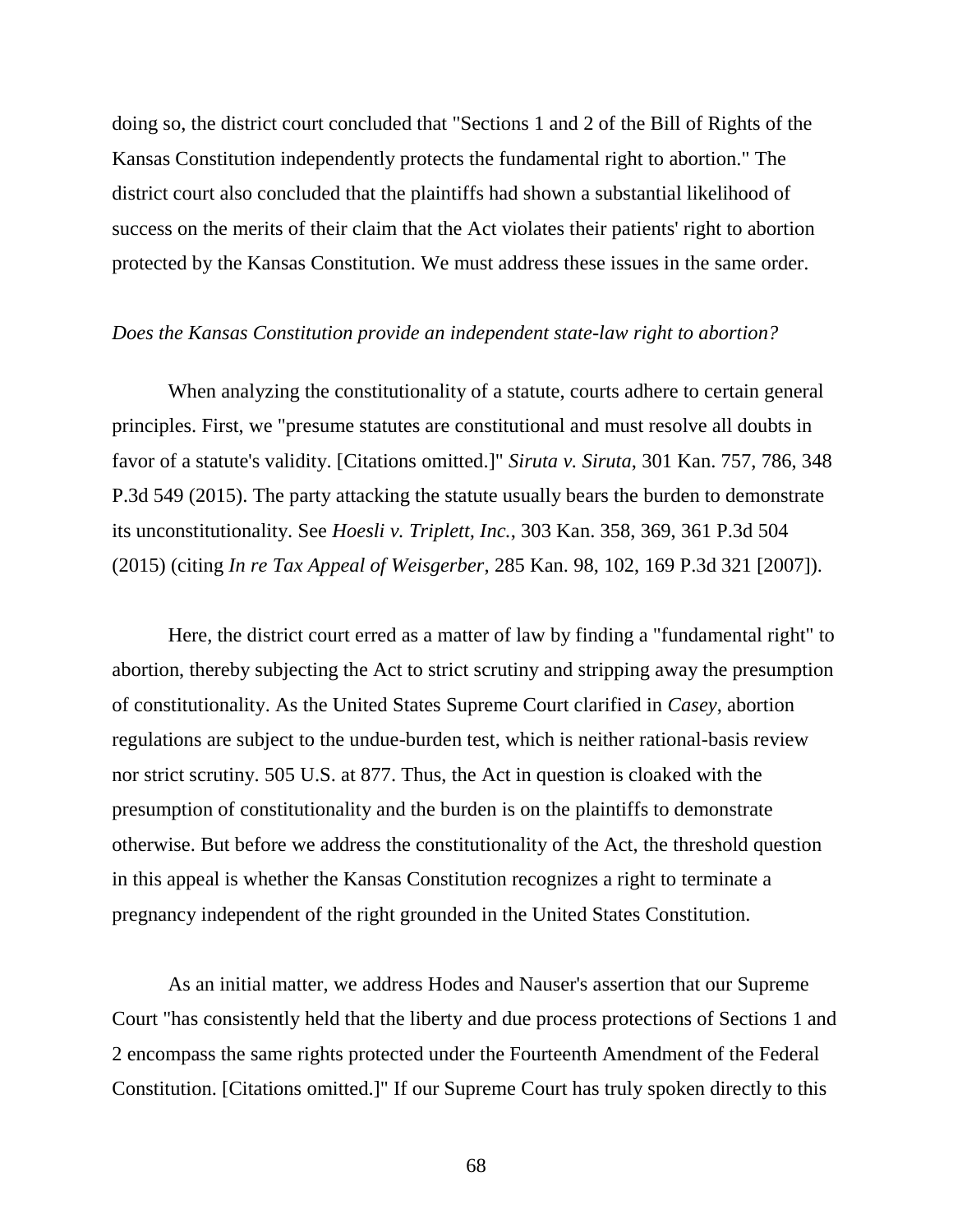doing so, the district court concluded that "Sections 1 and 2 of the Bill of Rights of the Kansas Constitution independently protects the fundamental right to abortion." The district court also concluded that the plaintiffs had shown a substantial likelihood of success on the merits of their claim that the Act violates their patients' right to abortion protected by the Kansas Constitution. We must address these issues in the same order.

*Does the Kansas Constitution provide an independent state-law right to abortion?*

When analyzing the constitutionality of a statute, courts adhere to certain general principles. First, we "presume statutes are constitutional and must resolve all doubts in favor of a statute's validity. [Citations omitted.]" *Siruta v. Siruta*, 301 Kan. 757, 786, 348 P.3d 549 (2015). The party attacking the statute usually bears the burden to demonstrate its unconstitutionality. See *Hoesli v. Triplett, Inc.*, 303 Kan. 358, 369, 361 P.3d 504 (2015) (citing *In re Tax Appeal of Weisgerber*, 285 Kan. 98, 102, 169 P.3d 321 [2007]).

Here, the district court erred as a matter of law by finding a "fundamental right" to abortion, thereby subjecting the Act to strict scrutiny and stripping away the presumption of constitutionality. As the United States Supreme Court clarified in *Casey*, abortion regulations are subject to the undue-burden test, which is neither rational-basis review nor strict scrutiny. 505 U.S. at 877. Thus, the Act in question is cloaked with the presumption of constitutionality and the burden is on the plaintiffs to demonstrate otherwise. But before we address the constitutionality of the Act, the threshold question in this appeal is whether the Kansas Constitution recognizes a right to terminate a pregnancy independent of the right grounded in the United States Constitution.

As an initial matter, we address Hodes and Nauser's assertion that our Supreme Court "has consistently held that the liberty and due process protections of Sections 1 and 2 encompass the same rights protected under the Fourteenth Amendment of the Federal Constitution. [Citations omitted.]" If our Supreme Court has truly spoken directly to this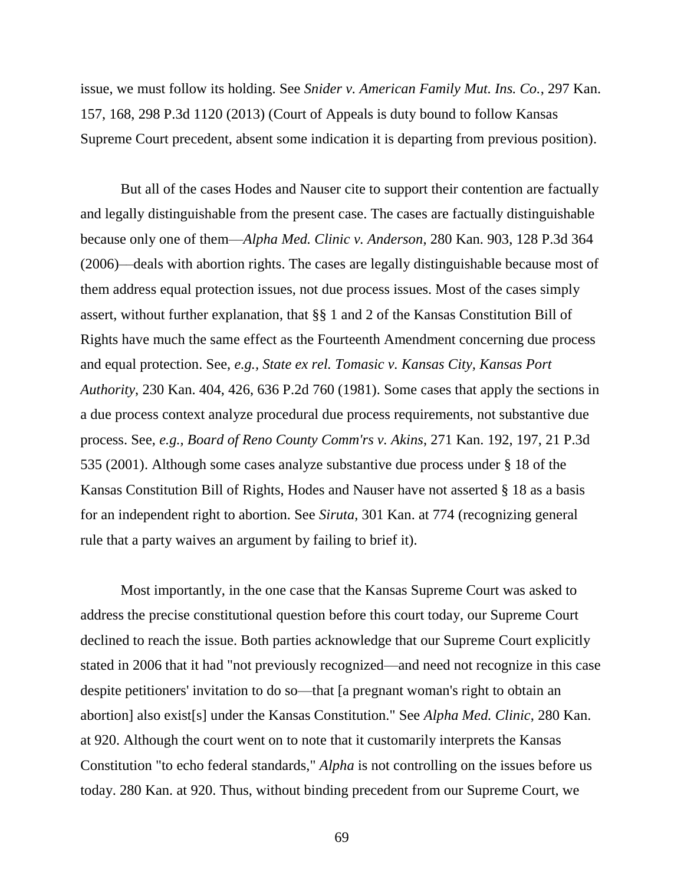issue, we must follow its holding. See *Snider v. American Family Mut. Ins. Co.*, 297 Kan. 157, 168, 298 P.3d 1120 (2013) (Court of Appeals is duty bound to follow Kansas Supreme Court precedent, absent some indication it is departing from previous position).

But all of the cases Hodes and Nauser cite to support their contention are factually and legally distinguishable from the present case. The cases are factually distinguishable because only one of them—*Alpha Med. Clinic v. Anderson*, 280 Kan. 903, 128 P.3d 364 (2006)—deals with abortion rights. The cases are legally distinguishable because most of them address equal protection issues, not due process issues. Most of the cases simply assert, without further explanation, that §§ 1 and 2 of the Kansas Constitution Bill of Rights have much the same effect as the Fourteenth Amendment concerning due process and equal protection. See, *e.g.*, *State ex rel. Tomasic v. Kansas City, Kansas Port Authority*, 230 Kan. 404, 426, 636 P.2d 760 (1981). Some cases that apply the sections in a due process context analyze procedural due process requirements, not substantive due process. See, *e.g., Board of Reno County Comm'rs v. Akins*, 271 Kan. 192, 197, 21 P.3d 535 (2001). Although some cases analyze substantive due process under § 18 of the Kansas Constitution Bill of Rights, Hodes and Nauser have not asserted § 18 as a basis for an independent right to abortion. See *Siruta*, 301 Kan. at 774 (recognizing general rule that a party waives an argument by failing to brief it).

Most importantly, in the one case that the Kansas Supreme Court was asked to address the precise constitutional question before this court today, our Supreme Court declined to reach the issue. Both parties acknowledge that our Supreme Court explicitly stated in 2006 that it had "not previously recognized—and need not recognize in this case despite petitioners' invitation to do so—that [a pregnant woman's right to obtain an abortion] also exist[s] under the Kansas Constitution." See *Alpha Med. Clinic*, 280 Kan. at 920. Although the court went on to note that it customarily interprets the Kansas Constitution "to echo federal standards," *Alpha* is not controlling on the issues before us today. 280 Kan. at 920. Thus, without binding precedent from our Supreme Court, we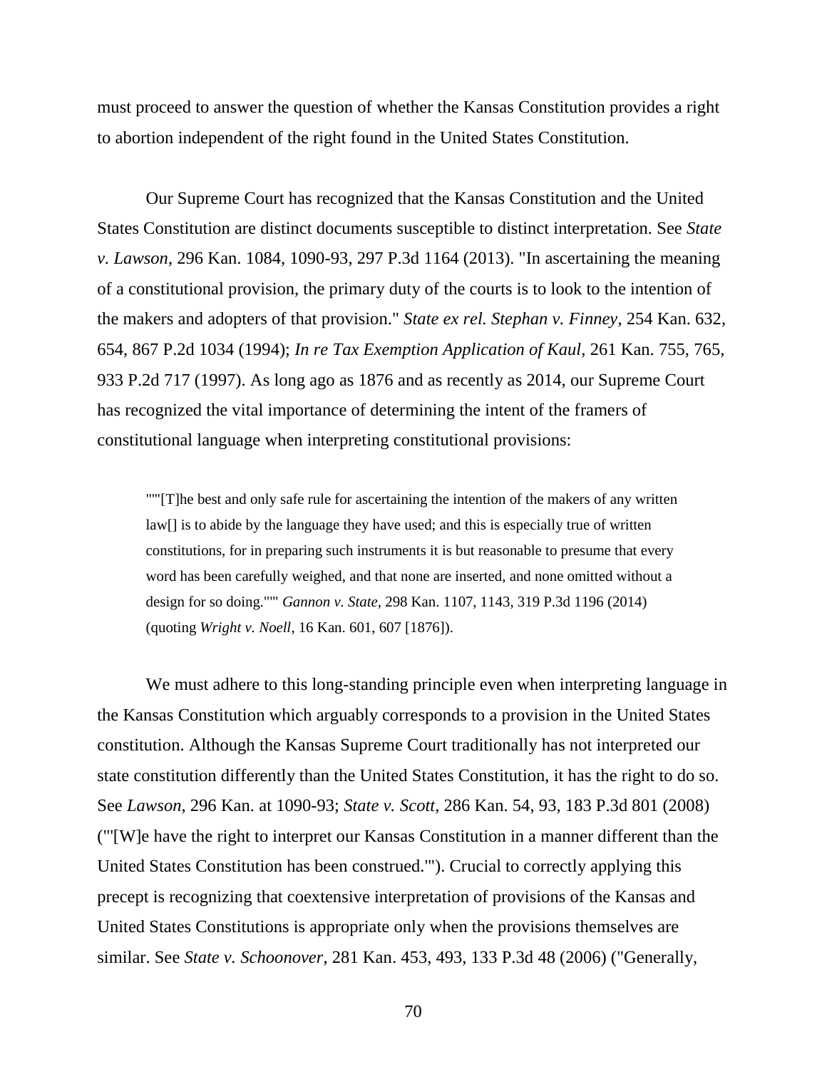must proceed to answer the question of whether the Kansas Constitution provides a right to abortion independent of the right found in the United States Constitution.

Our Supreme Court has recognized that the Kansas Constitution and the United States Constitution are distinct documents susceptible to distinct interpretation. See *State v. Lawson*, 296 Kan. 1084, 1090-93, 297 P.3d 1164 (2013). "In ascertaining the meaning of a constitutional provision, the primary duty of the courts is to look to the intention of the makers and adopters of that provision." *State ex rel. Stephan v. Finney*, 254 Kan. 632, 654, 867 P.2d 1034 (1994); *In re Tax Exemption Application of Kaul*, 261 Kan. 755, 765, 933 P.2d 717 (1997). As long ago as 1876 and as recently as 2014, our Supreme Court has recognized the vital importance of determining the intent of the framers of constitutional language when interpreting constitutional provisions:

> """[T]he best and only safe rule for ascertaining the intention of the makers of any written law[] is to abide by the language they have used; and this is especially true of written constitutions, for in preparing such instruments it is but reasonable to presume that every word has been carefully weighed, and that none are inserted, and none omitted without a design for so doing."'" *Gannon v. State*, 298 Kan. 1107, 1143, 319 P.3d 1196 (2014) (quoting *Wright v. Noell*, 16 Kan. 601, 607 [1876]).

We must adhere to this long-standing principle even when interpreting language in the Kansas Constitution which arguably corresponds to a provision in the United States constitution. Although the Kansas Supreme Court traditionally has not interpreted our state constitution differently than the United States Constitution, it has the right to do so. See *Lawson*, 296 Kan. at 1090-93; *State v. Scott*, 286 Kan. 54, 93, 183 P.3d 801 (2008) ("'[W]e have the right to interpret our Kansas Constitution in a manner different than the United States Constitution has been construed.'"). Crucial to correctly applying this precept is recognizing that coextensive interpretation of provisions of the Kansas and United States Constitutions is appropriate only when the provisions themselves are similar. See *State v. Schoonover*, 281 Kan. 453, 493, 133 P.3d 48 (2006) ("Generally,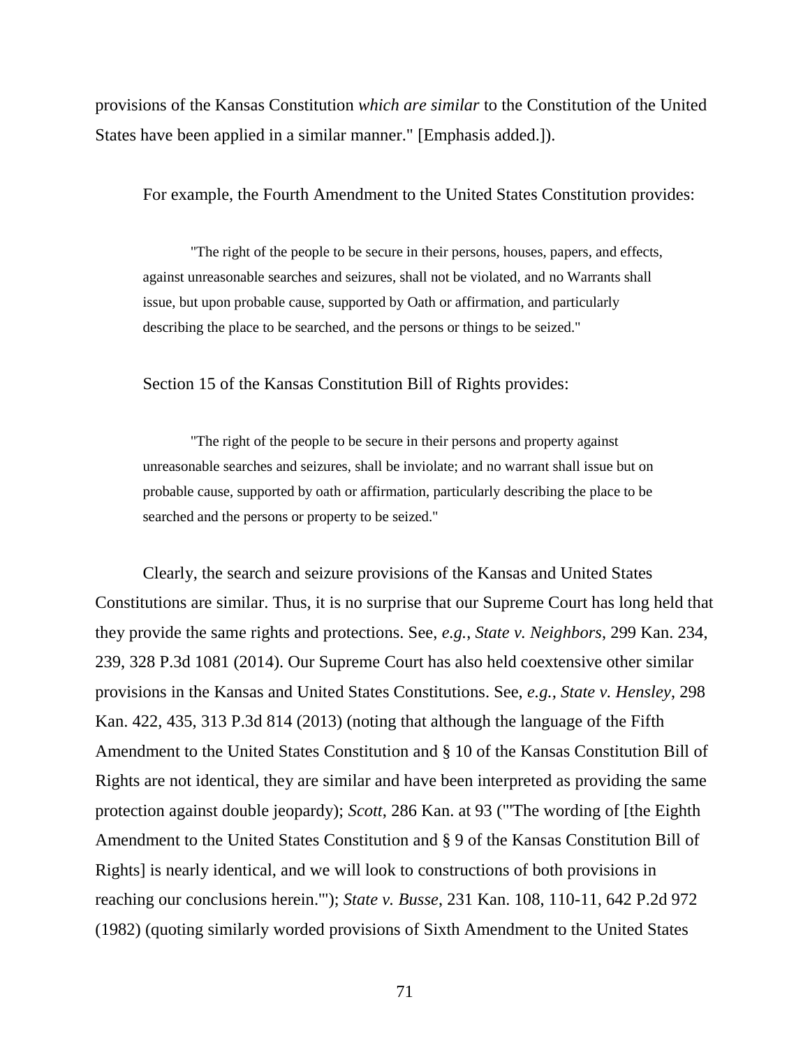provisions of the Kansas Constitution *which are similar* to the Constitution of the United States have been applied in a similar manner." [Emphasis added.]).

For example, the Fourth Amendment to the United States Constitution provides:

> "The right of the people to be secure in their persons, houses, papers, and effects, against unreasonable searches and seizures, shall not be violated, and no Warrants shall issue, but upon probable cause, supported by Oath or affirmation, and particularly describing the place to be searched, and the persons or things to be seized."

Section 15 of the Kansas Constitution Bill of Rights provides:

> "The right of the people to be secure in their persons and property against unreasonable searches and seizures, shall be inviolate; and no warrant shall issue but on probable cause, supported by oath or affirmation, particularly describing the place to be searched and the persons or property to be seized."

Clearly, the search and seizure provisions of the Kansas and United States Constitutions are similar. Thus, it is no surprise that our Supreme Court has long held that they provide the same rights and protections. See, *e.g.*, *State v. Neighbors*, 299 Kan. 234, 239, 328 P.3d 1081 (2014). Our Supreme Court has also held coextensive other similar provisions in the Kansas and United States Constitutions. See, *e.g.*, *State v. Hensley*, 298 Kan. 422, 435, 313 P.3d 814 (2013) (noting that although the language of the Fifth Amendment to the United States Constitution and § 10 of the Kansas Constitution Bill of Rights are not identical, they are similar and have been interpreted as providing the same protection against double jeopardy); *Scott*, 286 Kan. at 93 ("'The wording of [the Eighth Amendment to the United States Constitution and § 9 of the Kansas Constitution Bill of Rights] is nearly identical, and we will look to constructions of both provisions in reaching our conclusions herein.'"); *State v. Busse*, 231 Kan. 108, 110-11, 642 P.2d 972 (1982) (quoting similarly worded provisions of Sixth Amendment to the United States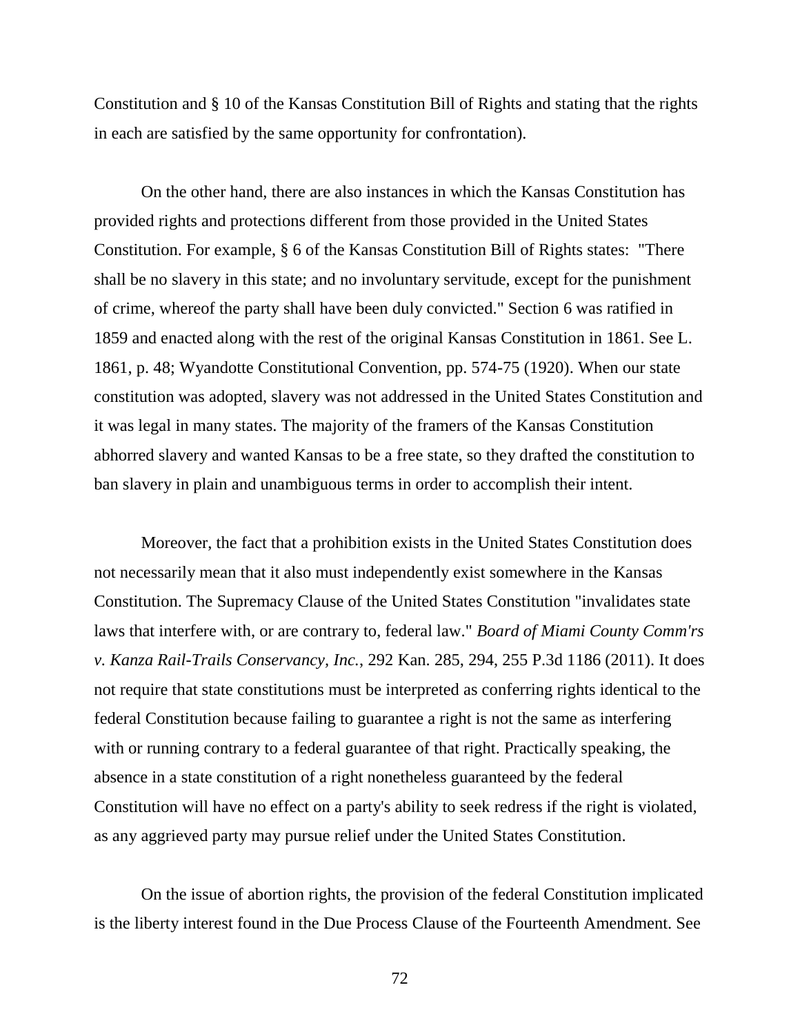Constitution and § 10 of the Kansas Constitution Bill of Rights and stating that the rights in each are satisfied by the same opportunity for confrontation).

On the other hand, there are also instances in which the Kansas Constitution has provided rights and protections different from those provided in the United States Constitution. For example, § 6 of the Kansas Constitution Bill of Rights states: "There shall be no slavery in this state; and no involuntary servitude, except for the punishment of crime, whereof the party shall have been duly convicted." Section 6 was ratified in 1859 and enacted along with the rest of the original Kansas Constitution in 1861. See L. 1861, p. 48; Wyandotte Constitutional Convention, pp. 574-75 (1920). When our state constitution was adopted, slavery was not addressed in the United States Constitution and it was legal in many states. The majority of the framers of the Kansas Constitution abhorred slavery and wanted Kansas to be a free state, so they drafted the constitution to ban slavery in plain and unambiguous terms in order to accomplish their intent.

Moreover, the fact that a prohibition exists in the United States Constitution does not necessarily mean that it also must independently exist somewhere in the Kansas Constitution. The Supremacy Clause of the United States Constitution "invalidates state laws that interfere with, or are contrary to, federal law." *Board of Miami County Comm'rs v. Kanza Rail-Trails Conservancy, Inc.*, 292 Kan. 285, 294, 255 P.3d 1186 (2011). It does not require that state constitutions must be interpreted as conferring rights identical to the federal Constitution because failing to guarantee a right is not the same as interfering with or running contrary to a federal guarantee of that right. Practically speaking, the absence in a state constitution of a right nonetheless guaranteed by the federal Constitution will have no effect on a party's ability to seek redress if the right is violated, as any aggrieved party may pursue relief under the United States Constitution.

On the issue of abortion rights, the provision of the federal Constitution implicated is the liberty interest found in the Due Process Clause of the Fourteenth Amendment. See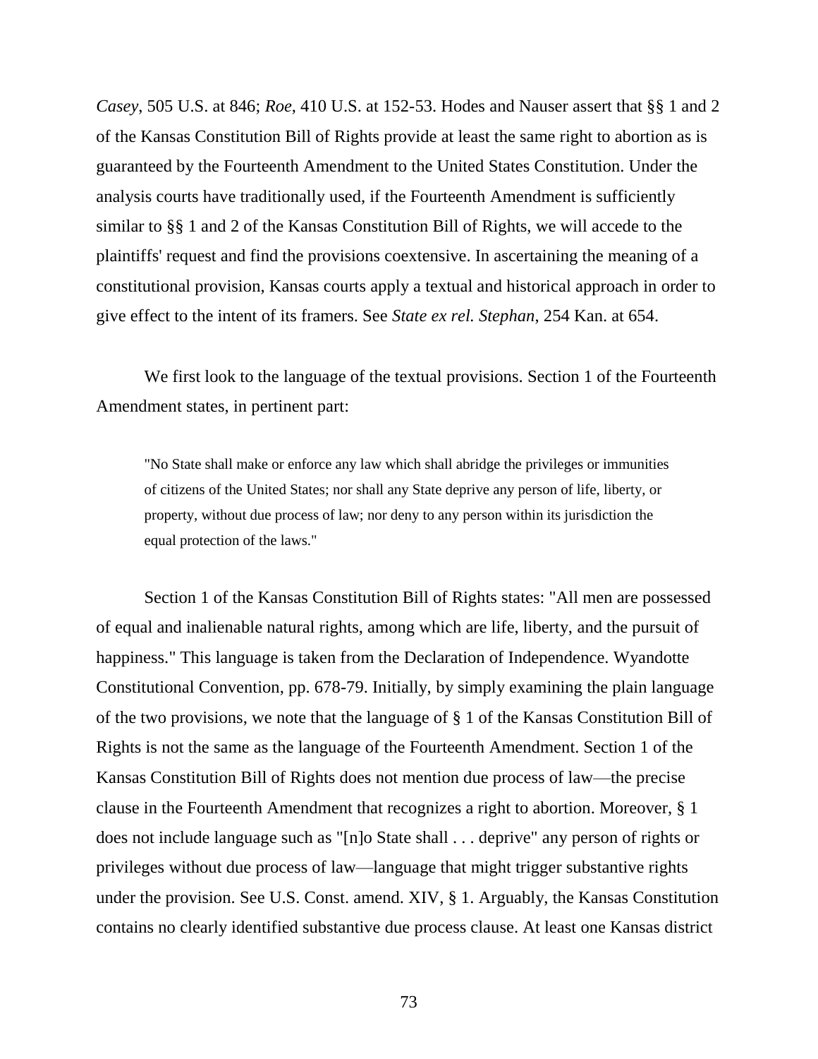*Casey*, 505 U.S. at 846; *Roe*, 410 U.S. at 152-53. Hodes and Nauser assert that §§ 1 and 2 of the Kansas Constitution Bill of Rights provide at least the same right to abortion as is guaranteed by the Fourteenth Amendment to the United States Constitution. Under the analysis courts have traditionally used, if the Fourteenth Amendment is sufficiently similar to §§ 1 and 2 of the Kansas Constitution Bill of Rights, we will accede to the plaintiffs' request and find the provisions coextensive. In ascertaining the meaning of a constitutional provision, Kansas courts apply a textual and historical approach in order to give effect to the intent of its framers. See *State ex rel. Stephan*, 254 Kan. at 654.

We first look to the language of the textual provisions. Section 1 of the Fourteenth Amendment states, in pertinent part:

> "No State shall make or enforce any law which shall abridge the privileges or immunities of citizens of the United States; nor shall any State deprive any person of life, liberty, or property, without due process of law; nor deny to any person within its jurisdiction the equal protection of the laws."

Section 1 of the Kansas Constitution Bill of Rights states: "All men are possessed of equal and inalienable natural rights, among which are life, liberty, and the pursuit of happiness." This language is taken from the Declaration of Independence. Wyandotte Constitutional Convention, pp. 678-79. Initially, by simply examining the plain language of the two provisions, we note that the language of § 1 of the Kansas Constitution Bill of Rights is not the same as the language of the Fourteenth Amendment. Section 1 of the Kansas Constitution Bill of Rights does not mention due process of law—the precise clause in the Fourteenth Amendment that recognizes a right to abortion. Moreover, § 1 does not include language such as "[n]o State shall . . . deprive" any person of rights or privileges without due process of law—language that might trigger substantive rights under the provision. See U.S. Const. amend. XIV, § 1. Arguably, the Kansas Constitution contains no clearly identified substantive due process clause. At least one Kansas district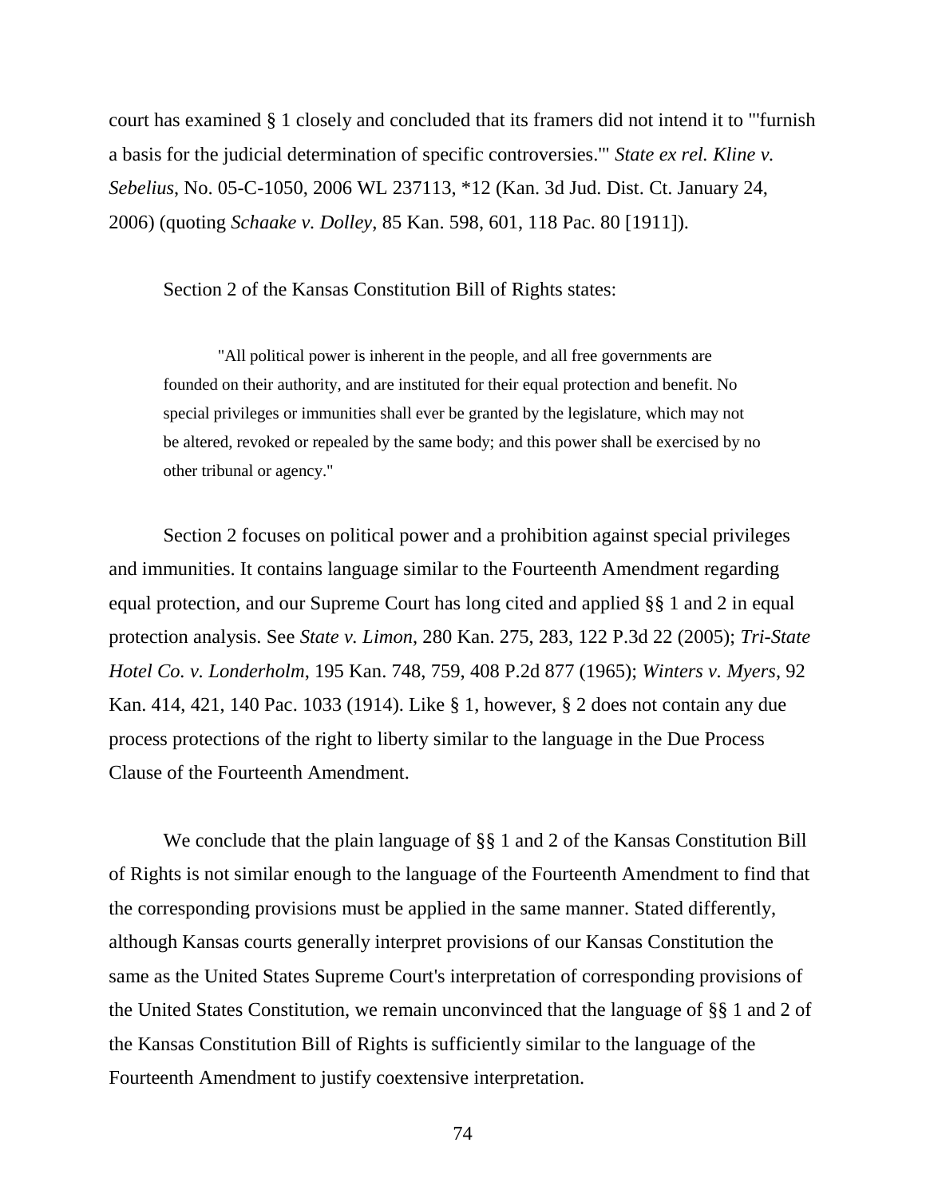court has examined § 1 closely and concluded that its framers did not intend it to "'furnish a basis for the judicial determination of specific controversies.'" *State ex rel. Kline v. Sebelius*, No. 05-C-1050, 2006 WL 237113, *12 (Kan. 3d Jud. Dist. Ct. January 24, 2006) (quoting *Schaake v. Dolley*, 85 Kan. 598, 601, 118 Pac. 80 [1911]).

Section 2 of the Kansas Constitution Bill of Rights states:

> "All political power is inherent in the people, and all free governments are founded on their authority, and are instituted for their equal protection and benefit. No special privileges or immunities shall ever be granted by the legislature, which may not be altered, revoked or repealed by the same body; and this power shall be exercised by no other tribunal or agency."

Section 2 focuses on political power and a prohibition against special privileges and immunities. It contains language similar to the Fourteenth Amendment regarding equal protection, and our Supreme Court has long cited and applied §§ 1 and 2 in equal protection analysis. See *State v. Limon*, 280 Kan. 275, 283, 122 P.3d 22 (2005); *Tri-State Hotel Co. v. Londerholm*, 195 Kan. 748, 759, 408 P.2d 877 (1965); *Winters v. Myers*, 92 Kan. 414, 421, 140 Pac. 1033 (1914). Like § 1, however, § 2 does not contain any due process protections of the right to liberty similar to the language in the Due Process Clause of the Fourteenth Amendment.

We conclude that the plain language of §§ 1 and 2 of the Kansas Constitution Bill of Rights is not similar enough to the language of the Fourteenth Amendment to find that the corresponding provisions must be applied in the same manner. Stated differently, although Kansas courts generally interpret provisions of our Kansas Constitution the same as the United States Supreme Court's interpretation of corresponding provisions of the United States Constitution, we remain unconvinced that the language of §§ 1 and 2 of the Kansas Constitution Bill of Rights is sufficiently similar to the language of the Fourteenth Amendment to justify coextensive interpretation.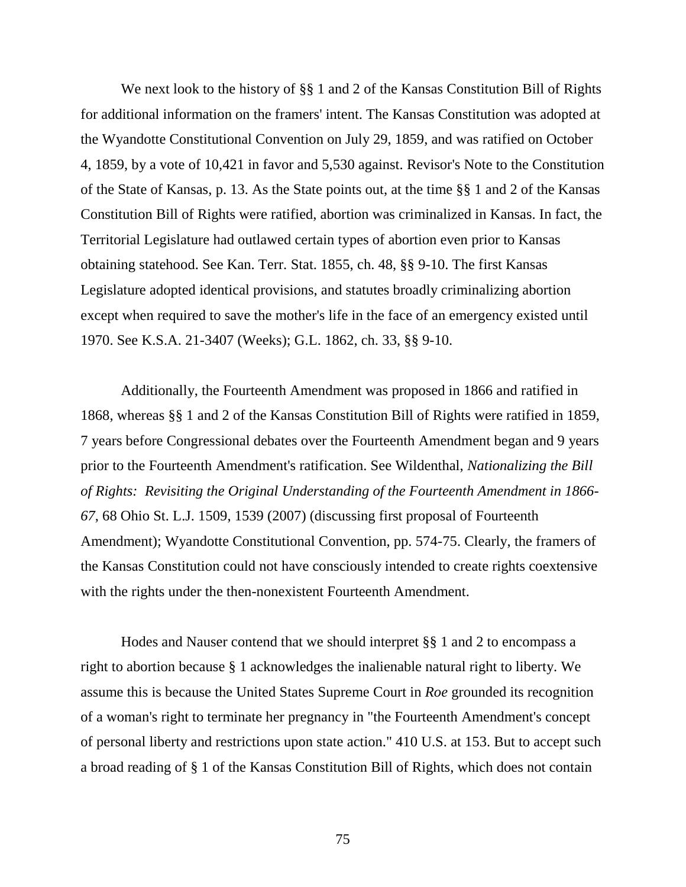We next look to the history of §§ 1 and 2 of the Kansas Constitution Bill of Rights for additional information on the framers' intent. The Kansas Constitution was adopted at the Wyandotte Constitutional Convention on July 29, 1859, and was ratified on October 4, 1859, by a vote of 10,421 in favor and 5,530 against. Revisor's Note to the Constitution of the State of Kansas, p. 13. As the State points out, at the time §§ 1 and 2 of the Kansas Constitution Bill of Rights were ratified, abortion was criminalized in Kansas. In fact, the Territorial Legislature had outlawed certain types of abortion even prior to Kansas obtaining statehood. See Kan. Terr. Stat. 1855, ch. 48, §§ 9-10. The first Kansas Legislature adopted identical provisions, and statutes broadly criminalizing abortion except when required to save the mother's life in the face of an emergency existed until 1970. See K.S.A. 21-3407 (Weeks); G.L. 1862, ch. 33, §§ 9-10.

Additionally, the Fourteenth Amendment was proposed in 1866 and ratified in 1868, whereas §§ 1 and 2 of the Kansas Constitution Bill of Rights were ratified in 1859, 7 years before Congressional debates over the Fourteenth Amendment began and 9 years prior to the Fourteenth Amendment's ratification. See Wildenthal, *Nationalizing the Bill of Rights: Revisiting the Original Understanding of the Fourteenth Amendment in 1866-67*, 68 Ohio St. L.J. 1509, 1539 (2007) (discussing first proposal of Fourteenth Amendment); Wyandotte Constitutional Convention, pp. 574-75. Clearly, the framers of the Kansas Constitution could not have consciously intended to create rights coextensive with the rights under the then-nonexistent Fourteenth Amendment.

Hodes and Nauser contend that we should interpret §§ 1 and 2 to encompass a right to abortion because § 1 acknowledges the inalienable natural right to liberty. We assume this is because the United States Supreme Court in *Roe* grounded its recognition of a woman's right to terminate her pregnancy in "the Fourteenth Amendment's concept of personal liberty and restrictions upon state action." 410 U.S. at 153. But to accept such a broad reading of § 1 of the Kansas Constitution Bill of Rights, which does not contain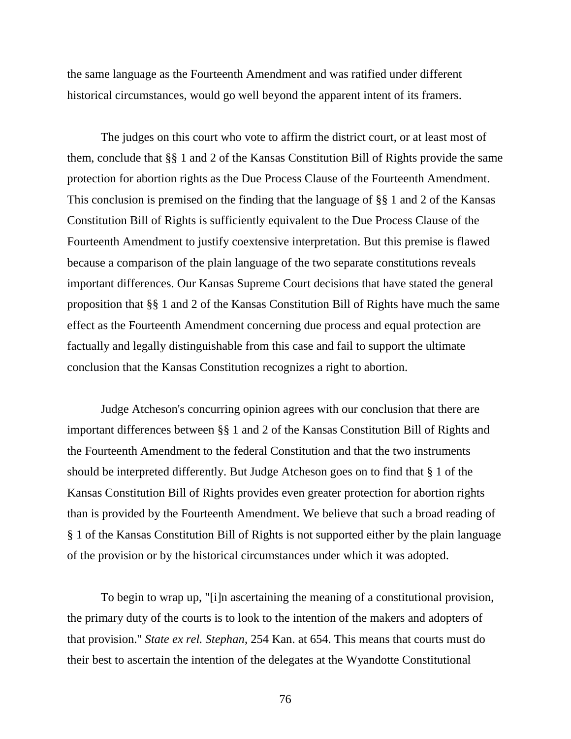the same language as the Fourteenth Amendment and was ratified under different historical circumstances, would go well beyond the apparent intent of its framers.

The judges on this court who vote to affirm the district court, or at least most of them, conclude that §§ 1 and 2 of the Kansas Constitution Bill of Rights provide the same protection for abortion rights as the Due Process Clause of the Fourteenth Amendment. This conclusion is premised on the finding that the language of §§ 1 and 2 of the Kansas Constitution Bill of Rights is sufficiently equivalent to the Due Process Clause of the Fourteenth Amendment to justify coextensive interpretation. But this premise is flawed because a comparison of the plain language of the two separate constitutions reveals important differences. Our Kansas Supreme Court decisions that have stated the general proposition that §§ 1 and 2 of the Kansas Constitution Bill of Rights have much the same effect as the Fourteenth Amendment concerning due process and equal protection are factually and legally distinguishable from this case and fail to support the ultimate conclusion that the Kansas Constitution recognizes a right to abortion.

Judge Atcheson's concurring opinion agrees with our conclusion that there are important differences between §§ 1 and 2 of the Kansas Constitution Bill of Rights and the Fourteenth Amendment to the federal Constitution and that the two instruments should be interpreted differently. But Judge Atcheson goes on to find that § 1 of the Kansas Constitution Bill of Rights provides even greater protection for abortion rights than is provided by the Fourteenth Amendment. We believe that such a broad reading of § 1 of the Kansas Constitution Bill of Rights is not supported either by the plain language of the provision or by the historical circumstances under which it was adopted.

To begin to wrap up, "[i]n ascertaining the meaning of a constitutional provision, the primary duty of the courts is to look to the intention of the makers and adopters of that provision." *State ex rel. Stephan*, 254 Kan. at 654. This means that courts must do their best to ascertain the intention of the delegates at the Wyandotte Constitutional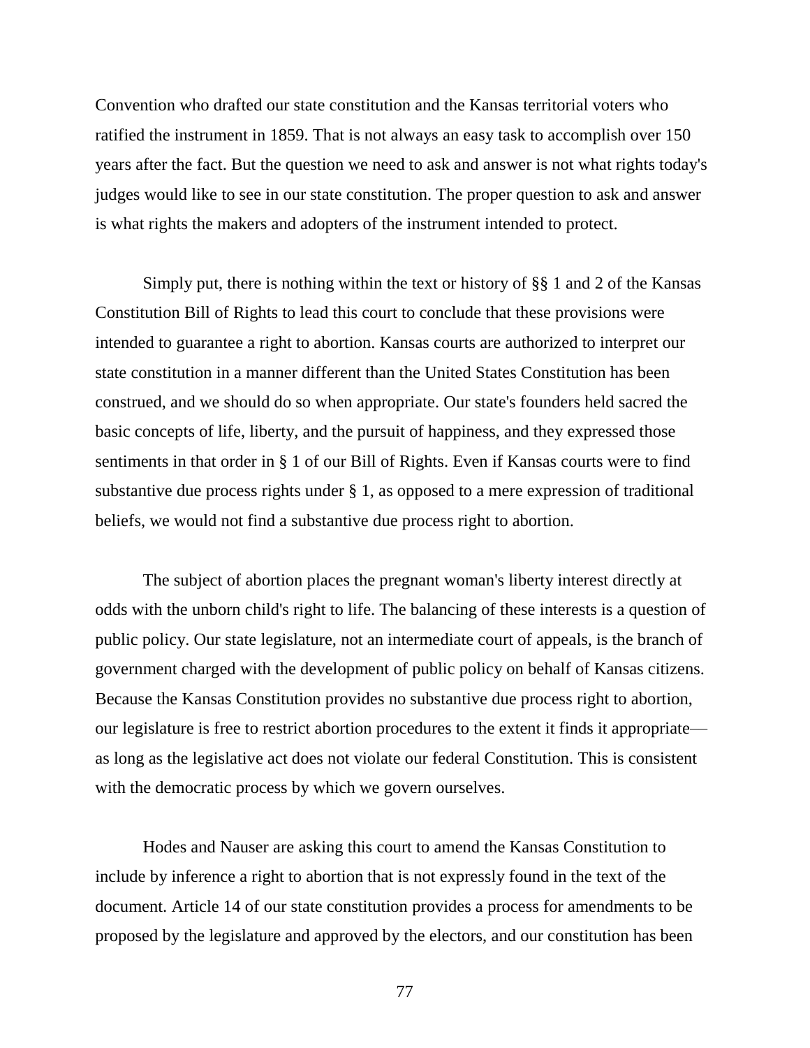Convention who drafted our state constitution and the Kansas territorial voters who ratified the instrument in 1859. That is not always an easy task to accomplish over 150 years after the fact. But the question we need to ask and answer is not what rights today's judges would like to see in our state constitution. The proper question to ask and answer is what rights the makers and adopters of the instrument intended to protect.

Simply put, there is nothing within the text or history of §§ 1 and 2 of the Kansas Constitution Bill of Rights to lead this court to conclude that these provisions were intended to guarantee a right to abortion. Kansas courts are authorized to interpret our state constitution in a manner different than the United States Constitution has been construed, and we should do so when appropriate. Our state's founders held sacred the basic concepts of life, liberty, and the pursuit of happiness, and they expressed those sentiments in that order in § 1 of our Bill of Rights. Even if Kansas courts were to find substantive due process rights under § 1, as opposed to a mere expression of traditional beliefs, we would not find a substantive due process right to abortion.

The subject of abortion places the pregnant woman's liberty interest directly at odds with the unborn child's right to life. The balancing of these interests is a question of public policy. Our state legislature, not an intermediate court of appeals, is the branch of government charged with the development of public policy on behalf of Kansas citizens. Because the Kansas Constitution provides no substantive due process right to abortion, our legislature is free to restrict abortion procedures to the extent it finds it appropriate—as long as the legislative act does not violate our federal Constitution. This is consistent with the democratic process by which we govern ourselves.

Hodes and Nauser are asking this court to amend the Kansas Constitution to include by inference a right to abortion that is not expressly found in the text of the document. Article 14 of our state constitution provides a process for amendments to be proposed by the legislature and approved by the electors, and our constitution has been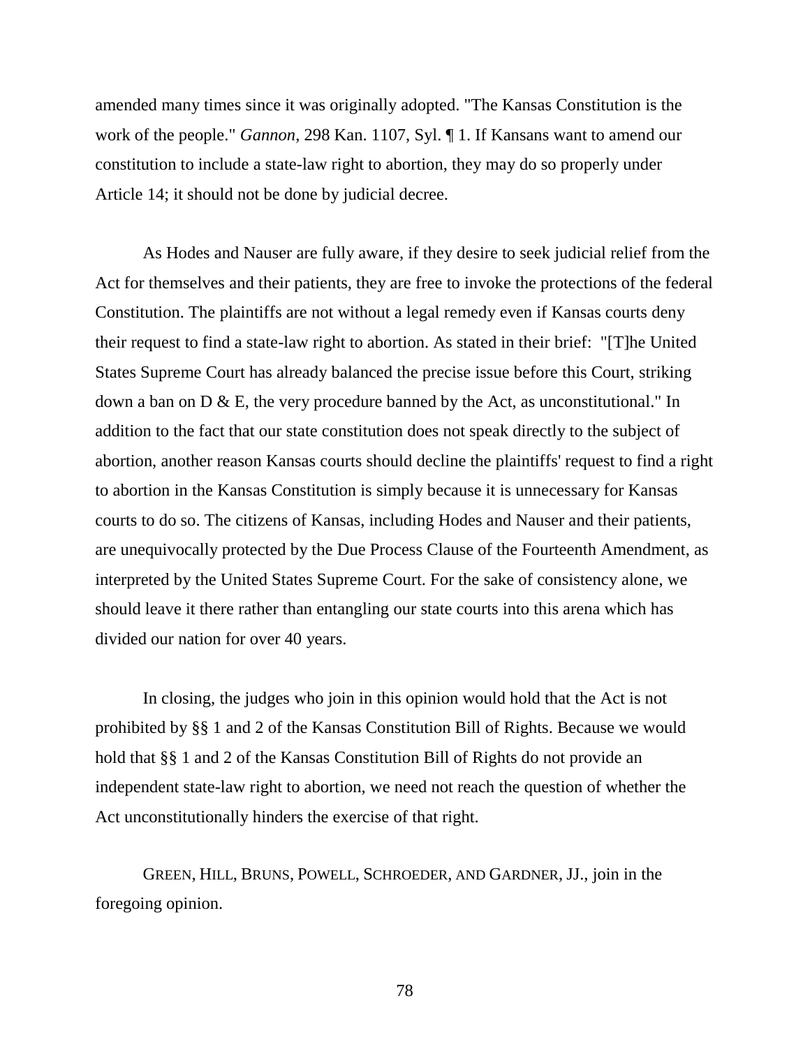amended many times since it was originally adopted. "The Kansas Constitution is the work of the people." *Gannon*, 298 Kan. 1107, Syl. ¶ 1. If Kansans want to amend our constitution to include a state-law right to abortion, they may do so properly under Article 14; it should not be done by judicial decree.

As Hodes and Nauser are fully aware, if they desire to seek judicial relief from the Act for themselves and their patients, they are free to invoke the protections of the federal Constitution. The plaintiffs are not without a legal remedy even if Kansas courts deny their request to find a state-law right to abortion. As stated in their brief: "[T]he United States Supreme Court has already balanced the precise issue before this Court, striking down a ban on D & E, the very procedure banned by the Act, as unconstitutional." In addition to the fact that our state constitution does not speak directly to the subject of abortion, another reason Kansas courts should decline the plaintiffs' request to find a right to abortion in the Kansas Constitution is simply because it is unnecessary for Kansas courts to do so. The citizens of Kansas, including Hodes and Nauser and their patients, are unequivocally protected by the Due Process Clause of the Fourteenth Amendment, as interpreted by the United States Supreme Court. For the sake of consistency alone, we should leave it there rather than entangling our state courts into this arena which has divided our nation for over 40 years.

In closing, the judges who join in this opinion would hold that the Act is not prohibited by §§ 1 and 2 of the Kansas Constitution Bill of Rights. Because we would hold that §§ 1 and 2 of the Kansas Constitution Bill of Rights do not provide an independent state-law right to abortion, we need not reach the question of whether the Act unconstitutionally hinders the exercise of that right.

GREEN, HILL, BRUNS, POWELL, SCHROEDER, AND GARDNER, JJ., join in the foregoing opinion.